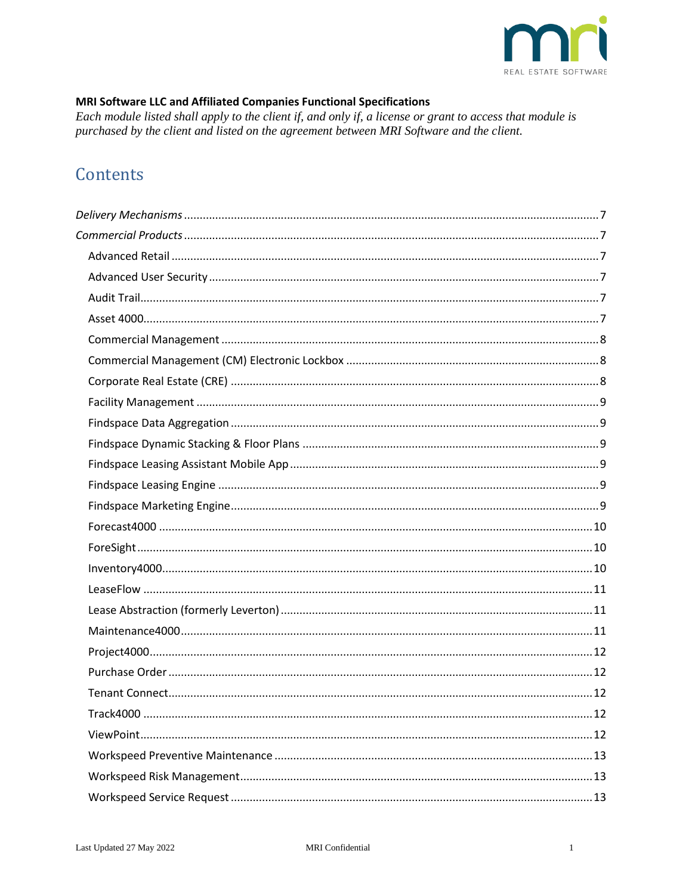**MRI Software LLC and Affiliated Companies Functional Specifications**

*Each module listed shall apply to the client if, and only if, a license or grant to access that module is purchased by the client and listed on the agreement between MRI Software and the client.*

# Contents

*Delivery Mechanisms* .......... 7

*Commercial Products* .......... 7

- Advanced Retail .......... 7
- Advanced User Security .......... 7
- Audit Trail .......... 7
- Asset 4000 .......... 7
- Commercial Management .......... 8
- Commercial Management (CM) Electronic Lockbox .......... 8
- Corporate Real Estate (CRE) .......... 8
- Facility Management .......... 9
- Findspace Data Aggregation .......... 9
- Findspace Dynamic Stacking & Floor Plans .......... 9
- Findspace Leasing Assistant Mobile App .......... 9
- Findspace Leasing Engine .......... 9
- Findspace Marketing Engine .......... 9
- Forecast4000 .......... 10
- ForeSight .......... 10
- Inventory4000 .......... 10
- LeaseFlow .......... 11
- Lease Abstraction (formerly Leverton) .......... 11
- Maintenance4000 .......... 11
- Project4000 .......... 12
- Purchase Order .......... 12
- Tenant Connect .......... 12
- Track4000 .......... 12
- ViewPoint .......... 12
- Workspeed Preventive Maintenance .......... 13
- Workspeed Risk Management .......... 13
- Workspeed Service Request .......... 13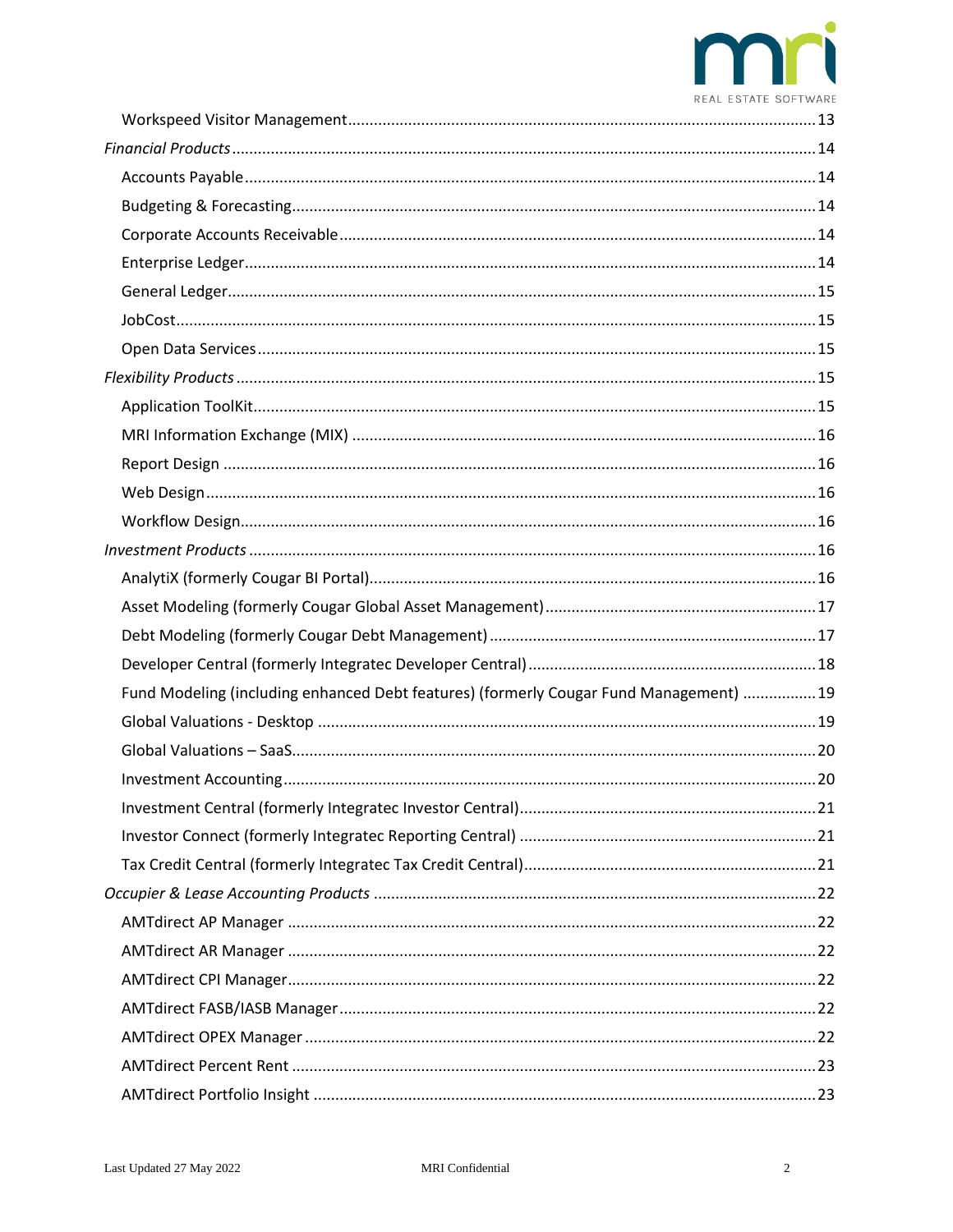Workspeed Visitor Management.........13

*Financial Products*.........14

Accounts Payable.........14

Budgeting & Forecasting.........14

Corporate Accounts Receivable.........14

Enterprise Ledger.........14

General Ledger.........15

JobCost.........15

Open Data Services.........15

*Flexibility Products*.........15

Application ToolKit.........15

MRI Information Exchange (MIX).........16

Report Design.........16

Web Design.........16

Workflow Design.........16

*Investment Products*.........16

AnalytiX (formerly Cougar BI Portal).........16

Asset Modeling (formerly Cougar Global Asset Management).........17

Debt Modeling (formerly Cougar Debt Management).........17

Developer Central (formerly Integratec Developer Central).........18

Fund Modeling (including enhanced Debt features) (formerly Cougar Fund Management).........19

Global Valuations - Desktop.........19

Global Valuations – SaaS.........20

Investment Accounting.........20

Investment Central (formerly Integratec Investor Central).........21

Investor Connect (formerly Integratec Reporting Central).........21

Tax Credit Central (formerly Integratec Tax Credit Central).........21

*Occupier & Lease Accounting Products*.........22

AMTdirect AP Manager.........22

AMTdirect AR Manager.........22

AMTdirect CPI Manager.........22

AMTdirect FASB/IASB Manager.........22

AMTdirect OPEX Manager.........22

AMTdirect Percent Rent.........23

AMTdirect Portfolio Insight.........23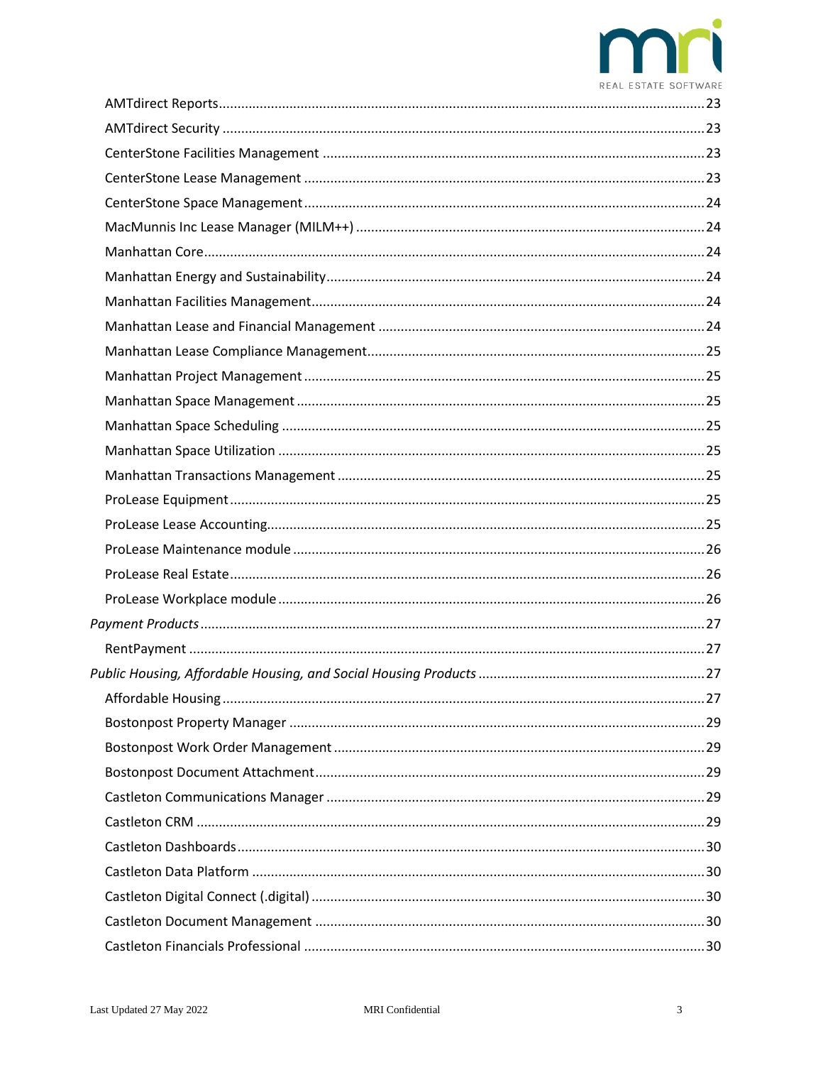- AMTdirect Reports ..... 23
- AMTdirect Security ..... 23
- CenterStone Facilities Management ..... 23
- CenterStone Lease Management ..... 23
- CenterStone Space Management ..... 24
- MacMunnis Inc Lease Manager (MILM++) ..... 24
- Manhattan Core ..... 24
- Manhattan Energy and Sustainability ..... 24
- Manhattan Facilities Management ..... 24
- Manhattan Lease and Financial Management ..... 24
- Manhattan Lease Compliance Management ..... 25
- Manhattan Project Management ..... 25
- Manhattan Space Management ..... 25
- Manhattan Space Scheduling ..... 25
- Manhattan Space Utilization ..... 25
- Manhattan Transactions Management ..... 25
- ProLease Equipment ..... 25
- ProLease Lease Accounting ..... 25
- ProLease Maintenance module ..... 26
- ProLease Real Estate ..... 26
- ProLease Workplace module ..... 26

*Payment Products* ..... 27

- RentPayment ..... 27

*Public Housing, Affordable Housing, and Social Housing Products* ..... 27

- Affordable Housing ..... 27
- Bostonpost Property Manager ..... 29
- Bostonpost Work Order Management ..... 29
- Bostonpost Document Attachment ..... 29
- Castleton Communications Manager ..... 29
- Castleton CRM ..... 29
- Castleton Dashboards ..... 30
- Castleton Data Platform ..... 30
- Castleton Digital Connect (.digital) ..... 30
- Castleton Document Management ..... 30
- Castleton Financials Professional ..... 30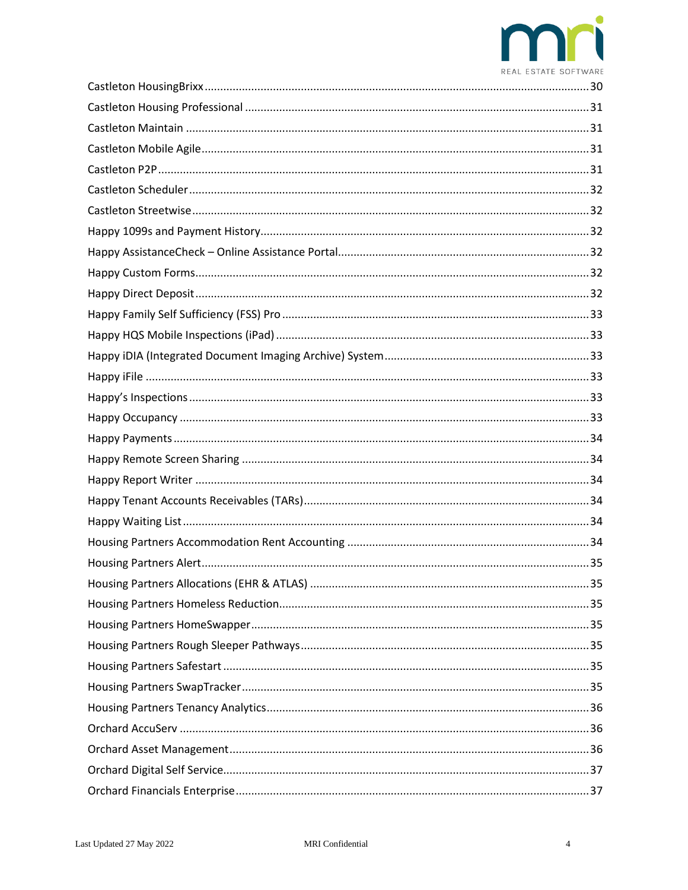Castleton HousingBrixx ........................................................................................................................ 30
Castleton Housing Professional ........................................................................................................ 31
Castleton Maintain ............................................................................................................................. 31
Castleton Mobile Agile ....................................................................................................................... 31
Castleton P2P ..................................................................................................................................... 31
Castleton Scheduler ........................................................................................................................... 32
Castleton Streetwise ........................................................................................................................... 32
Happy 1099s and Payment History .................................................................................................... 32
Happy AssistanceCheck – Online Assistance Portal ............................................................................ 32
Happy Custom Forms ......................................................................................................................... 32
Happy Direct Deposit ......................................................................................................................... 32
Happy Family Self Sufficiency (FSS) Pro ............................................................................................. 33
Happy HQS Mobile Inspections (iPad) ................................................................................................ 33
Happy iDIA (Integrated Document Imaging Archive) System ............................................................. 33
Happy iFile ......................................................................................................................................... 33
Happy's Inspections ........................................................................................................................... 33
Happy Occupancy .............................................................................................................................. 33
Happy Payments ................................................................................................................................ 34
Happy Remote Screen Sharing .......................................................................................................... 34
Happy Report Writer .......................................................................................................................... 34
Happy Tenant Accounts Receivables (TARs) ....................................................................................... 34
Happy Waiting List ............................................................................................................................. 34
Housing Partners Accommodation Rent Accounting .......................................................................... 34
Housing Partners Alert ....................................................................................................................... 35
Housing Partners Allocations (EHR & ATLAS) ..................................................................................... 35
Housing Partners Homeless Reduction .............................................................................................. 35
Housing Partners HomeSwapper ....................................................................................................... 35
Housing Partners Rough Sleeper Pathways ........................................................................................ 35
Housing Partners Safestart ................................................................................................................ 35
Housing Partners SwapTracker .......................................................................................................... 35
Housing Partners Tenancy Analytics .................................................................................................. 36
Orchard AccuServ .............................................................................................................................. 36
Orchard Asset Management .............................................................................................................. 36
Orchard Digital Self Service ................................................................................................................ 37
Orchard Financials Enterprise ............................................................................................................ 37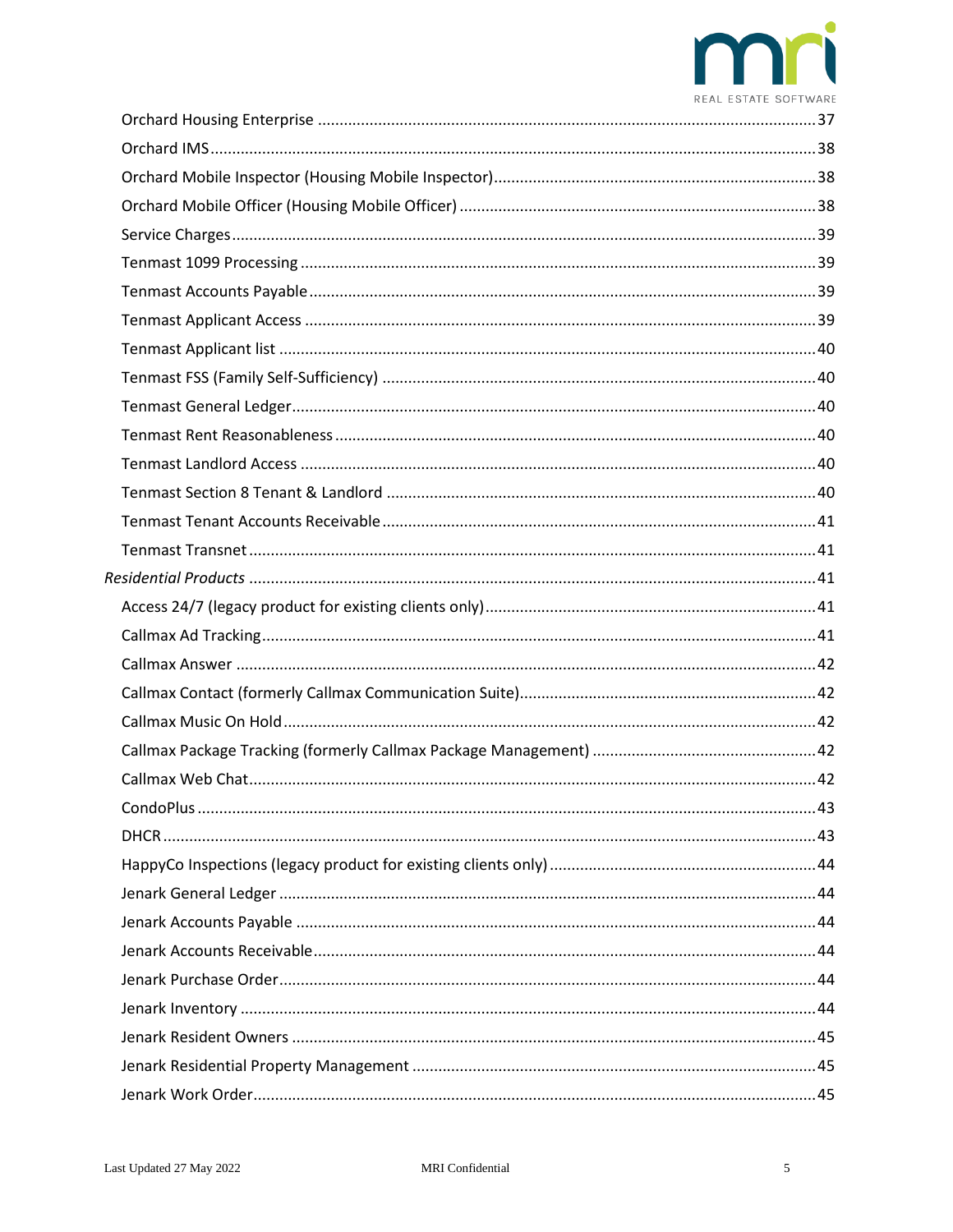Orchard Housing Enterprise ....................................................................................................37

Orchard IMS..............................................................................................................................38

Orchard Mobile Inspector (Housing Mobile Inspector)............................................................38

Orchard Mobile Officer (Housing Mobile Officer) ...................................................................38

Service Charges.........................................................................................................................39

Tenmast 1099 Processing .........................................................................................................39

Tenmast Accounts Payable........................................................................................................39

Tenmast Applicant Access .........................................................................................................39

Tenmast Applicant list ...............................................................................................................40

Tenmast FSS (Family Self-Sufficiency) ......................................................................................40

Tenmast General Ledger............................................................................................................40

Tenmast Rent Reasonableness..................................................................................................40

Tenmast Landlord Access ..........................................................................................................40

Tenmast Section 8 Tenant & Landlord ......................................................................................40

Tenmast Tenant Accounts Receivable.......................................................................................41

Tenmast Transnet......................................................................................................................41

*Residential Products* ......................................................................................................................41

Access 24/7 (legacy product for existing clients only)..............................................................41

Callmax Ad Tracking..................................................................................................................41

Callmax Answer .........................................................................................................................42

Callmax Contact (formerly Callmax Communication Suite).......................................................42

Callmax Music On Hold.............................................................................................................42

Callmax Package Tracking (formerly Callmax Package Management) .....................................42

Callmax Web Chat.....................................................................................................................42

CondoPlus .................................................................................................................................43

DHCR .........................................................................................................................................43

HappyCo Inspections (legacy product for existing clients only) ...............................................44

Jenark General Ledger ..............................................................................................................44

Jenark Accounts Payable ..........................................................................................................44

Jenark Accounts Receivable.......................................................................................................44

Jenark Purchase Order..............................................................................................................44

Jenark Inventory ........................................................................................................................44

Jenark Resident Owners ...........................................................................................................45

Jenark Residential Property Management ...............................................................................45

Jenark Work Order....................................................................................................................45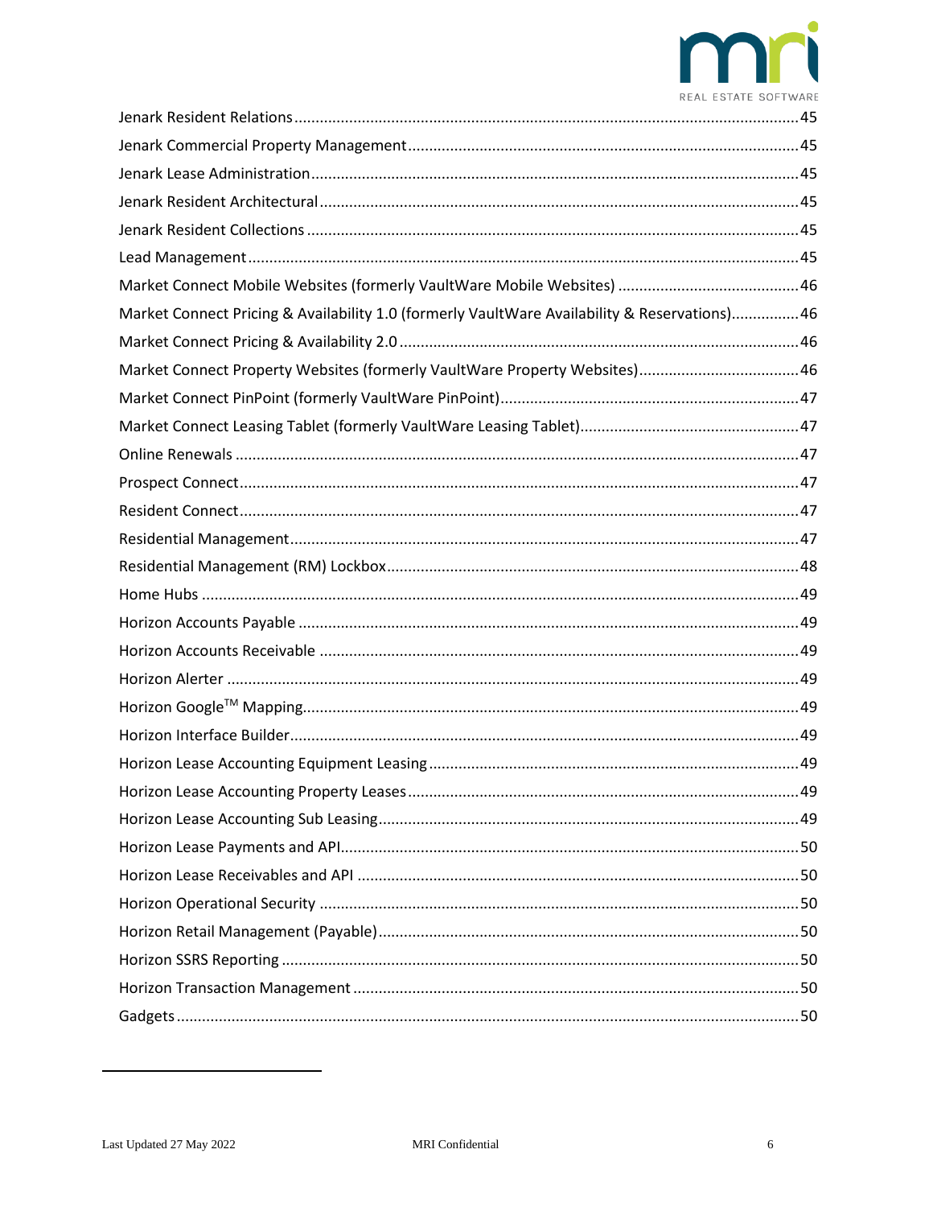Jenark Resident Relations......45

Jenark Commercial Property Management......45

Jenark Lease Administration......45

Jenark Resident Architectural......45

Jenark Resident Collections......45

Lead Management......45

Market Connect Mobile Websites (formerly VaultWare Mobile Websites)......46

Market Connect Pricing & Availability 1.0 (formerly VaultWare Availability & Reservations)......46

Market Connect Pricing & Availability 2.0......46

Market Connect Property Websites (formerly VaultWare Property Websites)......46

Market Connect PinPoint (formerly VaultWare PinPoint)......47

Market Connect Leasing Tablet (formerly VaultWare Leasing Tablet)......47

Online Renewals......47

Prospect Connect......47

Resident Connect......47

Residential Management......47

Residential Management (RM) Lockbox......48

Home Hubs......49

Horizon Accounts Payable......49

Horizon Accounts Receivable......49

Horizon Alerter......49

Horizon Google™ Mapping......49

Horizon Interface Builder......49

Horizon Lease Accounting Equipment Leasing......49

Horizon Lease Accounting Property Leases......49

Horizon Lease Accounting Sub Leasing......49

Horizon Lease Payments and API......50

Horizon Lease Receivables and API......50

Horizon Operational Security......50

Horizon Retail Management (Payable)......50

Horizon SSRS Reporting......50

Horizon Transaction Management......50

Gadgets......50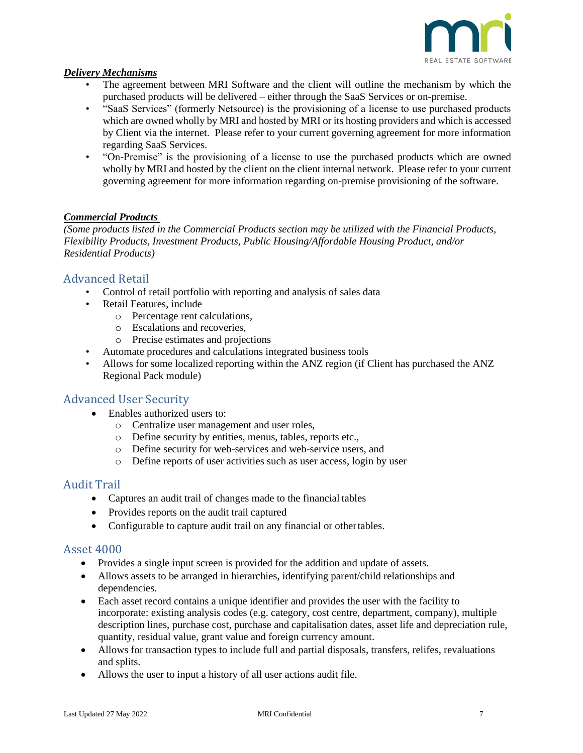***Delivery Mechanisms***

- The agreement between MRI Software and the client will outline the mechanism by which the purchased products will be delivered – either through the SaaS Services or on-premise.
- "SaaS Services" (formerly Netsource) is the provisioning of a license to use purchased products which are owned wholly by MRI and hosted by MRI or its hosting providers and which is accessed by Client via the internet. Please refer to your current governing agreement for more information regarding SaaS Services.
- "On-Premise" is the provisioning of a license to use the purchased products which are owned wholly by MRI and hosted by the client on the client internal network. Please refer to your current governing agreement for more information regarding on-premise provisioning of the software.

***Commercial Products***

*(Some products listed in the Commercial Products section may be utilized with the Financial Products, Flexibility Products, Investment Products, Public Housing/Affordable Housing Product, and/or Residential Products)*

## Advanced Retail

- Control of retail portfolio with reporting and analysis of sales data
- Retail Features, include
  - Percentage rent calculations,
  - Escalations and recoveries,
  - Precise estimates and projections
- Automate procedures and calculations integrated business tools
- Allows for some localized reporting within the ANZ region (if Client has purchased the ANZ Regional Pack module)

## Advanced User Security

- Enables authorized users to:
  - Centralize user management and user roles,
  - Define security by entities, menus, tables, reports etc.,
  - Define security for web-services and web-service users, and
  - Define reports of user activities such as user access, login by user

## Audit Trail

- Captures an audit trail of changes made to the financial tables
- Provides reports on the audit trail captured
- Configurable to capture audit trail on any financial or other tables.

## Asset 4000

- Provides a single input screen is provided for the addition and update of assets.
- Allows assets to be arranged in hierarchies, identifying parent/child relationships and dependencies.
- Each asset record contains a unique identifier and provides the user with the facility to incorporate: existing analysis codes (e.g. category, cost centre, department, company), multiple description lines, purchase cost, purchase and capitalisation dates, asset life and depreciation rule, quantity, residual value, grant value and foreign currency amount.
- Allows for transaction types to include full and partial disposals, transfers, relifes, revaluations and splits.
- Allows the user to input a history of all user actions audit file.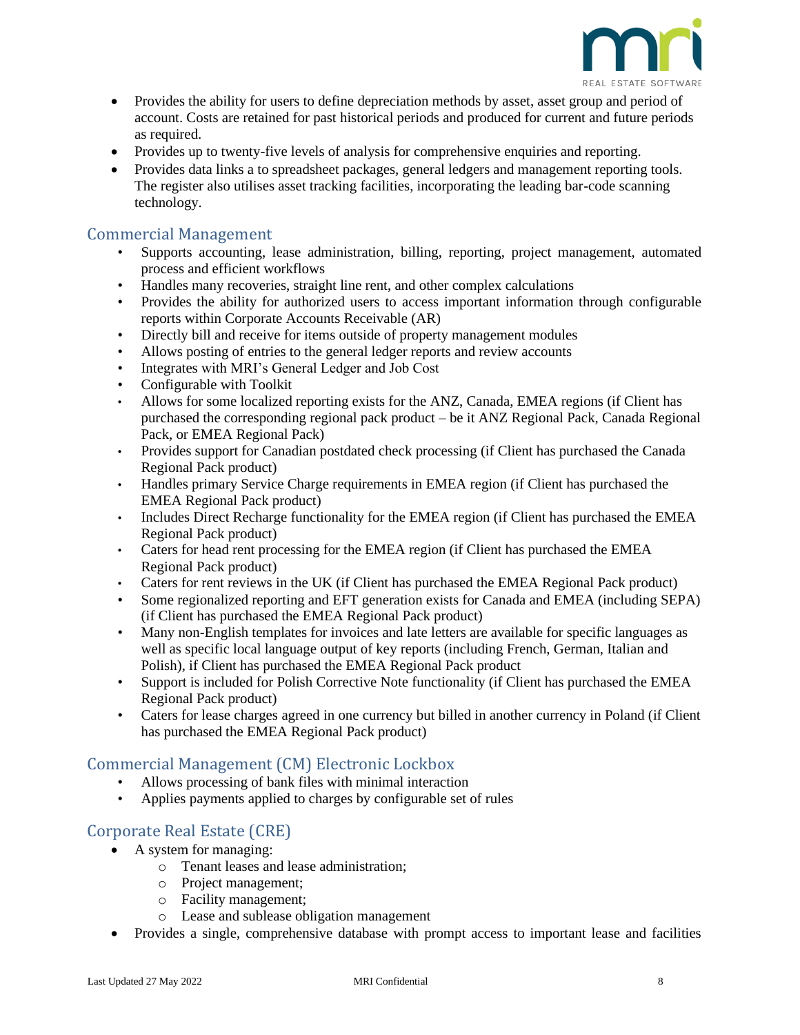- Provides the ability for users to define depreciation methods by asset, asset group and period of account. Costs are retained for past historical periods and produced for current and future periods as required.
- Provides up to twenty-five levels of analysis for comprehensive enquiries and reporting.
- Provides data links a to spreadsheet packages, general ledgers and management reporting tools. The register also utilises asset tracking facilities, incorporating the leading bar-code scanning technology.

## Commercial Management

- Supports accounting, lease administration, billing, reporting, project management, automated process and efficient workflows
- Handles many recoveries, straight line rent, and other complex calculations
- Provides the ability for authorized users to access important information through configurable reports within Corporate Accounts Receivable (AR)
- Directly bill and receive for items outside of property management modules
- Allows posting of entries to the general ledger reports and review accounts
- Integrates with MRI's General Ledger and Job Cost
- Configurable with Toolkit
- Allows for some localized reporting exists for the ANZ, Canada, EMEA regions (if Client has purchased the corresponding regional pack product – be it ANZ Regional Pack, Canada Regional Pack, or EMEA Regional Pack)
- Provides support for Canadian postdated check processing (if Client has purchased the Canada Regional Pack product)
- Handles primary Service Charge requirements in EMEA region (if Client has purchased the EMEA Regional Pack product)
- Includes Direct Recharge functionality for the EMEA region (if Client has purchased the EMEA Regional Pack product)
- Caters for head rent processing for the EMEA region (if Client has purchased the EMEA Regional Pack product)
- Caters for rent reviews in the UK (if Client has purchased the EMEA Regional Pack product)
- Some regionalized reporting and EFT generation exists for Canada and EMEA (including SEPA) (if Client has purchased the EMEA Regional Pack product)
- Many non-English templates for invoices and late letters are available for specific languages as well as specific local language output of key reports (including French, German, Italian and Polish), if Client has purchased the EMEA Regional Pack product
- Support is included for Polish Corrective Note functionality (if Client has purchased the EMEA Regional Pack product)
- Caters for lease charges agreed in one currency but billed in another currency in Poland (if Client has purchased the EMEA Regional Pack product)

## Commercial Management (CM) Electronic Lockbox

- Allows processing of bank files with minimal interaction
- Applies payments applied to charges by configurable set of rules

## Corporate Real Estate (CRE)

- A system for managing:
  - Tenant leases and lease administration;
  - Project management;
  - Facility management;
  - Lease and sublease obligation management
- Provides a single, comprehensive database with prompt access to important lease and facilities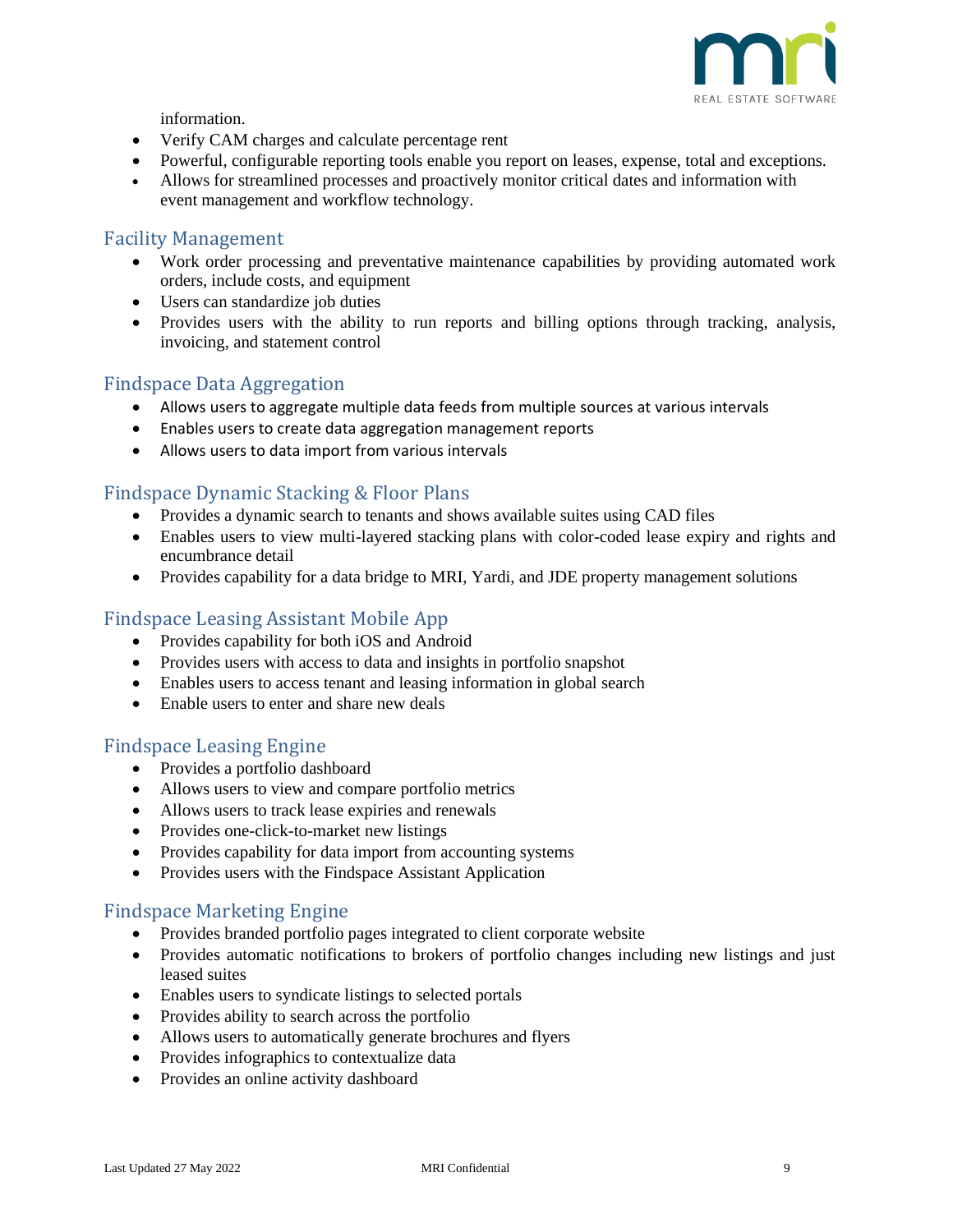information.

- Verify CAM charges and calculate percentage rent
- Powerful, configurable reporting tools enable you report on leases, expense, total and exceptions.
- Allows for streamlined processes and proactively monitor critical dates and information with event management and workflow technology.

## Facility Management

- Work order processing and preventative maintenance capabilities by providing automated work orders, include costs, and equipment
- Users can standardize job duties
- Provides users with the ability to run reports and billing options through tracking, analysis, invoicing, and statement control

## Findspace Data Aggregation

- Allows users to aggregate multiple data feeds from multiple sources at various intervals
- Enables users to create data aggregation management reports
- Allows users to data import from various intervals

## Findspace Dynamic Stacking & Floor Plans

- Provides a dynamic search to tenants and shows available suites using CAD files
- Enables users to view multi-layered stacking plans with color-coded lease expiry and rights and encumbrance detail
- Provides capability for a data bridge to MRI, Yardi, and JDE property management solutions

## Findspace Leasing Assistant Mobile App

- Provides capability for both iOS and Android
- Provides users with access to data and insights in portfolio snapshot
- Enables users to access tenant and leasing information in global search
- Enable users to enter and share new deals

## Findspace Leasing Engine

- Provides a portfolio dashboard
- Allows users to view and compare portfolio metrics
- Allows users to track lease expiries and renewals
- Provides one-click-to-market new listings
- Provides capability for data import from accounting systems
- Provides users with the Findspace Assistant Application

## Findspace Marketing Engine

- Provides branded portfolio pages integrated to client corporate website
- Provides automatic notifications to brokers of portfolio changes including new listings and just leased suites
- Enables users to syndicate listings to selected portals
- Provides ability to search across the portfolio
- Allows users to automatically generate brochures and flyers
- Provides infographics to contextualize data
- Provides an online activity dashboard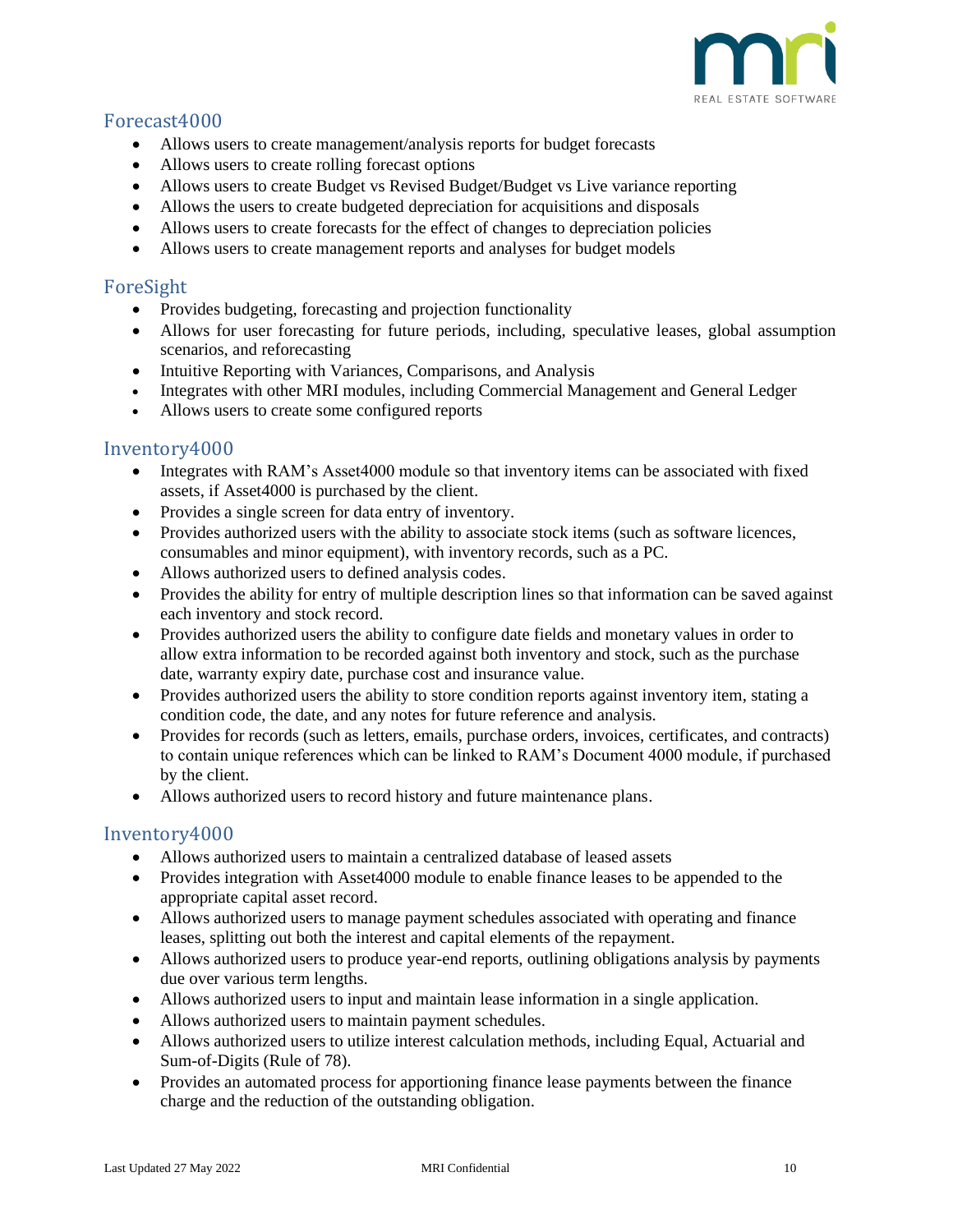## Forecast4000

- Allows users to create management/analysis reports for budget forecasts
- Allows users to create rolling forecast options
- Allows users to create Budget vs Revised Budget/Budget vs Live variance reporting
- Allows the users to create budgeted depreciation for acquisitions and disposals
- Allows users to create forecasts for the effect of changes to depreciation policies
- Allows users to create management reports and analyses for budget models

## ForeSight

- Provides budgeting, forecasting and projection functionality
- Allows for user forecasting for future periods, including, speculative leases, global assumption scenarios, and reforecasting
- Intuitive Reporting with Variances, Comparisons, and Analysis
- Integrates with other MRI modules, including Commercial Management and General Ledger
- Allows users to create some configured reports

## Inventory4000

- Integrates with RAM's Asset4000 module so that inventory items can be associated with fixed assets, if Asset4000 is purchased by the client.
- Provides a single screen for data entry of inventory.
- Provides authorized users with the ability to associate stock items (such as software licences, consumables and minor equipment), with inventory records, such as a PC.
- Allows authorized users to defined analysis codes.
- Provides the ability for entry of multiple description lines so that information can be saved against each inventory and stock record.
- Provides authorized users the ability to configure date fields and monetary values in order to allow extra information to be recorded against both inventory and stock, such as the purchase date, warranty expiry date, purchase cost and insurance value.
- Provides authorized users the ability to store condition reports against inventory item, stating a condition code, the date, and any notes for future reference and analysis.
- Provides for records (such as letters, emails, purchase orders, invoices, certificates, and contracts) to contain unique references which can be linked to RAM's Document 4000 module, if purchased by the client.
- Allows authorized users to record history and future maintenance plans.

## Inventory4000

- Allows authorized users to maintain a centralized database of leased assets
- Provides integration with Asset4000 module to enable finance leases to be appended to the appropriate capital asset record.
- Allows authorized users to manage payment schedules associated with operating and finance leases, splitting out both the interest and capital elements of the repayment.
- Allows authorized users to produce year-end reports, outlining obligations analysis by payments due over various term lengths.
- Allows authorized users to input and maintain lease information in a single application.
- Allows authorized users to maintain payment schedules.
- Allows authorized users to utilize interest calculation methods, including Equal, Actuarial and Sum-of-Digits (Rule of 78).
- Provides an automated process for apportioning finance lease payments between the finance charge and the reduction of the outstanding obligation.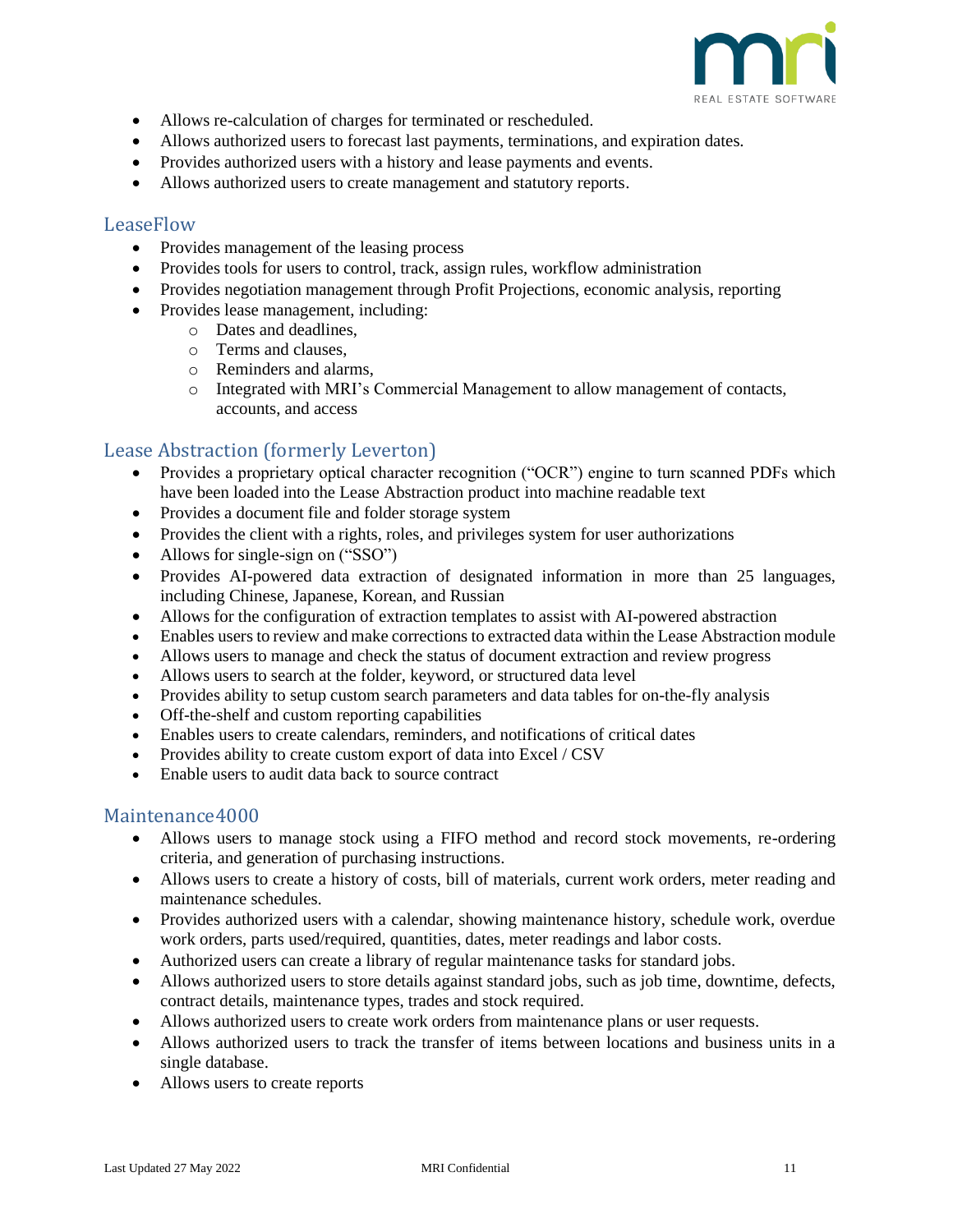- Allows re-calculation of charges for terminated or rescheduled.
- Allows authorized users to forecast last payments, terminations, and expiration dates.
- Provides authorized users with a history and lease payments and events.
- Allows authorized users to create management and statutory reports.

## LeaseFlow

- Provides management of the leasing process
- Provides tools for users to control, track, assign rules, workflow administration
- Provides negotiation management through Profit Projections, economic analysis, reporting
- Provides lease management, including:
  - Dates and deadlines,
  - Terms and clauses,
  - Reminders and alarms,
  - Integrated with MRI's Commercial Management to allow management of contacts, accounts, and access

## Lease Abstraction (formerly Leverton)

- Provides a proprietary optical character recognition ("OCR") engine to turn scanned PDFs which have been loaded into the Lease Abstraction product into machine readable text
- Provides a document file and folder storage system
- Provides the client with a rights, roles, and privileges system for user authorizations
- Allows for single-sign on ("SSO")
- Provides AI-powered data extraction of designated information in more than 25 languages, including Chinese, Japanese, Korean, and Russian
- Allows for the configuration of extraction templates to assist with AI-powered abstraction
- Enables users to review and make corrections to extracted data within the Lease Abstraction module
- Allows users to manage and check the status of document extraction and review progress
- Allows users to search at the folder, keyword, or structured data level
- Provides ability to setup custom search parameters and data tables for on-the-fly analysis
- Off-the-shelf and custom reporting capabilities
- Enables users to create calendars, reminders, and notifications of critical dates
- Provides ability to create custom export of data into Excel / CSV
- Enable users to audit data back to source contract

## Maintenance4000

- Allows users to manage stock using a FIFO method and record stock movements, re-ordering criteria, and generation of purchasing instructions.
- Allows users to create a history of costs, bill of materials, current work orders, meter reading and maintenance schedules.
- Provides authorized users with a calendar, showing maintenance history, schedule work, overdue work orders, parts used/required, quantities, dates, meter readings and labor costs.
- Authorized users can create a library of regular maintenance tasks for standard jobs.
- Allows authorized users to store details against standard jobs, such as job time, downtime, defects, contract details, maintenance types, trades and stock required.
- Allows authorized users to create work orders from maintenance plans or user requests.
- Allows authorized users to track the transfer of items between locations and business units in a single database.
- Allows users to create reports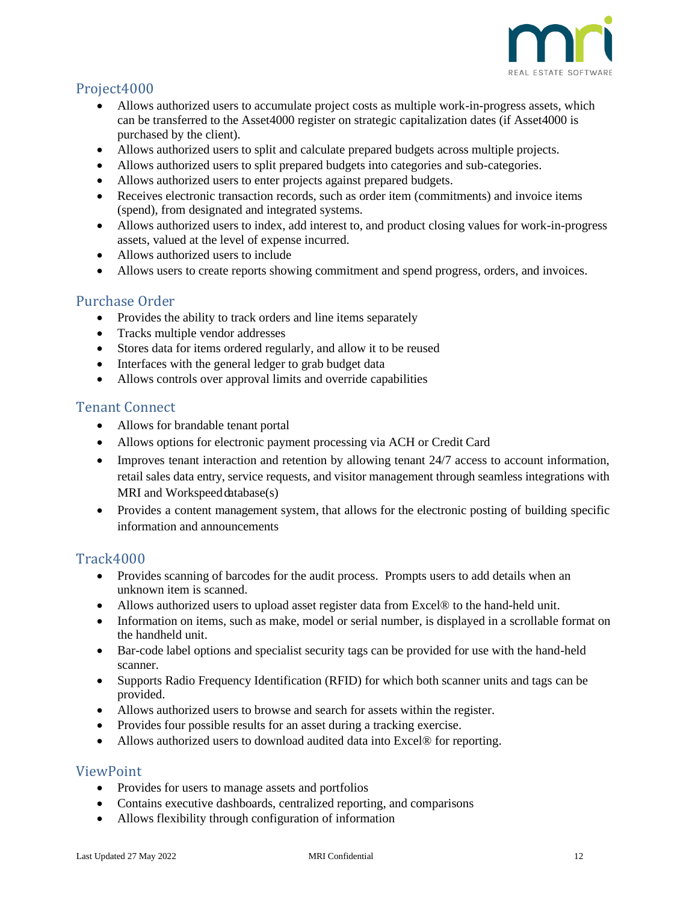## Project4000

- Allows authorized users to accumulate project costs as multiple work-in-progress assets, which can be transferred to the Asset4000 register on strategic capitalization dates (if Asset4000 is purchased by the client).
- Allows authorized users to split and calculate prepared budgets across multiple projects.
- Allows authorized users to split prepared budgets into categories and sub-categories.
- Allows authorized users to enter projects against prepared budgets.
- Receives electronic transaction records, such as order item (commitments) and invoice items (spend), from designated and integrated systems.
- Allows authorized users to index, add interest to, and product closing values for work-in-progress assets, valued at the level of expense incurred.
- Allows authorized users to include
- Allows users to create reports showing commitment and spend progress, orders, and invoices.

## Purchase Order

- Provides the ability to track orders and line items separately
- Tracks multiple vendor addresses
- Stores data for items ordered regularly, and allow it to be reused
- Interfaces with the general ledger to grab budget data
- Allows controls over approval limits and override capabilities

## Tenant Connect

- Allows for brandable tenant portal
- Allows options for electronic payment processing via ACH or Credit Card
- Improves tenant interaction and retention by allowing tenant 24/7 access to account information, retail sales data entry, service requests, and visitor management through seamless integrations with MRI and Workspeed database(s)
- Provides a content management system, that allows for the electronic posting of building specific information and announcements

## Track4000

- Provides scanning of barcodes for the audit process. Prompts users to add details when an unknown item is scanned.
- Allows authorized users to upload asset register data from Excel® to the hand-held unit.
- Information on items, such as make, model or serial number, is displayed in a scrollable format on the handheld unit.
- Bar-code label options and specialist security tags can be provided for use with the hand-held scanner.
- Supports Radio Frequency Identification (RFID) for which both scanner units and tags can be provided.
- Allows authorized users to browse and search for assets within the register.
- Provides four possible results for an asset during a tracking exercise.
- Allows authorized users to download audited data into Excel® for reporting.

## ViewPoint

- Provides for users to manage assets and portfolios
- Contains executive dashboards, centralized reporting, and comparisons
- Allows flexibility through configuration of information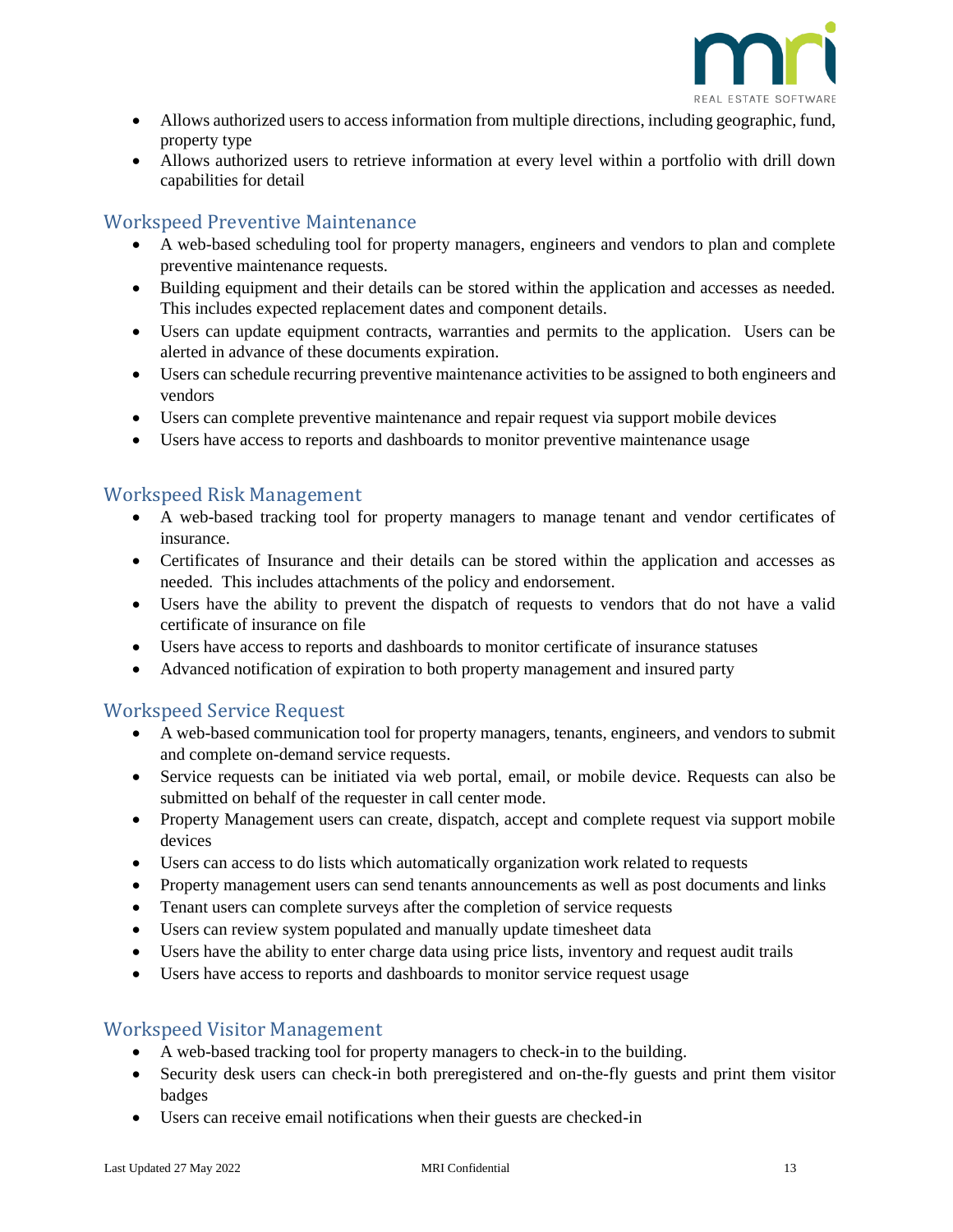- Allows authorized users to access information from multiple directions, including geographic, fund, property type
- Allows authorized users to retrieve information at every level within a portfolio with drill down capabilities for detail

## Workspeed Preventive Maintenance

- A web-based scheduling tool for property managers, engineers and vendors to plan and complete preventive maintenance requests.
- Building equipment and their details can be stored within the application and accesses as needed. This includes expected replacement dates and component details.
- Users can update equipment contracts, warranties and permits to the application. Users can be alerted in advance of these documents expiration.
- Users can schedule recurring preventive maintenance activities to be assigned to both engineers and vendors
- Users can complete preventive maintenance and repair request via support mobile devices
- Users have access to reports and dashboards to monitor preventive maintenance usage

## Workspeed Risk Management

- A web-based tracking tool for property managers to manage tenant and vendor certificates of insurance.
- Certificates of Insurance and their details can be stored within the application and accesses as needed. This includes attachments of the policy and endorsement.
- Users have the ability to prevent the dispatch of requests to vendors that do not have a valid certificate of insurance on file
- Users have access to reports and dashboards to monitor certificate of insurance statuses
- Advanced notification of expiration to both property management and insured party

## Workspeed Service Request

- A web-based communication tool for property managers, tenants, engineers, and vendors to submit and complete on-demand service requests.
- Service requests can be initiated via web portal, email, or mobile device. Requests can also be submitted on behalf of the requester in call center mode.
- Property Management users can create, dispatch, accept and complete request via support mobile devices
- Users can access to do lists which automatically organization work related to requests
- Property management users can send tenants announcements as well as post documents and links
- Tenant users can complete surveys after the completion of service requests
- Users can review system populated and manually update timesheet data
- Users have the ability to enter charge data using price lists, inventory and request audit trails
- Users have access to reports and dashboards to monitor service request usage

## Workspeed Visitor Management

- A web-based tracking tool for property managers to check-in to the building.
- Security desk users can check-in both preregistered and on-the-fly guests and print them visitor badges
- Users can receive email notifications when their guests are checked-in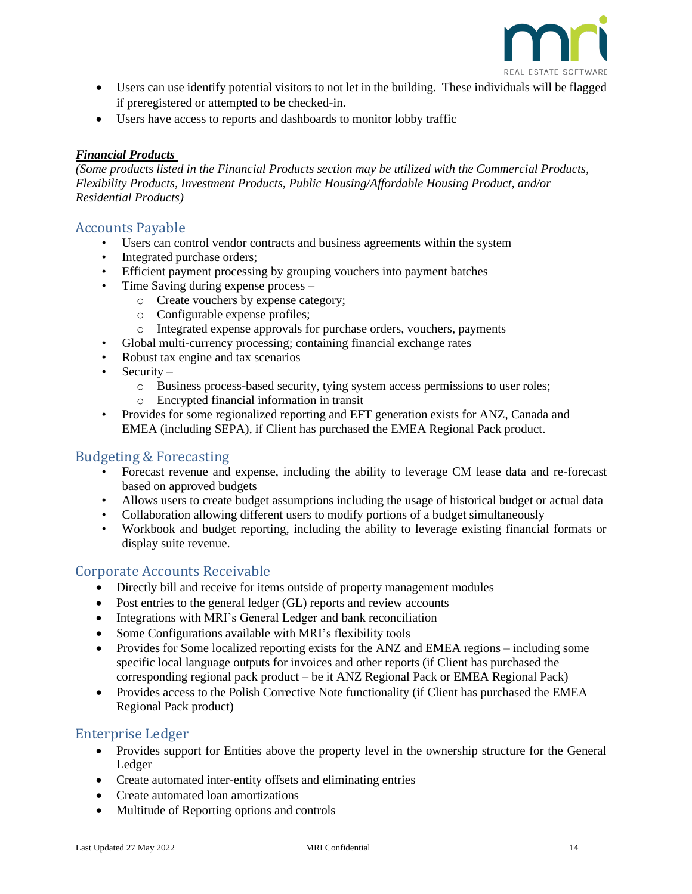- Users can use identify potential visitors to not let in the building. These individuals will be flagged if preregistered or attempted to be checked-in.
- Users have access to reports and dashboards to monitor lobby traffic

***Financial Products***

*(Some products listed in the Financial Products section may be utilized with the Commercial Products, Flexibility Products, Investment Products, Public Housing/Affordable Housing Product, and/or Residential Products)*

## Accounts Payable

- Users can control vendor contracts and business agreements within the system
- Integrated purchase orders;
- Efficient payment processing by grouping vouchers into payment batches
- Time Saving during expense process –
  - Create vouchers by expense category;
  - Configurable expense profiles;
  - Integrated expense approvals for purchase orders, vouchers, payments
- Global multi-currency processing; containing financial exchange rates
- Robust tax engine and tax scenarios
- Security –
  - Business process-based security, tying system access permissions to user roles;
  - Encrypted financial information in transit
- Provides for some regionalized reporting and EFT generation exists for ANZ, Canada and EMEA (including SEPA), if Client has purchased the EMEA Regional Pack product.

## Budgeting & Forecasting

- Forecast revenue and expense, including the ability to leverage CM lease data and re-forecast based on approved budgets
- Allows users to create budget assumptions including the usage of historical budget or actual data
- Collaboration allowing different users to modify portions of a budget simultaneously
- Workbook and budget reporting, including the ability to leverage existing financial formats or display suite revenue.

## Corporate Accounts Receivable

- Directly bill and receive for items outside of property management modules
- Post entries to the general ledger (GL) reports and review accounts
- Integrations with MRI's General Ledger and bank reconciliation
- Some Configurations available with MRI's flexibility tools
- Provides for Some localized reporting exists for the ANZ and EMEA regions – including some specific local language outputs for invoices and other reports (if Client has purchased the corresponding regional pack product – be it ANZ Regional Pack or EMEA Regional Pack)
- Provides access to the Polish Corrective Note functionality (if Client has purchased the EMEA Regional Pack product)

## Enterprise Ledger

- Provides support for Entities above the property level in the ownership structure for the General Ledger
- Create automated inter-entity offsets and eliminating entries
- Create automated loan amortizations
- Multitude of Reporting options and controls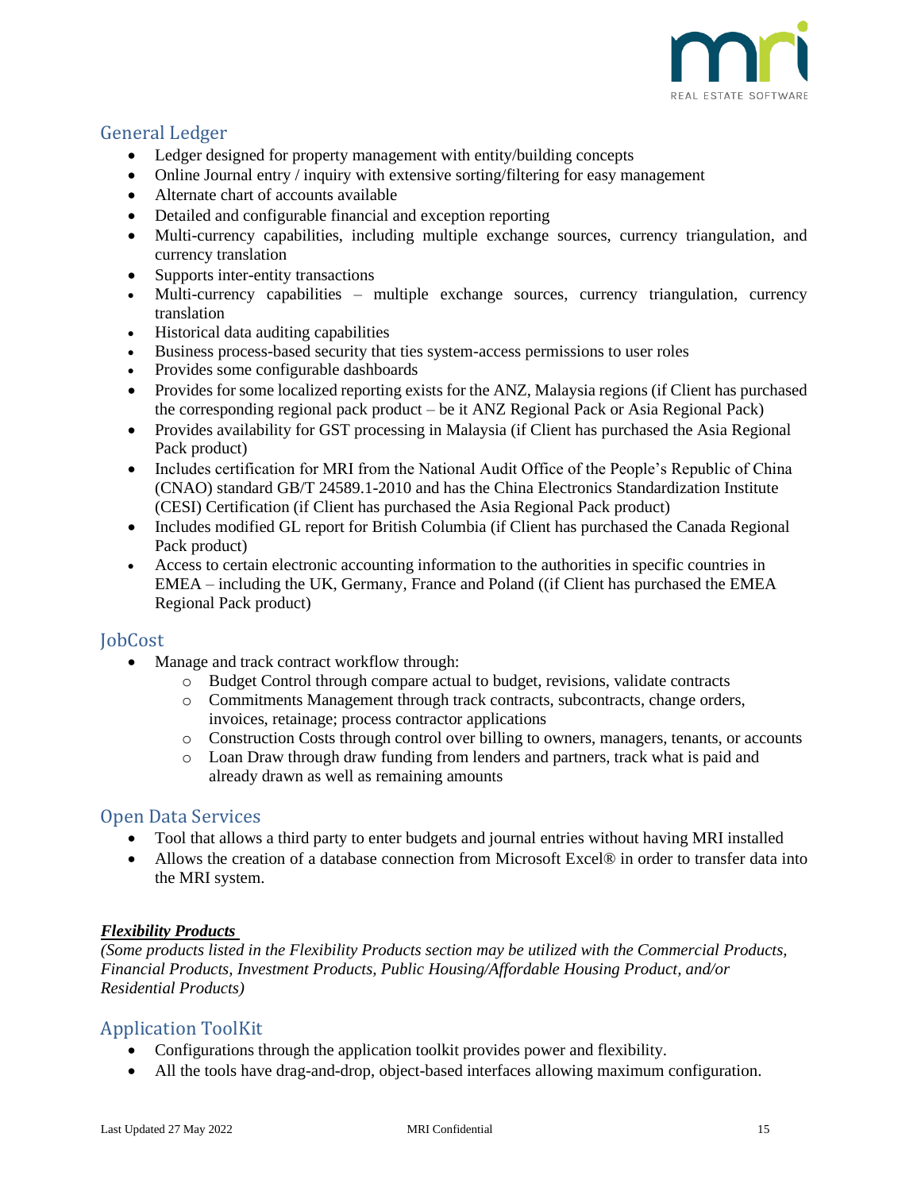## General Ledger

- Ledger designed for property management with entity/building concepts
- Online Journal entry / inquiry with extensive sorting/filtering for easy management
- Alternate chart of accounts available
- Detailed and configurable financial and exception reporting
- Multi-currency capabilities, including multiple exchange sources, currency triangulation, and currency translation
- Supports inter-entity transactions
- Multi-currency capabilities – multiple exchange sources, currency triangulation, currency translation
- Historical data auditing capabilities
- Business process-based security that ties system-access permissions to user roles
- Provides some configurable dashboards
- Provides for some localized reporting exists for the ANZ, Malaysia regions (if Client has purchased the corresponding regional pack product – be it ANZ Regional Pack or Asia Regional Pack)
- Provides availability for GST processing in Malaysia (if Client has purchased the Asia Regional Pack product)
- Includes certification for MRI from the National Audit Office of the People's Republic of China (CNAO) standard GB/T 24589.1-2010 and has the China Electronics Standardization Institute (CESI) Certification (if Client has purchased the Asia Regional Pack product)
- Includes modified GL report for British Columbia (if Client has purchased the Canada Regional Pack product)
- Access to certain electronic accounting information to the authorities in specific countries in EMEA – including the UK, Germany, France and Poland ((if Client has purchased the EMEA Regional Pack product)

## JobCost

- Manage and track contract workflow through:
  - Budget Control through compare actual to budget, revisions, validate contracts
  - Commitments Management through track contracts, subcontracts, change orders, invoices, retainage; process contractor applications
  - Construction Costs through control over billing to owners, managers, tenants, or accounts
  - Loan Draw through draw funding from lenders and partners, track what is paid and already drawn as well as remaining amounts

## Open Data Services

- Tool that allows a third party to enter budgets and journal entries without having MRI installed
- Allows the creation of a database connection from Microsoft Excel® in order to transfer data into the MRI system.

***Flexibility Products***

*(Some products listed in the Flexibility Products section may be utilized with the Commercial Products, Financial Products, Investment Products, Public Housing/Affordable Housing Product, and/or Residential Products)*

## Application ToolKit

- Configurations through the application toolkit provides power and flexibility.
- All the tools have drag-and-drop, object-based interfaces allowing maximum configuration.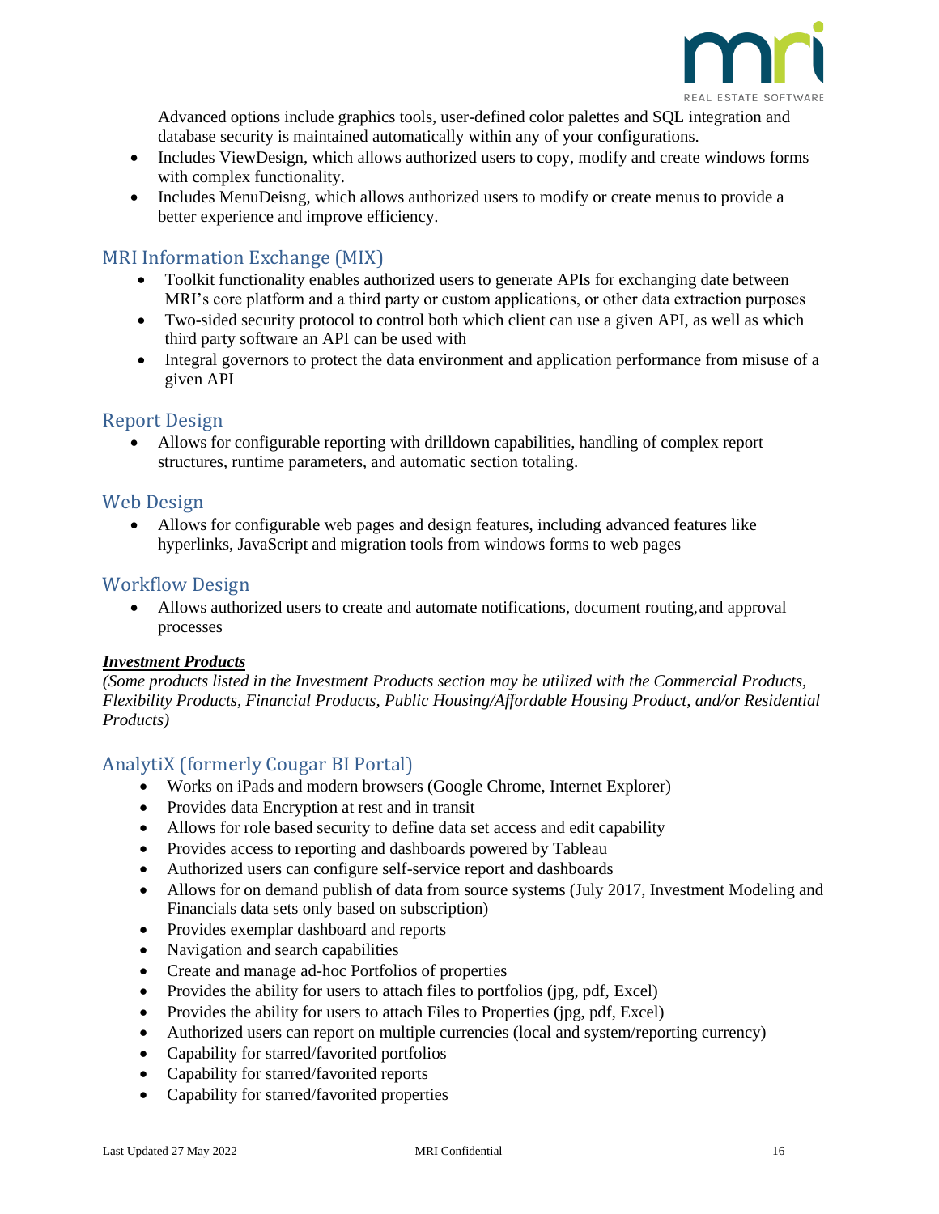Advanced options include graphics tools, user-defined color palettes and SQL integration and database security is maintained automatically within any of your configurations.

- Includes ViewDesign, which allows authorized users to copy, modify and create windows forms with complex functionality.
- Includes MenuDeisng, which allows authorized users to modify or create menus to provide a better experience and improve efficiency.

## MRI Information Exchange (MIX)

- Toolkit functionality enables authorized users to generate APIs for exchanging date between MRI's core platform and a third party or custom applications, or other data extraction purposes
- Two-sided security protocol to control both which client can use a given API, as well as which third party software an API can be used with
- Integral governors to protect the data environment and application performance from misuse of a given API

## Report Design

- Allows for configurable reporting with drilldown capabilities, handling of complex report structures, runtime parameters, and automatic section totaling.

## Web Design

- Allows for configurable web pages and design features, including advanced features like hyperlinks, JavaScript and migration tools from windows forms to web pages

## Workflow Design

- Allows authorized users to create and automate notifications, document routing, and approval processes

***Investment Products***

*(Some products listed in the Investment Products section may be utilized with the Commercial Products, Flexibility Products, Financial Products, Public Housing/Affordable Housing Product, and/or Residential Products)*

## AnalytiX (formerly Cougar BI Portal)

- Works on iPads and modern browsers (Google Chrome, Internet Explorer)
- Provides data Encryption at rest and in transit
- Allows for role based security to define data set access and edit capability
- Provides access to reporting and dashboards powered by Tableau
- Authorized users can configure self-service report and dashboards
- Allows for on demand publish of data from source systems (July 2017, Investment Modeling and Financials data sets only based on subscription)
- Provides exemplar dashboard and reports
- Navigation and search capabilities
- Create and manage ad-hoc Portfolios of properties
- Provides the ability for users to attach files to portfolios (jpg, pdf, Excel)
- Provides the ability for users to attach Files to Properties (jpg, pdf, Excel)
- Authorized users can report on multiple currencies (local and system/reporting currency)
- Capability for starred/favorited portfolios
- Capability for starred/favorited reports
- Capability for starred/favorited properties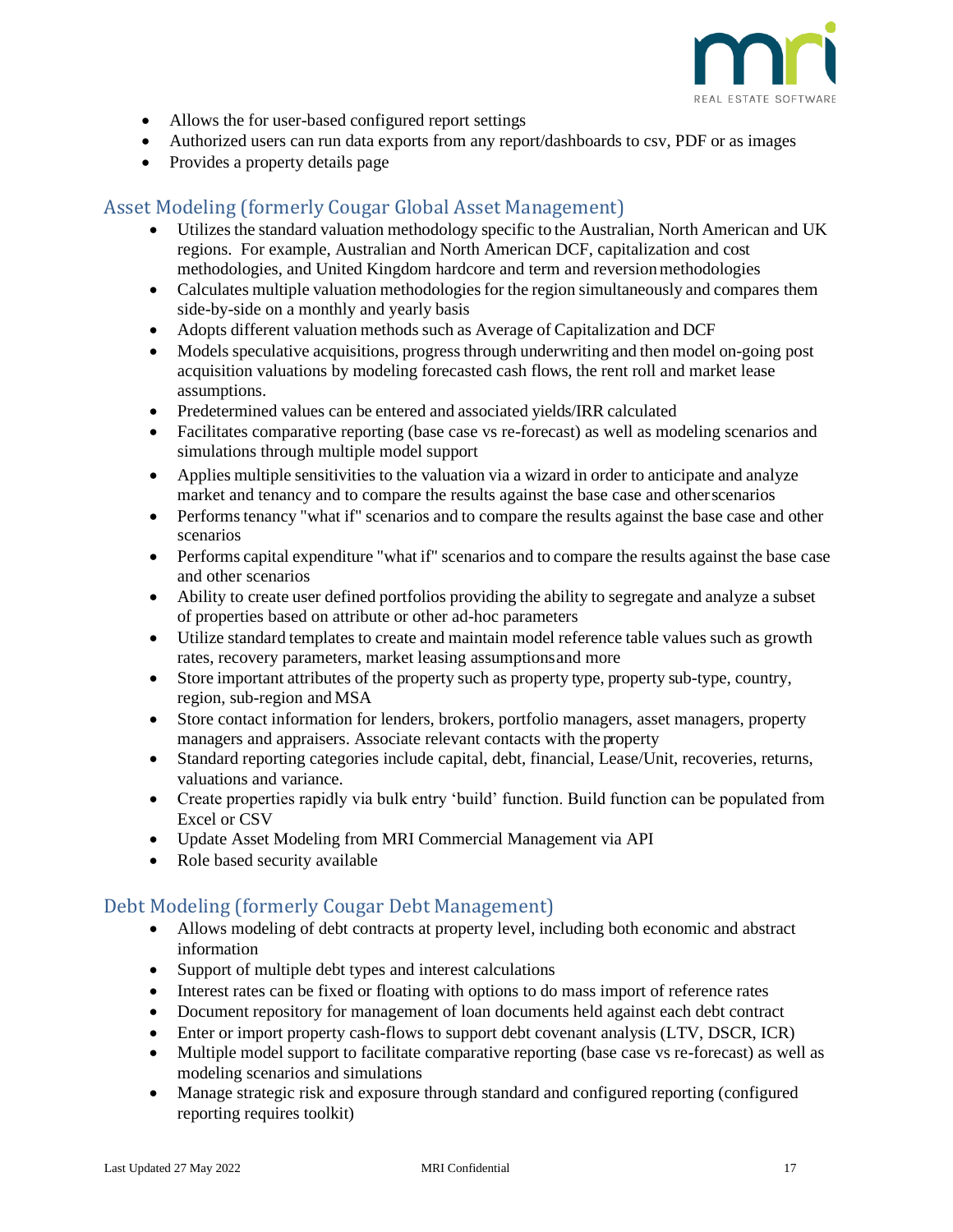- Allows the for user-based configured report settings
- Authorized users can run data exports from any report/dashboards to csv, PDF or as images
- Provides a property details page

## Asset Modeling (formerly Cougar Global Asset Management)

- Utilizes the standard valuation methodology specific to the Australian, North American and UK regions. For example, Australian and North American DCF, capitalization and cost methodologies, and United Kingdom hardcore and term and reversion methodologies
- Calculates multiple valuation methodologies for the region simultaneously and compares them side-by-side on a monthly and yearly basis
- Adopts different valuation methods such as Average of Capitalization and DCF
- Models speculative acquisitions, progress through underwriting and then model on-going post acquisition valuations by modeling forecasted cash flows, the rent roll and market lease assumptions.
- Predetermined values can be entered and associated yields/IRR calculated
- Facilitates comparative reporting (base case vs re-forecast) as well as modeling scenarios and simulations through multiple model support
- Applies multiple sensitivities to the valuation via a wizard in order to anticipate and analyze market and tenancy and to compare the results against the base case and other scenarios
- Performs tenancy "what if" scenarios and to compare the results against the base case and other scenarios
- Performs capital expenditure "what if" scenarios and to compare the results against the base case and other scenarios
- Ability to create user defined portfolios providing the ability to segregate and analyze a subset of properties based on attribute or other ad-hoc parameters
- Utilize standard templates to create and maintain model reference table values such as growth rates, recovery parameters, market leasing assumptions and more
- Store important attributes of the property such as property type, property sub-type, country, region, sub-region and MSA
- Store contact information for lenders, brokers, portfolio managers, asset managers, property managers and appraisers. Associate relevant contacts with the property
- Standard reporting categories include capital, debt, financial, Lease/Unit, recoveries, returns, valuations and variance.
- Create properties rapidly via bulk entry 'build' function. Build function can be populated from Excel or CSV
- Update Asset Modeling from MRI Commercial Management via API
- Role based security available

## Debt Modeling (formerly Cougar Debt Management)

- Allows modeling of debt contracts at property level, including both economic and abstract information
- Support of multiple debt types and interest calculations
- Interest rates can be fixed or floating with options to do mass import of reference rates
- Document repository for management of loan documents held against each debt contract
- Enter or import property cash-flows to support debt covenant analysis (LTV, DSCR, ICR)
- Multiple model support to facilitate comparative reporting (base case vs re-forecast) as well as modeling scenarios and simulations
- Manage strategic risk and exposure through standard and configured reporting (configured reporting requires toolkit)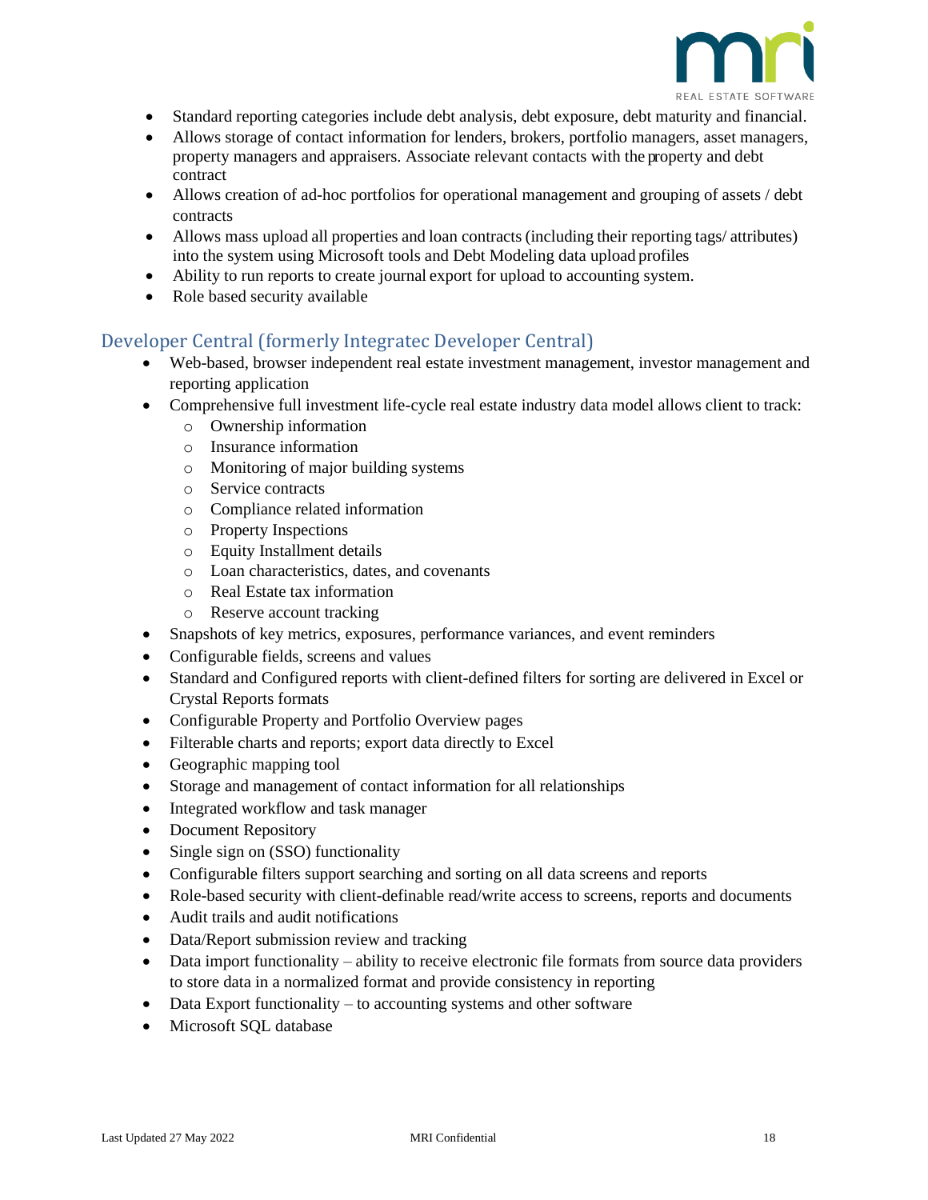- Standard reporting categories include debt analysis, debt exposure, debt maturity and financial.
- Allows storage of contact information for lenders, brokers, portfolio managers, asset managers, property managers and appraisers. Associate relevant contacts with the property and debt contract
- Allows creation of ad-hoc portfolios for operational management and grouping of assets / debt contracts
- Allows mass upload all properties and loan contracts (including their reporting tags/ attributes) into the system using Microsoft tools and Debt Modeling data upload profiles
- Ability to run reports to create journal export for upload to accounting system.
- Role based security available

## Developer Central (formerly Integratec Developer Central)

- Web-based, browser independent real estate investment management, investor management and reporting application
- Comprehensive full investment life-cycle real estate industry data model allows client to track:
  - Ownership information
  - Insurance information
  - Monitoring of major building systems
  - Service contracts
  - Compliance related information
  - Property Inspections
  - Equity Installment details
  - Loan characteristics, dates, and covenants
  - Real Estate tax information
  - Reserve account tracking
- Snapshots of key metrics, exposures, performance variances, and event reminders
- Configurable fields, screens and values
- Standard and Configured reports with client-defined filters for sorting are delivered in Excel or Crystal Reports formats
- Configurable Property and Portfolio Overview pages
- Filterable charts and reports; export data directly to Excel
- Geographic mapping tool
- Storage and management of contact information for all relationships
- Integrated workflow and task manager
- Document Repository
- Single sign on (SSO) functionality
- Configurable filters support searching and sorting on all data screens and reports
- Role-based security with client-definable read/write access to screens, reports and documents
- Audit trails and audit notifications
- Data/Report submission review and tracking
- Data import functionality – ability to receive electronic file formats from source data providers to store data in a normalized format and provide consistency in reporting
- Data Export functionality – to accounting systems and other software
- Microsoft SQL database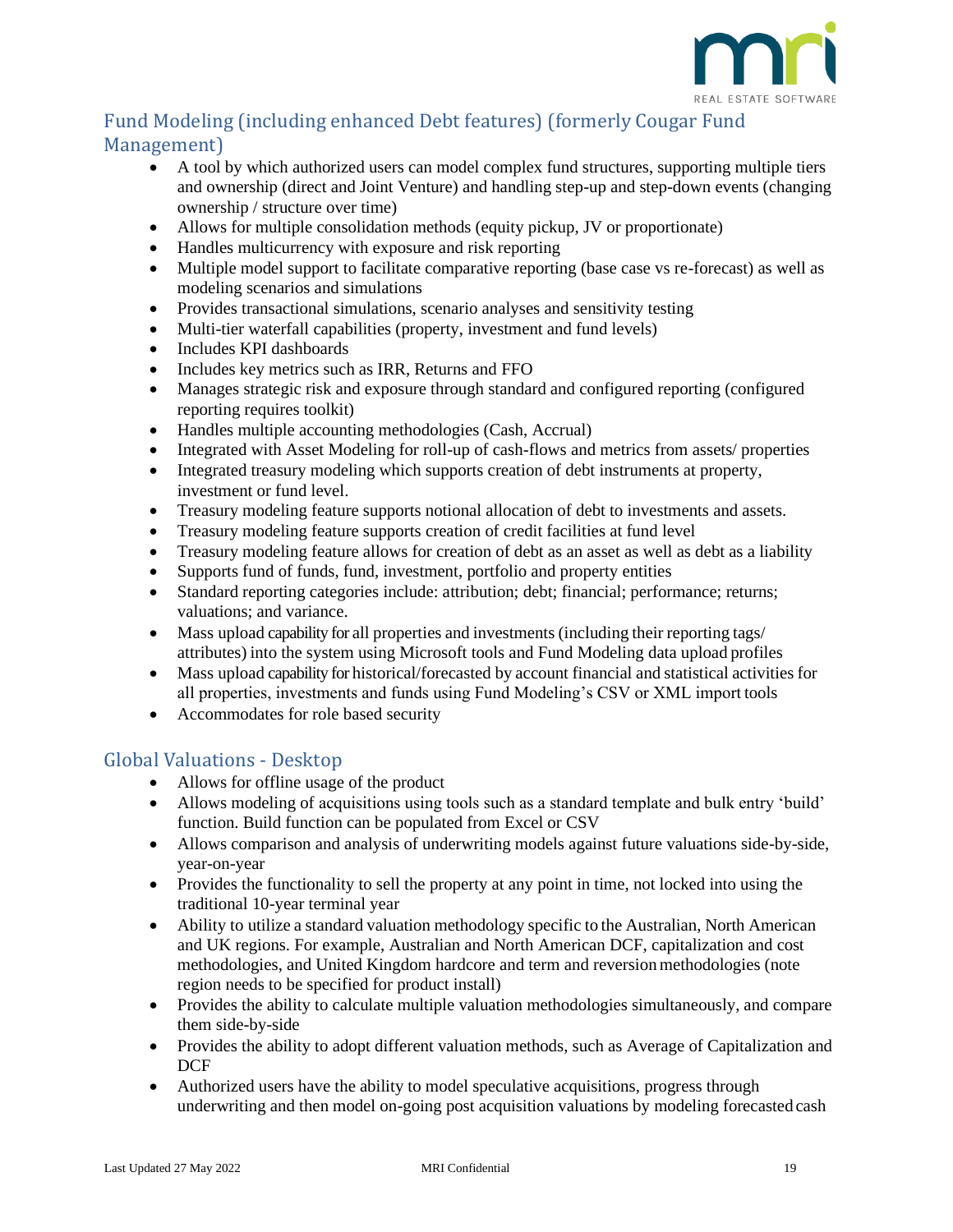## Fund Modeling (including enhanced Debt features) (formerly Cougar Fund Management)

- A tool by which authorized users can model complex fund structures, supporting multiple tiers and ownership (direct and Joint Venture) and handling step-up and step-down events (changing ownership / structure over time)
- Allows for multiple consolidation methods (equity pickup, JV or proportionate)
- Handles multicurrency with exposure and risk reporting
- Multiple model support to facilitate comparative reporting (base case vs re-forecast) as well as modeling scenarios and simulations
- Provides transactional simulations, scenario analyses and sensitivity testing
- Multi-tier waterfall capabilities (property, investment and fund levels)
- Includes KPI dashboards
- Includes key metrics such as IRR, Returns and FFO
- Manages strategic risk and exposure through standard and configured reporting (configured reporting requires toolkit)
- Handles multiple accounting methodologies (Cash, Accrual)
- Integrated with Asset Modeling for roll-up of cash-flows and metrics from assets/ properties
- Integrated treasury modeling which supports creation of debt instruments at property, investment or fund level.
- Treasury modeling feature supports notional allocation of debt to investments and assets.
- Treasury modeling feature supports creation of credit facilities at fund level
- Treasury modeling feature allows for creation of debt as an asset as well as debt as a liability
- Supports fund of funds, fund, investment, portfolio and property entities
- Standard reporting categories include: attribution; debt; financial; performance; returns; valuations; and variance.
- Mass upload capability for all properties and investments (including their reporting tags/ attributes) into the system using Microsoft tools and Fund Modeling data upload profiles
- Mass upload capability for historical/forecasted by account financial and statistical activities for all properties, investments and funds using Fund Modeling's CSV or XML import tools
- Accommodates for role based security

## Global Valuations - Desktop

- Allows for offline usage of the product
- Allows modeling of acquisitions using tools such as a standard template and bulk entry 'build' function. Build function can be populated from Excel or CSV
- Allows comparison and analysis of underwriting models against future valuations side-by-side, year-on-year
- Provides the functionality to sell the property at any point in time, not locked into using the traditional 10-year terminal year
- Ability to utilize a standard valuation methodology specific to the Australian, North American and UK regions. For example, Australian and North American DCF, capitalization and cost methodologies, and United Kingdom hardcore and term and reversion methodologies (note region needs to be specified for product install)
- Provides the ability to calculate multiple valuation methodologies simultaneously, and compare them side-by-side
- Provides the ability to adopt different valuation methods, such as Average of Capitalization and DCF
- Authorized users have the ability to model speculative acquisitions, progress through underwriting and then model on-going post acquisition valuations by modeling forecasted cash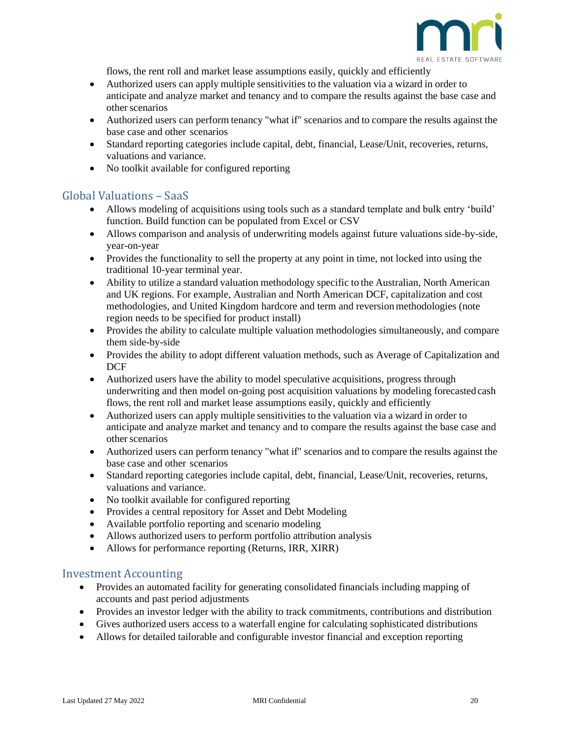flows, the rent roll and market lease assumptions easily, quickly and efficiently

- Authorized users can apply multiple sensitivities to the valuation via a wizard in order to anticipate and analyze market and tenancy and to compare the results against the base case and other scenarios
- Authorized users can perform tenancy "what if" scenarios and to compare the results against the base case and other scenarios
- Standard reporting categories include capital, debt, financial, Lease/Unit, recoveries, returns, valuations and variance.
- No toolkit available for configured reporting

## Global Valuations – SaaS

- Allows modeling of acquisitions using tools such as a standard template and bulk entry 'build' function. Build function can be populated from Excel or CSV
- Allows comparison and analysis of underwriting models against future valuations side-by-side, year-on-year
- Provides the functionality to sell the property at any point in time, not locked into using the traditional 10-year terminal year.
- Ability to utilize a standard valuation methodology specific to the Australian, North American and UK regions. For example, Australian and North American DCF, capitalization and cost methodologies, and United Kingdom hardcore and term and reversion methodologies (note region needs to be specified for product install)
- Provides the ability to calculate multiple valuation methodologies simultaneously, and compare them side-by-side
- Provides the ability to adopt different valuation methods, such as Average of Capitalization and DCF
- Authorized users have the ability to model speculative acquisitions, progress through underwriting and then model on-going post acquisition valuations by modeling forecasted cash flows, the rent roll and market lease assumptions easily, quickly and efficiently
- Authorized users can apply multiple sensitivities to the valuation via a wizard in order to anticipate and analyze market and tenancy and to compare the results against the base case and other scenarios
- Authorized users can perform tenancy "what if" scenarios and to compare the results against the base case and other scenarios
- Standard reporting categories include capital, debt, financial, Lease/Unit, recoveries, returns, valuations and variance.
- No toolkit available for configured reporting
- Provides a central repository for Asset and Debt Modeling
- Available portfolio reporting and scenario modeling
- Allows authorized users to perform portfolio attribution analysis
- Allows for performance reporting (Returns, IRR, XIRR)

## Investment Accounting

- Provides an automated facility for generating consolidated financials including mapping of accounts and past period adjustments
- Provides an investor ledger with the ability to track commitments, contributions and distribution
- Gives authorized users access to a waterfall engine for calculating sophisticated distributions
- Allows for detailed tailorable and configurable investor financial and exception reporting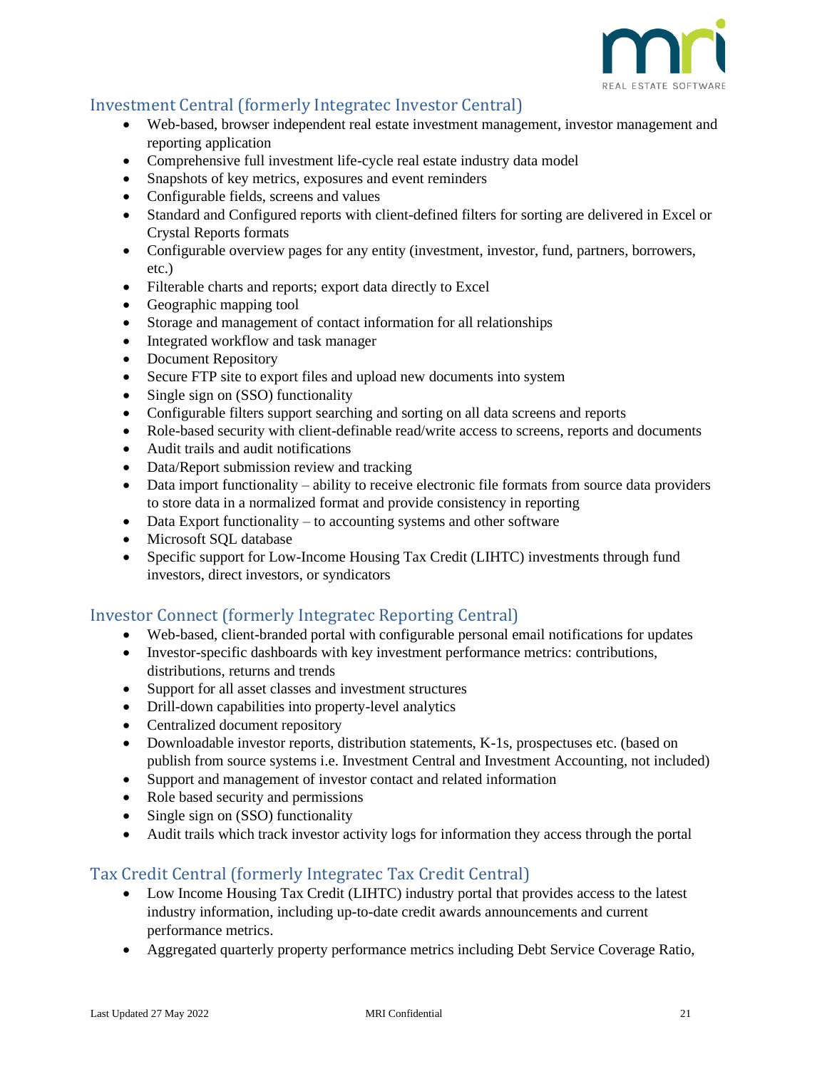## Investment Central (formerly Integratec Investor Central)

- Web-based, browser independent real estate investment management, investor management and reporting application
- Comprehensive full investment life-cycle real estate industry data model
- Snapshots of key metrics, exposures and event reminders
- Configurable fields, screens and values
- Standard and Configured reports with client-defined filters for sorting are delivered in Excel or Crystal Reports formats
- Configurable overview pages for any entity (investment, investor, fund, partners, borrowers, etc.)
- Filterable charts and reports; export data directly to Excel
- Geographic mapping tool
- Storage and management of contact information for all relationships
- Integrated workflow and task manager
- Document Repository
- Secure FTP site to export files and upload new documents into system
- Single sign on (SSO) functionality
- Configurable filters support searching and sorting on all data screens and reports
- Role-based security with client-definable read/write access to screens, reports and documents
- Audit trails and audit notifications
- Data/Report submission review and tracking
- Data import functionality – ability to receive electronic file formats from source data providers to store data in a normalized format and provide consistency in reporting
- Data Export functionality – to accounting systems and other software
- Microsoft SQL database
- Specific support for Low-Income Housing Tax Credit (LIHTC) investments through fund investors, direct investors, or syndicators

## Investor Connect (formerly Integratec Reporting Central)

- Web-based, client-branded portal with configurable personal email notifications for updates
- Investor-specific dashboards with key investment performance metrics: contributions, distributions, returns and trends
- Support for all asset classes and investment structures
- Drill-down capabilities into property-level analytics
- Centralized document repository
- Downloadable investor reports, distribution statements, K-1s, prospectuses etc. (based on publish from source systems i.e. Investment Central and Investment Accounting, not included)
- Support and management of investor contact and related information
- Role based security and permissions
- Single sign on (SSO) functionality
- Audit trails which track investor activity logs for information they access through the portal

## Tax Credit Central (formerly Integratec Tax Credit Central)

- Low Income Housing Tax Credit (LIHTC) industry portal that provides access to the latest industry information, including up-to-date credit awards announcements and current performance metrics.
- Aggregated quarterly property performance metrics including Debt Service Coverage Ratio,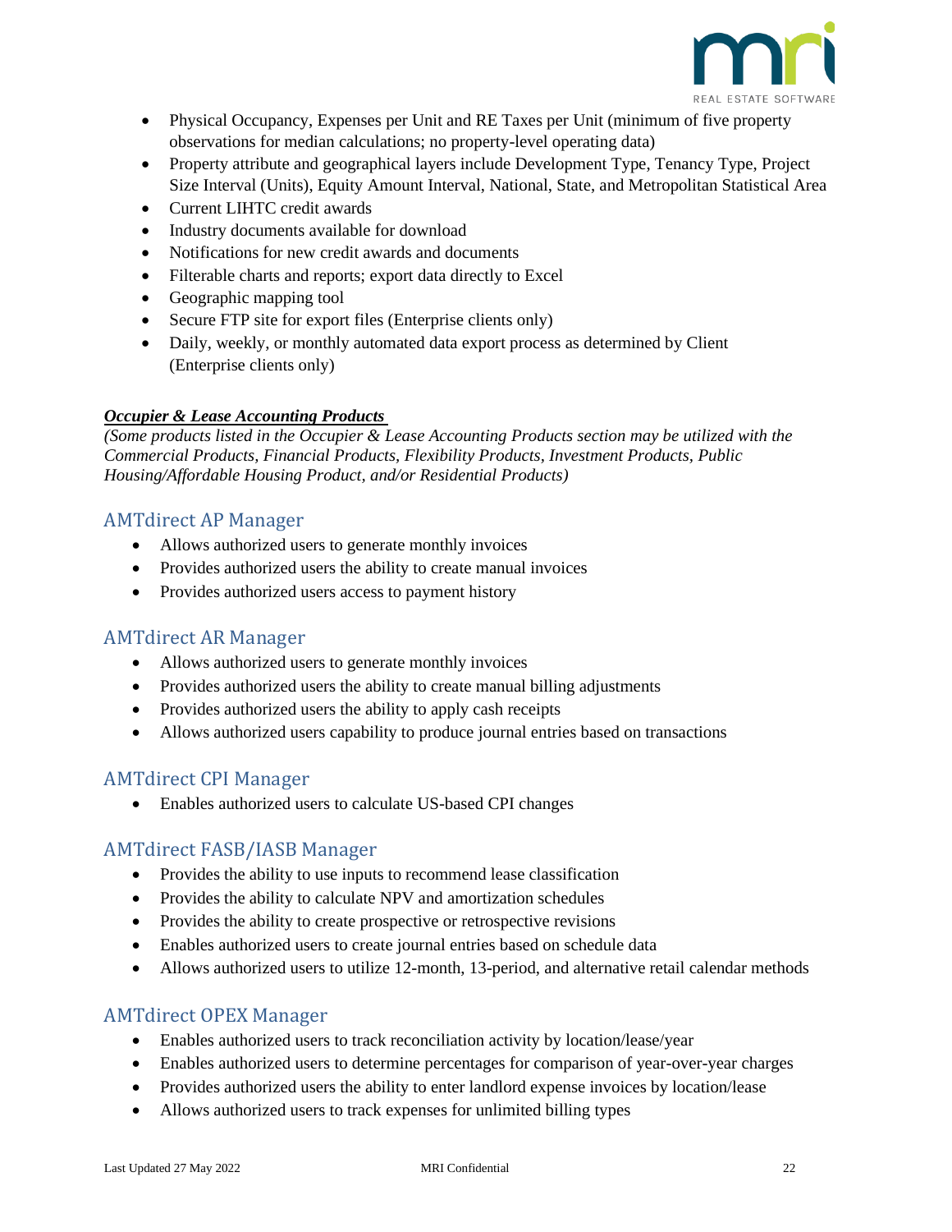- Physical Occupancy, Expenses per Unit and RE Taxes per Unit (minimum of five property observations for median calculations; no property-level operating data)
- Property attribute and geographical layers include Development Type, Tenancy Type, Project Size Interval (Units), Equity Amount Interval, National, State, and Metropolitan Statistical Area
- Current LIHTC credit awards
- Industry documents available for download
- Notifications for new credit awards and documents
- Filterable charts and reports; export data directly to Excel
- Geographic mapping tool
- Secure FTP site for export files (Enterprise clients only)
- Daily, weekly, or monthly automated data export process as determined by Client (Enterprise clients only)

***Occupier & Lease Accounting Products***

*(Some products listed in the Occupier & Lease Accounting Products section may be utilized with the Commercial Products, Financial Products, Flexibility Products, Investment Products, Public Housing/Affordable Housing Product, and/or Residential Products)*

## AMTdirect AP Manager

- Allows authorized users to generate monthly invoices
- Provides authorized users the ability to create manual invoices
- Provides authorized users access to payment history

## AMTdirect AR Manager

- Allows authorized users to generate monthly invoices
- Provides authorized users the ability to create manual billing adjustments
- Provides authorized users the ability to apply cash receipts
- Allows authorized users capability to produce journal entries based on transactions

## AMTdirect CPI Manager

- Enables authorized users to calculate US-based CPI changes

## AMTdirect FASB/IASB Manager

- Provides the ability to use inputs to recommend lease classification
- Provides the ability to calculate NPV and amortization schedules
- Provides the ability to create prospective or retrospective revisions
- Enables authorized users to create journal entries based on schedule data
- Allows authorized users to utilize 12-month, 13-period, and alternative retail calendar methods

## AMTdirect OPEX Manager

- Enables authorized users to track reconciliation activity by location/lease/year
- Enables authorized users to determine percentages for comparison of year-over-year charges
- Provides authorized users the ability to enter landlord expense invoices by location/lease
- Allows authorized users to track expenses for unlimited billing types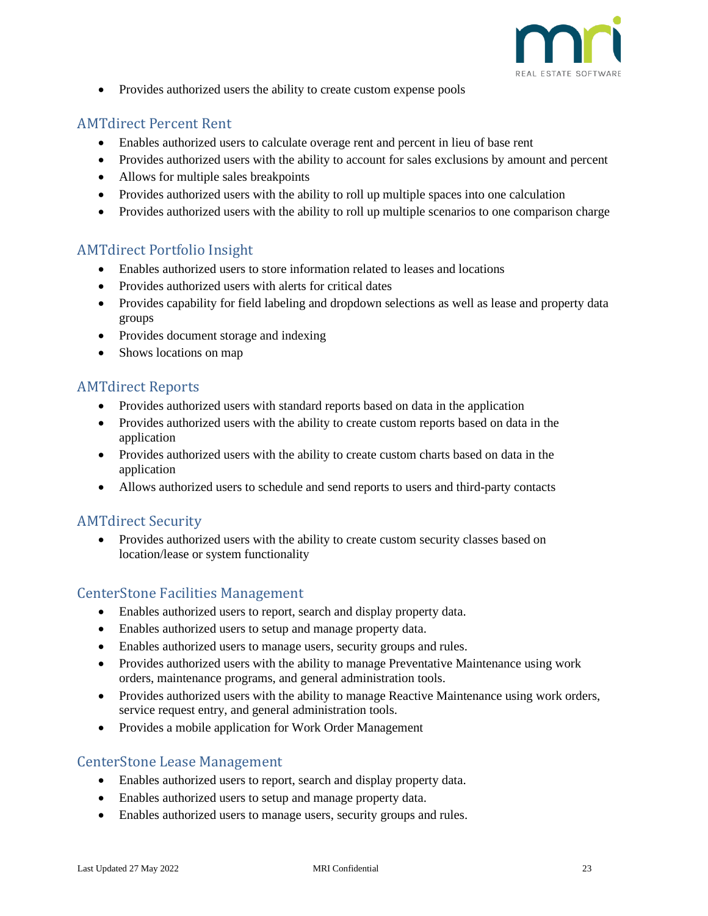- Provides authorized users the ability to create custom expense pools

## AMTdirect Percent Rent

- Enables authorized users to calculate overage rent and percent in lieu of base rent
- Provides authorized users with the ability to account for sales exclusions by amount and percent
- Allows for multiple sales breakpoints
- Provides authorized users with the ability to roll up multiple spaces into one calculation
- Provides authorized users with the ability to roll up multiple scenarios to one comparison charge

## AMTdirect Portfolio Insight

- Enables authorized users to store information related to leases and locations
- Provides authorized users with alerts for critical dates
- Provides capability for field labeling and dropdown selections as well as lease and property data groups
- Provides document storage and indexing
- Shows locations on map

## AMTdirect Reports

- Provides authorized users with standard reports based on data in the application
- Provides authorized users with the ability to create custom reports based on data in the application
- Provides authorized users with the ability to create custom charts based on data in the application
- Allows authorized users to schedule and send reports to users and third-party contacts

## AMTdirect Security

- Provides authorized users with the ability to create custom security classes based on location/lease or system functionality

## CenterStone Facilities Management

- Enables authorized users to report, search and display property data.
- Enables authorized users to setup and manage property data.
- Enables authorized users to manage users, security groups and rules.
- Provides authorized users with the ability to manage Preventative Maintenance using work orders, maintenance programs, and general administration tools.
- Provides authorized users with the ability to manage Reactive Maintenance using work orders, service request entry, and general administration tools.
- Provides a mobile application for Work Order Management

## CenterStone Lease Management

- Enables authorized users to report, search and display property data.
- Enables authorized users to setup and manage property data.
- Enables authorized users to manage users, security groups and rules.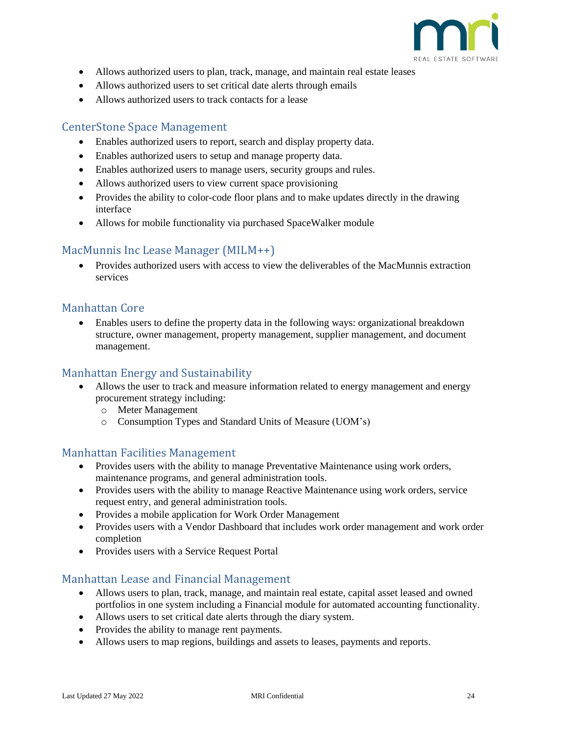- Allows authorized users to plan, track, manage, and maintain real estate leases
- Allows authorized users to set critical date alerts through emails
- Allows authorized users to track contacts for a lease

## CenterStone Space Management

- Enables authorized users to report, search and display property data.
- Enables authorized users to setup and manage property data.
- Enables authorized users to manage users, security groups and rules.
- Allows authorized users to view current space provisioning
- Provides the ability to color-code floor plans and to make updates directly in the drawing interface
- Allows for mobile functionality via purchased SpaceWalker module

## MacMunnis Inc Lease Manager (MILM++)

- Provides authorized users with access to view the deliverables of the MacMunnis extraction services

## Manhattan Core

- Enables users to define the property data in the following ways: organizational breakdown structure, owner management, property management, supplier management, and document management.

## Manhattan Energy and Sustainability

- Allows the user to track and measure information related to energy management and energy procurement strategy including:
  - Meter Management
  - Consumption Types and Standard Units of Measure (UOM's)

## Manhattan Facilities Management

- Provides users with the ability to manage Preventative Maintenance using work orders, maintenance programs, and general administration tools.
- Provides users with the ability to manage Reactive Maintenance using work orders, service request entry, and general administration tools.
- Provides a mobile application for Work Order Management
- Provides users with a Vendor Dashboard that includes work order management and work order completion
- Provides users with a Service Request Portal

## Manhattan Lease and Financial Management

- Allows users to plan, track, manage, and maintain real estate, capital asset leased and owned portfolios in one system including a Financial module for automated accounting functionality.
- Allows users to set critical date alerts through the diary system.
- Provides the ability to manage rent payments.
- Allows users to map regions, buildings and assets to leases, payments and reports.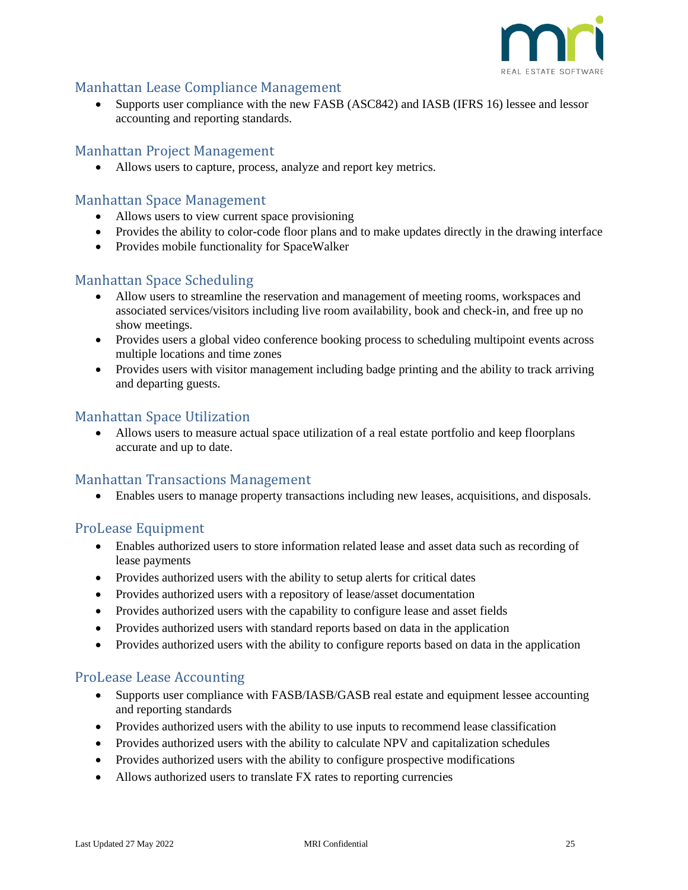## Manhattan Lease Compliance Management

- Supports user compliance with the new FASB (ASC842) and IASB (IFRS 16) lessee and lessor accounting and reporting standards.

## Manhattan Project Management

- Allows users to capture, process, analyze and report key metrics.

## Manhattan Space Management

- Allows users to view current space provisioning
- Provides the ability to color-code floor plans and to make updates directly in the drawing interface
- Provides mobile functionality for SpaceWalker

## Manhattan Space Scheduling

- Allow users to streamline the reservation and management of meeting rooms, workspaces and associated services/visitors including live room availability, book and check-in, and free up no show meetings.
- Provides users a global video conference booking process to scheduling multipoint events across multiple locations and time zones
- Provides users with visitor management including badge printing and the ability to track arriving and departing guests.

## Manhattan Space Utilization

- Allows users to measure actual space utilization of a real estate portfolio and keep floorplans accurate and up to date.

## Manhattan Transactions Management

- Enables users to manage property transactions including new leases, acquisitions, and disposals.

## ProLease Equipment

- Enables authorized users to store information related lease and asset data such as recording of lease payments
- Provides authorized users with the ability to setup alerts for critical dates
- Provides authorized users with a repository of lease/asset documentation
- Provides authorized users with the capability to configure lease and asset fields
- Provides authorized users with standard reports based on data in the application
- Provides authorized users with the ability to configure reports based on data in the application

## ProLease Lease Accounting

- Supports user compliance with FASB/IASB/GASB real estate and equipment lessee accounting and reporting standards
- Provides authorized users with the ability to use inputs to recommend lease classification
- Provides authorized users with the ability to calculate NPV and capitalization schedules
- Provides authorized users with the ability to configure prospective modifications
- Allows authorized users to translate FX rates to reporting currencies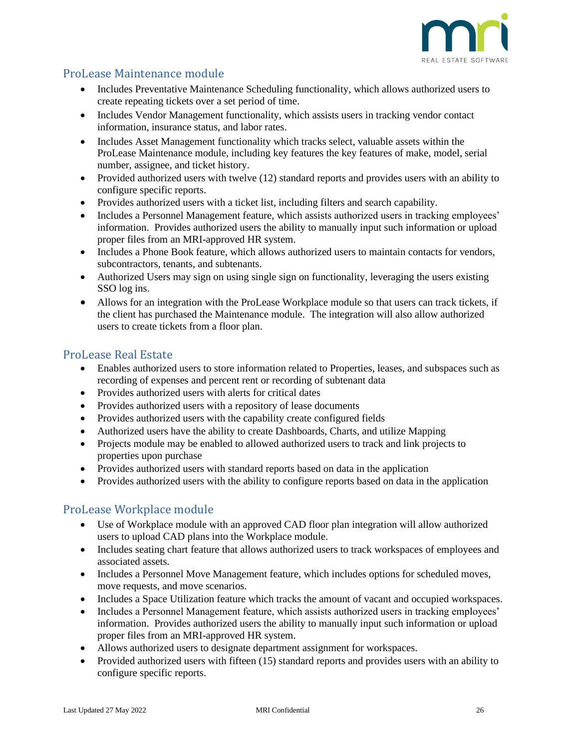## ProLease Maintenance module

- Includes Preventative Maintenance Scheduling functionality, which allows authorized users to create repeating tickets over a set period of time.
- Includes Vendor Management functionality, which assists users in tracking vendor contact information, insurance status, and labor rates.
- Includes Asset Management functionality which tracks select, valuable assets within the ProLease Maintenance module, including key features the key features of make, model, serial number, assignee, and ticket history.
- Provided authorized users with twelve (12) standard reports and provides users with an ability to configure specific reports.
- Provides authorized users with a ticket list, including filters and search capability.
- Includes a Personnel Management feature, which assists authorized users in tracking employees' information. Provides authorized users the ability to manually input such information or upload proper files from an MRI-approved HR system.
- Includes a Phone Book feature, which allows authorized users to maintain contacts for vendors, subcontractors, tenants, and subtenants.
- Authorized Users may sign on using single sign on functionality, leveraging the users existing SSO log ins.
- Allows for an integration with the ProLease Workplace module so that users can track tickets, if the client has purchased the Maintenance module. The integration will also allow authorized users to create tickets from a floor plan.

## ProLease Real Estate

- Enables authorized users to store information related to Properties, leases, and subspaces such as recording of expenses and percent rent or recording of subtenant data
- Provides authorized users with alerts for critical dates
- Provides authorized users with a repository of lease documents
- Provides authorized users with the capability create configured fields
- Authorized users have the ability to create Dashboards, Charts, and utilize Mapping
- Projects module may be enabled to allowed authorized users to track and link projects to properties upon purchase
- Provides authorized users with standard reports based on data in the application
- Provides authorized users with the ability to configure reports based on data in the application

## ProLease Workplace module

- Use of Workplace module with an approved CAD floor plan integration will allow authorized users to upload CAD plans into the Workplace module.
- Includes seating chart feature that allows authorized users to track workspaces of employees and associated assets.
- Includes a Personnel Move Management feature, which includes options for scheduled moves, move requests, and move scenarios.
- Includes a Space Utilization feature which tracks the amount of vacant and occupied workspaces.
- Includes a Personnel Management feature, which assists authorized users in tracking employees' information. Provides authorized users the ability to manually input such information or upload proper files from an MRI-approved HR system.
- Allows authorized users to designate department assignment for workspaces.
- Provided authorized users with fifteen (15) standard reports and provides users with an ability to configure specific reports.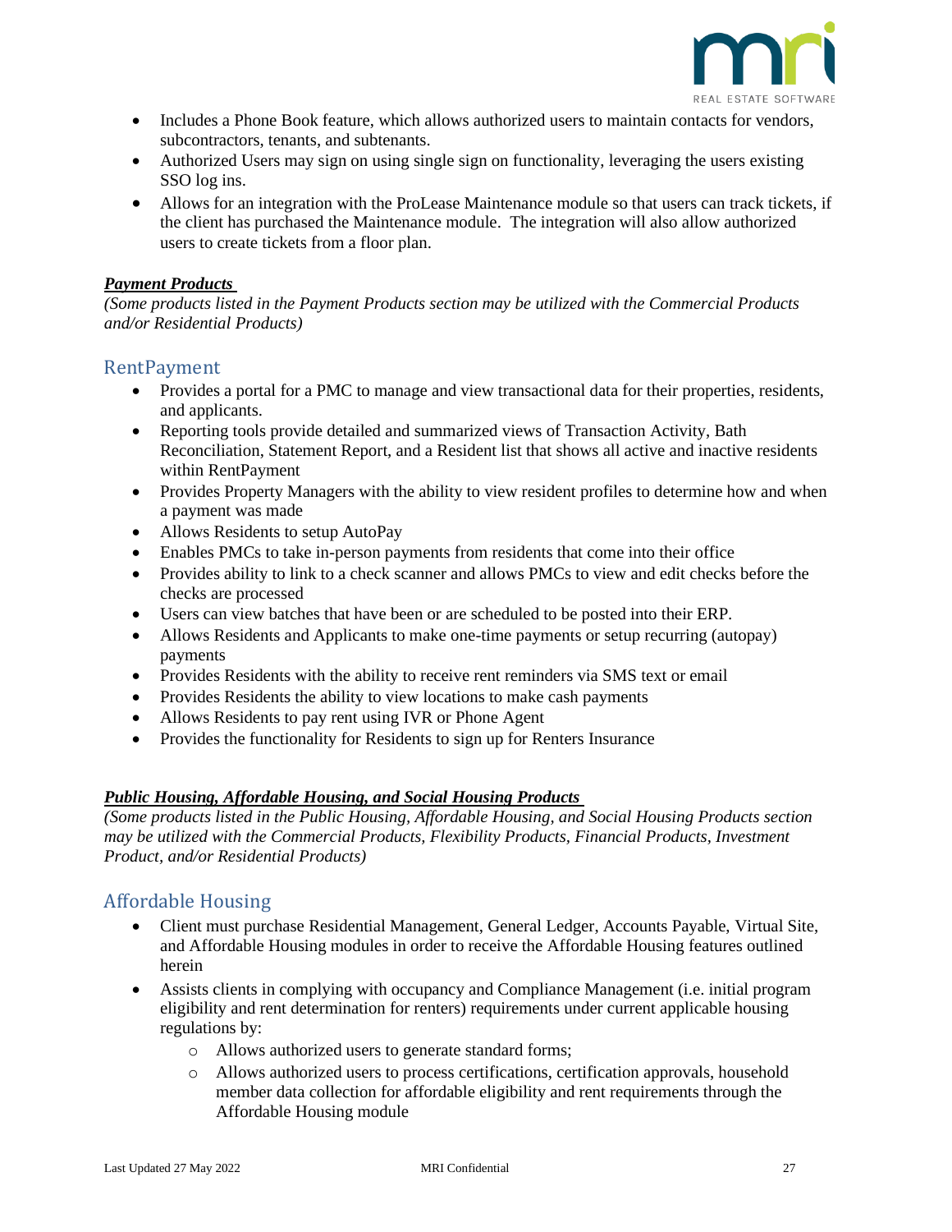- Includes a Phone Book feature, which allows authorized users to maintain contacts for vendors, subcontractors, tenants, and subtenants.
- Authorized Users may sign on using single sign on functionality, leveraging the users existing SSO log ins.
- Allows for an integration with the ProLease Maintenance module so that users can track tickets, if the client has purchased the Maintenance module. The integration will also allow authorized users to create tickets from a floor plan.

***Payment Products***

*(Some products listed in the Payment Products section may be utilized with the Commercial Products and/or Residential Products)*

## RentPayment

- Provides a portal for a PMC to manage and view transactional data for their properties, residents, and applicants.
- Reporting tools provide detailed and summarized views of Transaction Activity, Bath Reconciliation, Statement Report, and a Resident list that shows all active and inactive residents within RentPayment
- Provides Property Managers with the ability to view resident profiles to determine how and when a payment was made
- Allows Residents to setup AutoPay
- Enables PMCs to take in-person payments from residents that come into their office
- Provides ability to link to a check scanner and allows PMCs to view and edit checks before the checks are processed
- Users can view batches that have been or are scheduled to be posted into their ERP.
- Allows Residents and Applicants to make one-time payments or setup recurring (autopay) payments
- Provides Residents with the ability to receive rent reminders via SMS text or email
- Provides Residents the ability to view locations to make cash payments
- Allows Residents to pay rent using IVR or Phone Agent
- Provides the functionality for Residents to sign up for Renters Insurance

***Public Housing, Affordable Housing, and Social Housing Products***

*(Some products listed in the Public Housing, Affordable Housing, and Social Housing Products section may be utilized with the Commercial Products, Flexibility Products, Financial Products, Investment Product, and/or Residential Products)*

## Affordable Housing

- Client must purchase Residential Management, General Ledger, Accounts Payable, Virtual Site, and Affordable Housing modules in order to receive the Affordable Housing features outlined herein
- Assists clients in complying with occupancy and Compliance Management (i.e. initial program eligibility and rent determination for renters) requirements under current applicable housing regulations by:
  - Allows authorized users to generate standard forms;
  - Allows authorized users to process certifications, certification approvals, household member data collection for affordable eligibility and rent requirements through the Affordable Housing module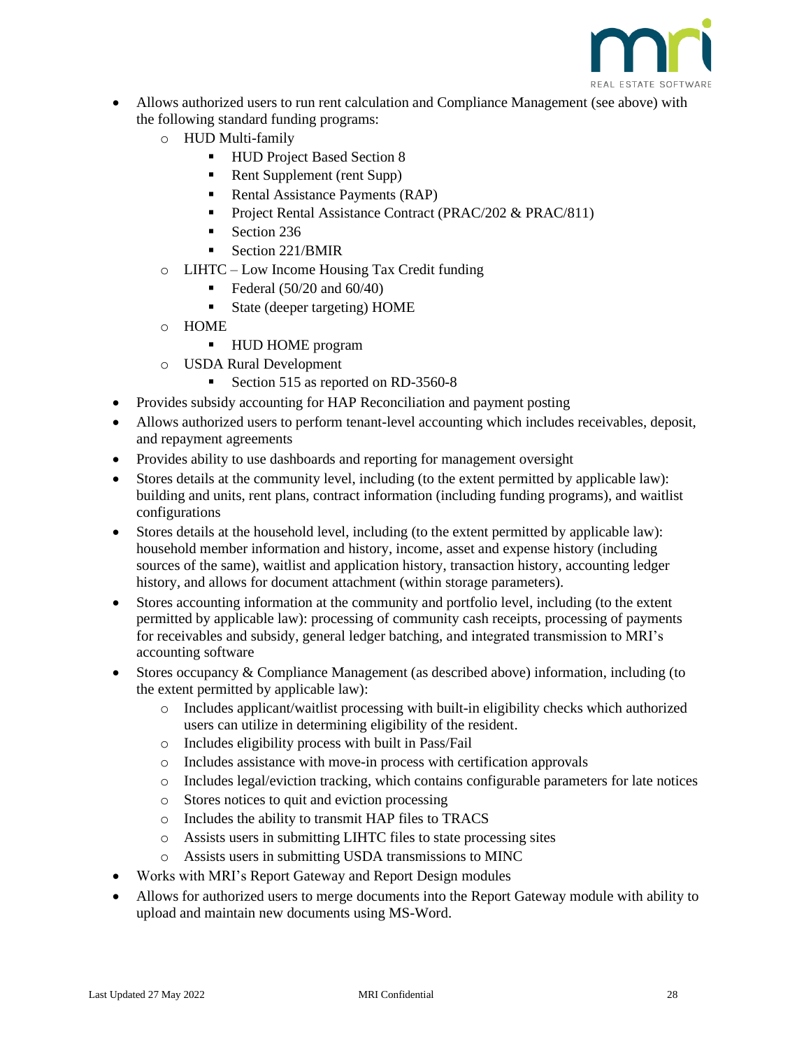- Allows authorized users to run rent calculation and Compliance Management (see above) with the following standard funding programs:
  - HUD Multi-family
    - HUD Project Based Section 8
    - Rent Supplement (rent Supp)
    - Rental Assistance Payments (RAP)
    - Project Rental Assistance Contract (PRAC/202 & PRAC/811)
    - Section 236
    - Section 221/BMIR
  - LIHTC – Low Income Housing Tax Credit funding
    - Federal (50/20 and 60/40)
    - State (deeper targeting) HOME
  - HOME
    - HUD HOME program
  - USDA Rural Development
    - Section 515 as reported on RD-3560-8
- Provides subsidy accounting for HAP Reconciliation and payment posting
- Allows authorized users to perform tenant-level accounting which includes receivables, deposit, and repayment agreements
- Provides ability to use dashboards and reporting for management oversight
- Stores details at the community level, including (to the extent permitted by applicable law): building and units, rent plans, contract information (including funding programs), and waitlist configurations
- Stores details at the household level, including (to the extent permitted by applicable law): household member information and history, income, asset and expense history (including sources of the same), waitlist and application history, transaction history, accounting ledger history, and allows for document attachment (within storage parameters).
- Stores accounting information at the community and portfolio level, including (to the extent permitted by applicable law): processing of community cash receipts, processing of payments for receivables and subsidy, general ledger batching, and integrated transmission to MRI's accounting software
- Stores occupancy & Compliance Management (as described above) information, including (to the extent permitted by applicable law):
  - Includes applicant/waitlist processing with built-in eligibility checks which authorized users can utilize in determining eligibility of the resident.
  - Includes eligibility process with built in Pass/Fail
  - Includes assistance with move-in process with certification approvals
  - Includes legal/eviction tracking, which contains configurable parameters for late notices
  - Stores notices to quit and eviction processing
  - Includes the ability to transmit HAP files to TRACS
  - Assists users in submitting LIHTC files to state processing sites
  - Assists users in submitting USDA transmissions to MINC
- Works with MRI's Report Gateway and Report Design modules
- Allows for authorized users to merge documents into the Report Gateway module with ability to upload and maintain new documents using MS-Word.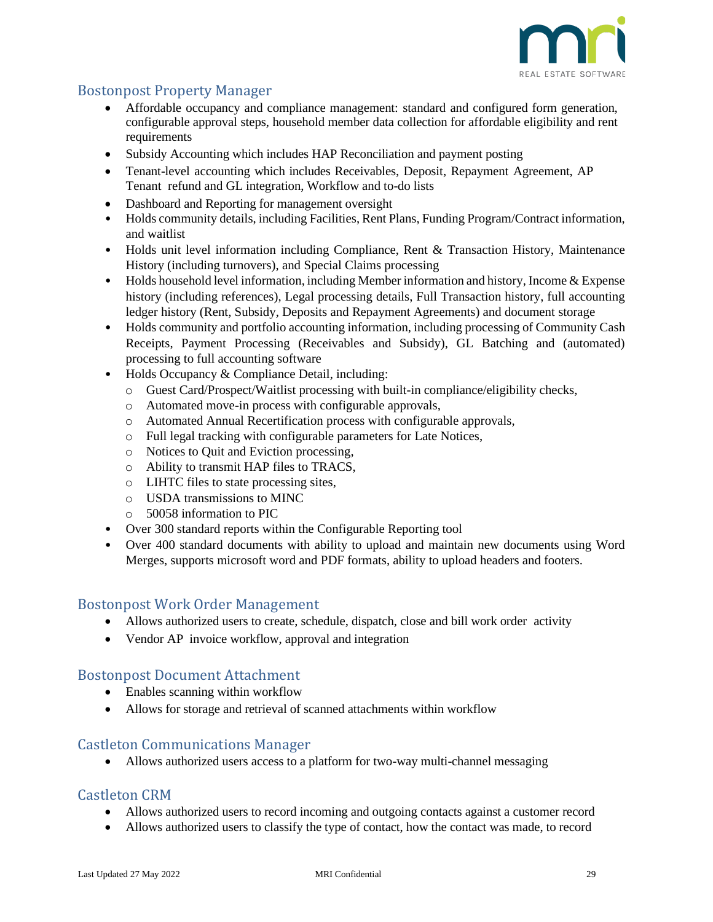## Bostonpost Property Manager

- Affordable occupancy and compliance management: standard and configured form generation, configurable approval steps, household member data collection for affordable eligibility and rent requirements
- Subsidy Accounting which includes HAP Reconciliation and payment posting
- Tenant-level accounting which includes Receivables, Deposit, Repayment Agreement, AP Tenant refund and GL integration, Workflow and to-do lists
- Dashboard and Reporting for management oversight
- Holds community details, including Facilities, Rent Plans, Funding Program/Contract information, and waitlist
- Holds unit level information including Compliance, Rent & Transaction History, Maintenance History (including turnovers), and Special Claims processing
- Holds household level information, including Member information and history, Income & Expense history (including references), Legal processing details, Full Transaction history, full accounting ledger history (Rent, Subsidy, Deposits and Repayment Agreements) and document storage
- Holds community and portfolio accounting information, including processing of Community Cash Receipts, Payment Processing (Receivables and Subsidy), GL Batching and (automated) processing to full accounting software
- Holds Occupancy & Compliance Detail, including:
  - Guest Card/Prospect/Waitlist processing with built-in compliance/eligibility checks,
  - Automated move-in process with configurable approvals,
  - Automated Annual Recertification process with configurable approvals,
  - Full legal tracking with configurable parameters for Late Notices,
  - Notices to Quit and Eviction processing,
  - Ability to transmit HAP files to TRACS,
  - LIHTC files to state processing sites,
  - USDA transmissions to MINC
  - 50058 information to PIC
- Over 300 standard reports within the Configurable Reporting tool
- Over 400 standard documents with ability to upload and maintain new documents using Word Merges, supports microsoft word and PDF formats, ability to upload headers and footers.

## Bostonpost Work Order Management

- Allows authorized users to create, schedule, dispatch, close and bill work order activity
- Vendor AP invoice workflow, approval and integration

## Bostonpost Document Attachment

- Enables scanning within workflow
- Allows for storage and retrieval of scanned attachments within workflow

## Castleton Communications Manager

- Allows authorized users access to a platform for two-way multi-channel messaging

## Castleton CRM

- Allows authorized users to record incoming and outgoing contacts against a customer record
- Allows authorized users to classify the type of contact, how the contact was made, to record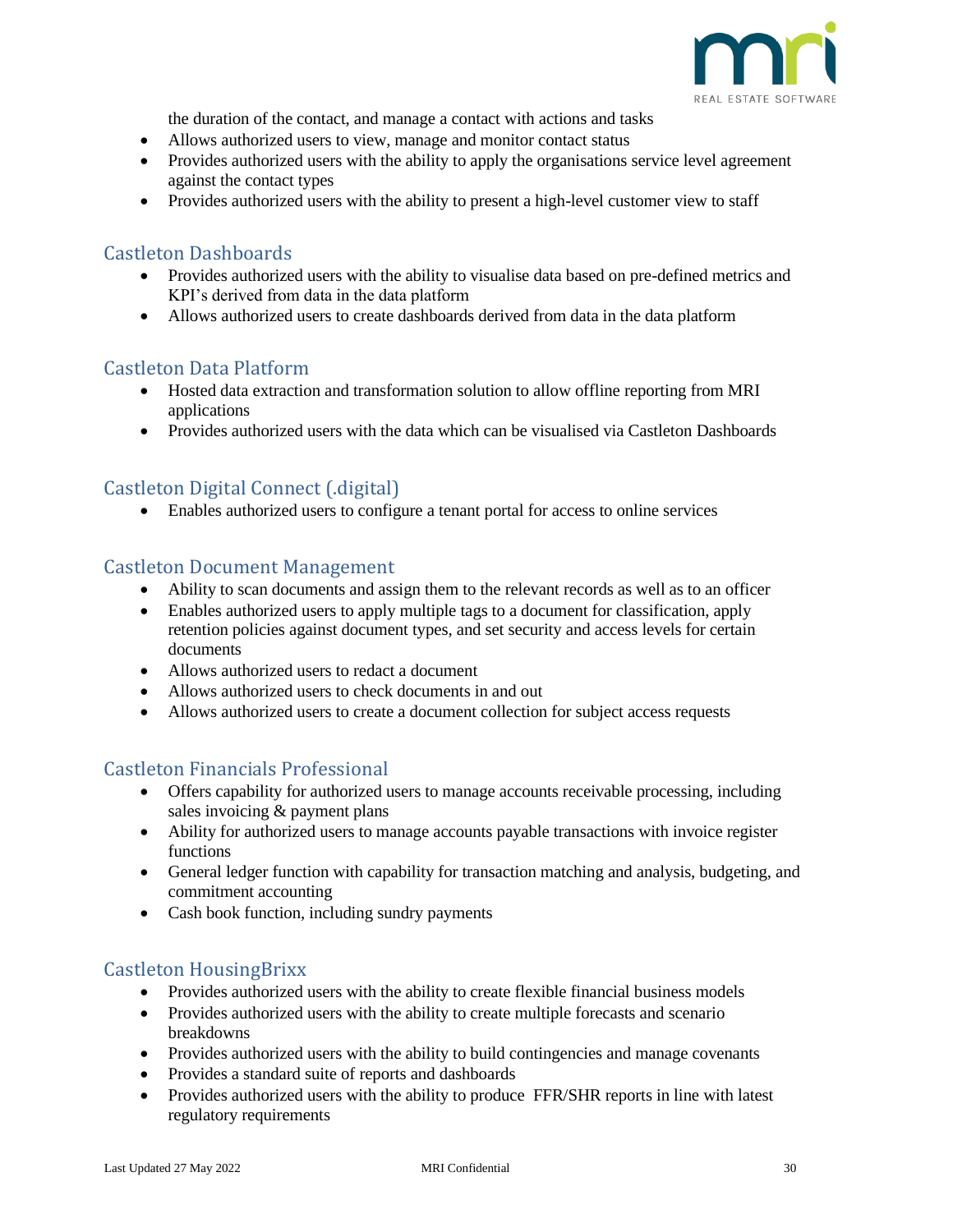the duration of the contact, and manage a contact with actions and tasks

- Allows authorized users to view, manage and monitor contact status
- Provides authorized users with the ability to apply the organisations service level agreement against the contact types
- Provides authorized users with the ability to present a high-level customer view to staff

## Castleton Dashboards

- Provides authorized users with the ability to visualise data based on pre-defined metrics and KPI's derived from data in the data platform
- Allows authorized users to create dashboards derived from data in the data platform

## Castleton Data Platform

- Hosted data extraction and transformation solution to allow offline reporting from MRI applications
- Provides authorized users with the data which can be visualised via Castleton Dashboards

## Castleton Digital Connect (.digital)

- Enables authorized users to configure a tenant portal for access to online services

## Castleton Document Management

- Ability to scan documents and assign them to the relevant records as well as to an officer
- Enables authorized users to apply multiple tags to a document for classification, apply retention policies against document types, and set security and access levels for certain documents
- Allows authorized users to redact a document
- Allows authorized users to check documents in and out
- Allows authorized users to create a document collection for subject access requests

## Castleton Financials Professional

- Offers capability for authorized users to manage accounts receivable processing, including sales invoicing & payment plans
- Ability for authorized users to manage accounts payable transactions with invoice register functions
- General ledger function with capability for transaction matching and analysis, budgeting, and commitment accounting
- Cash book function, including sundry payments

## Castleton HousingBrixx

- Provides authorized users with the ability to create flexible financial business models
- Provides authorized users with the ability to create multiple forecasts and scenario breakdowns
- Provides authorized users with the ability to build contingencies and manage covenants
- Provides a standard suite of reports and dashboards
- Provides authorized users with the ability to produce FFR/SHR reports in line with latest regulatory requirements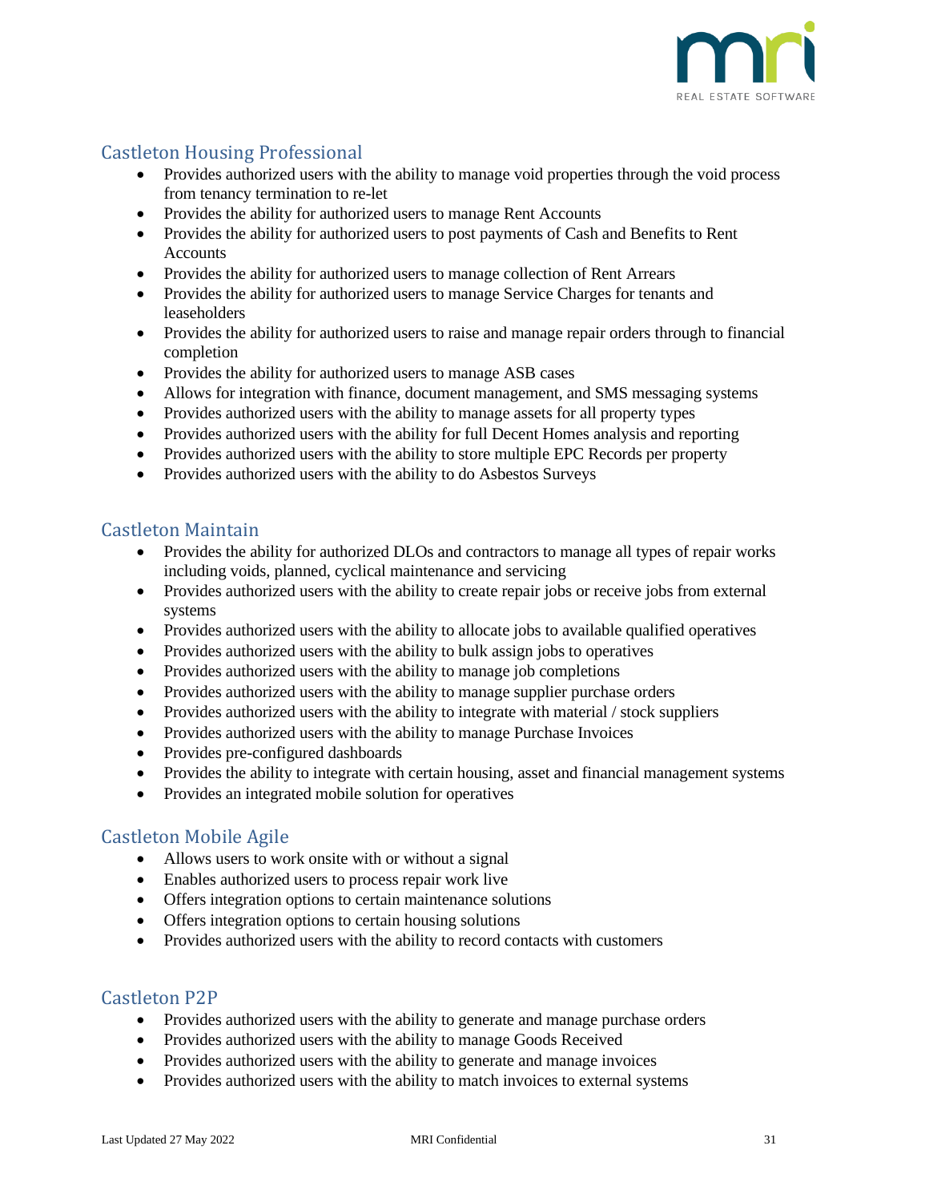## Castleton Housing Professional

- Provides authorized users with the ability to manage void properties through the void process from tenancy termination to re-let
- Provides the ability for authorized users to manage Rent Accounts
- Provides the ability for authorized users to post payments of Cash and Benefits to Rent Accounts
- Provides the ability for authorized users to manage collection of Rent Arrears
- Provides the ability for authorized users to manage Service Charges for tenants and leaseholders
- Provides the ability for authorized users to raise and manage repair orders through to financial completion
- Provides the ability for authorized users to manage ASB cases
- Allows for integration with finance, document management, and SMS messaging systems
- Provides authorized users with the ability to manage assets for all property types
- Provides authorized users with the ability for full Decent Homes analysis and reporting
- Provides authorized users with the ability to store multiple EPC Records per property
- Provides authorized users with the ability to do Asbestos Surveys

## Castleton Maintain

- Provides the ability for authorized DLOs and contractors to manage all types of repair works including voids, planned, cyclical maintenance and servicing
- Provides authorized users with the ability to create repair jobs or receive jobs from external systems
- Provides authorized users with the ability to allocate jobs to available qualified operatives
- Provides authorized users with the ability to bulk assign jobs to operatives
- Provides authorized users with the ability to manage job completions
- Provides authorized users with the ability to manage supplier purchase orders
- Provides authorized users with the ability to integrate with material / stock suppliers
- Provides authorized users with the ability to manage Purchase Invoices
- Provides pre-configured dashboards
- Provides the ability to integrate with certain housing, asset and financial management systems
- Provides an integrated mobile solution for operatives

## Castleton Mobile Agile

- Allows users to work onsite with or without a signal
- Enables authorized users to process repair work live
- Offers integration options to certain maintenance solutions
- Offers integration options to certain housing solutions
- Provides authorized users with the ability to record contacts with customers

## Castleton P2P

- Provides authorized users with the ability to generate and manage purchase orders
- Provides authorized users with the ability to manage Goods Received
- Provides authorized users with the ability to generate and manage invoices
- Provides authorized users with the ability to match invoices to external systems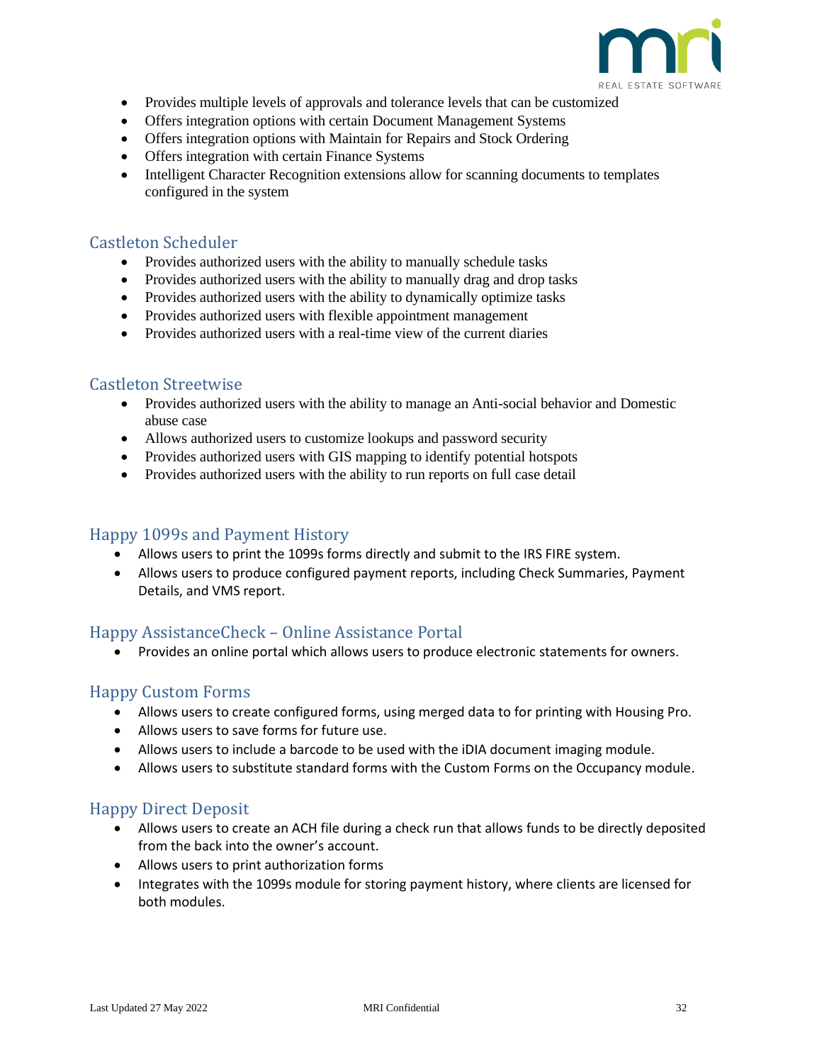- Provides multiple levels of approvals and tolerance levels that can be customized
- Offers integration options with certain Document Management Systems
- Offers integration options with Maintain for Repairs and Stock Ordering
- Offers integration with certain Finance Systems
- Intelligent Character Recognition extensions allow for scanning documents to templates configured in the system

## Castleton Scheduler

- Provides authorized users with the ability to manually schedule tasks
- Provides authorized users with the ability to manually drag and drop tasks
- Provides authorized users with the ability to dynamically optimize tasks
- Provides authorized users with flexible appointment management
- Provides authorized users with a real-time view of the current diaries

## Castleton Streetwise

- Provides authorized users with the ability to manage an Anti-social behavior and Domestic abuse case
- Allows authorized users to customize lookups and password security
- Provides authorized users with GIS mapping to identify potential hotspots
- Provides authorized users with the ability to run reports on full case detail

## Happy 1099s and Payment History

- Allows users to print the 1099s forms directly and submit to the IRS FIRE system.
- Allows users to produce configured payment reports, including Check Summaries, Payment Details, and VMS report.

## Happy AssistanceCheck – Online Assistance Portal

- Provides an online portal which allows users to produce electronic statements for owners.

## Happy Custom Forms

- Allows users to create configured forms, using merged data to for printing with Housing Pro.
- Allows users to save forms for future use.
- Allows users to include a barcode to be used with the iDIA document imaging module.
- Allows users to substitute standard forms with the Custom Forms on the Occupancy module.

## Happy Direct Deposit

- Allows users to create an ACH file during a check run that allows funds to be directly deposited from the back into the owner's account.
- Allows users to print authorization forms
- Integrates with the 1099s module for storing payment history, where clients are licensed for both modules.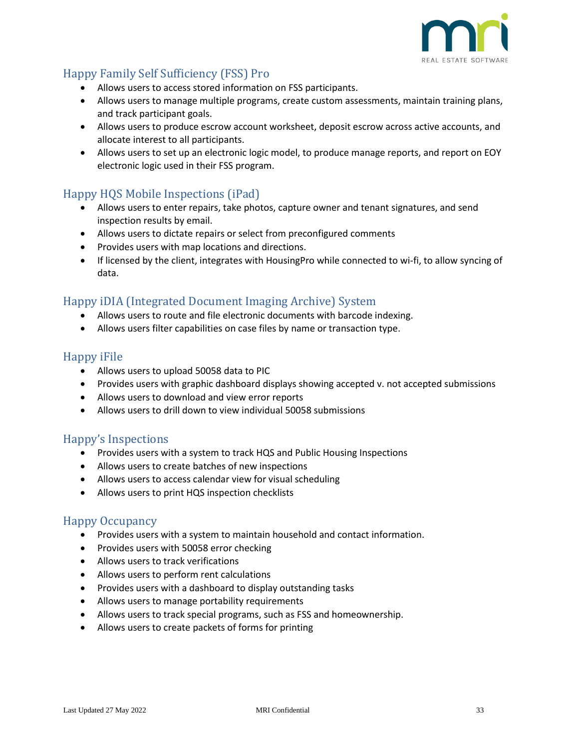## Happy Family Self Sufficiency (FSS) Pro

- Allows users to access stored information on FSS participants.
- Allows users to manage multiple programs, create custom assessments, maintain training plans, and track participant goals.
- Allows users to produce escrow account worksheet, deposit escrow across active accounts, and allocate interest to all participants.
- Allows users to set up an electronic logic model, to produce manage reports, and report on EOY electronic logic used in their FSS program.

## Happy HQS Mobile Inspections (iPad)

- Allows users to enter repairs, take photos, capture owner and tenant signatures, and send inspection results by email.
- Allows users to dictate repairs or select from preconfigured comments
- Provides users with map locations and directions.
- If licensed by the client, integrates with HousingPro while connected to wi-fi, to allow syncing of data.

## Happy iDIA (Integrated Document Imaging Archive) System

- Allows users to route and file electronic documents with barcode indexing.
- Allows users filter capabilities on case files by name or transaction type.

## Happy iFile

- Allows users to upload 50058 data to PIC
- Provides users with graphic dashboard displays showing accepted v. not accepted submissions
- Allows users to download and view error reports
- Allows users to drill down to view individual 50058 submissions

## Happy's Inspections

- Provides users with a system to track HQS and Public Housing Inspections
- Allows users to create batches of new inspections
- Allows users to access calendar view for visual scheduling
- Allows users to print HQS inspection checklists

## Happy Occupancy

- Provides users with a system to maintain household and contact information.
- Provides users with 50058 error checking
- Allows users to track verifications
- Allows users to perform rent calculations
- Provides users with a dashboard to display outstanding tasks
- Allows users to manage portability requirements
- Allows users to track special programs, such as FSS and homeownership.
- Allows users to create packets of forms for printing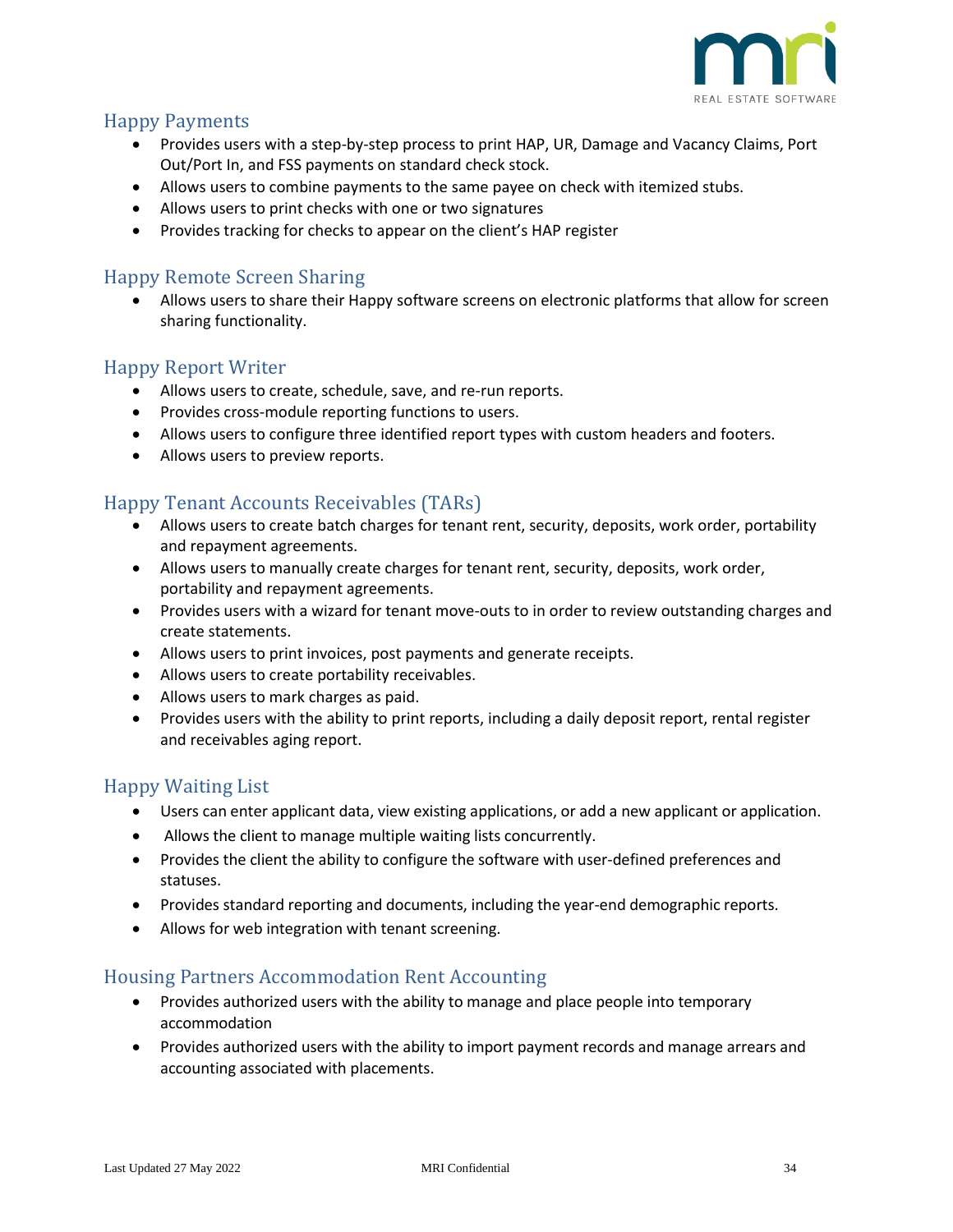## Happy Payments

- Provides users with a step-by-step process to print HAP, UR, Damage and Vacancy Claims, Port Out/Port In, and FSS payments on standard check stock.
- Allows users to combine payments to the same payee on check with itemized stubs.
- Allows users to print checks with one or two signatures
- Provides tracking for checks to appear on the client's HAP register

## Happy Remote Screen Sharing

- Allows users to share their Happy software screens on electronic platforms that allow for screen sharing functionality.

## Happy Report Writer

- Allows users to create, schedule, save, and re-run reports.
- Provides cross-module reporting functions to users.
- Allows users to configure three identified report types with custom headers and footers.
- Allows users to preview reports.

## Happy Tenant Accounts Receivables (TARs)

- Allows users to create batch charges for tenant rent, security, deposits, work order, portability and repayment agreements.
- Allows users to manually create charges for tenant rent, security, deposits, work order, portability and repayment agreements.
- Provides users with a wizard for tenant move-outs to in order to review outstanding charges and create statements.
- Allows users to print invoices, post payments and generate receipts.
- Allows users to create portability receivables.
- Allows users to mark charges as paid.
- Provides users with the ability to print reports, including a daily deposit report, rental register and receivables aging report.

## Happy Waiting List

- Users can enter applicant data, view existing applications, or add a new applicant or application.
- Allows the client to manage multiple waiting lists concurrently.
- Provides the client the ability to configure the software with user-defined preferences and statuses.
- Provides standard reporting and documents, including the year-end demographic reports.
- Allows for web integration with tenant screening.

## Housing Partners Accommodation Rent Accounting

- Provides authorized users with the ability to manage and place people into temporary accommodation
- Provides authorized users with the ability to import payment records and manage arrears and accounting associated with placements.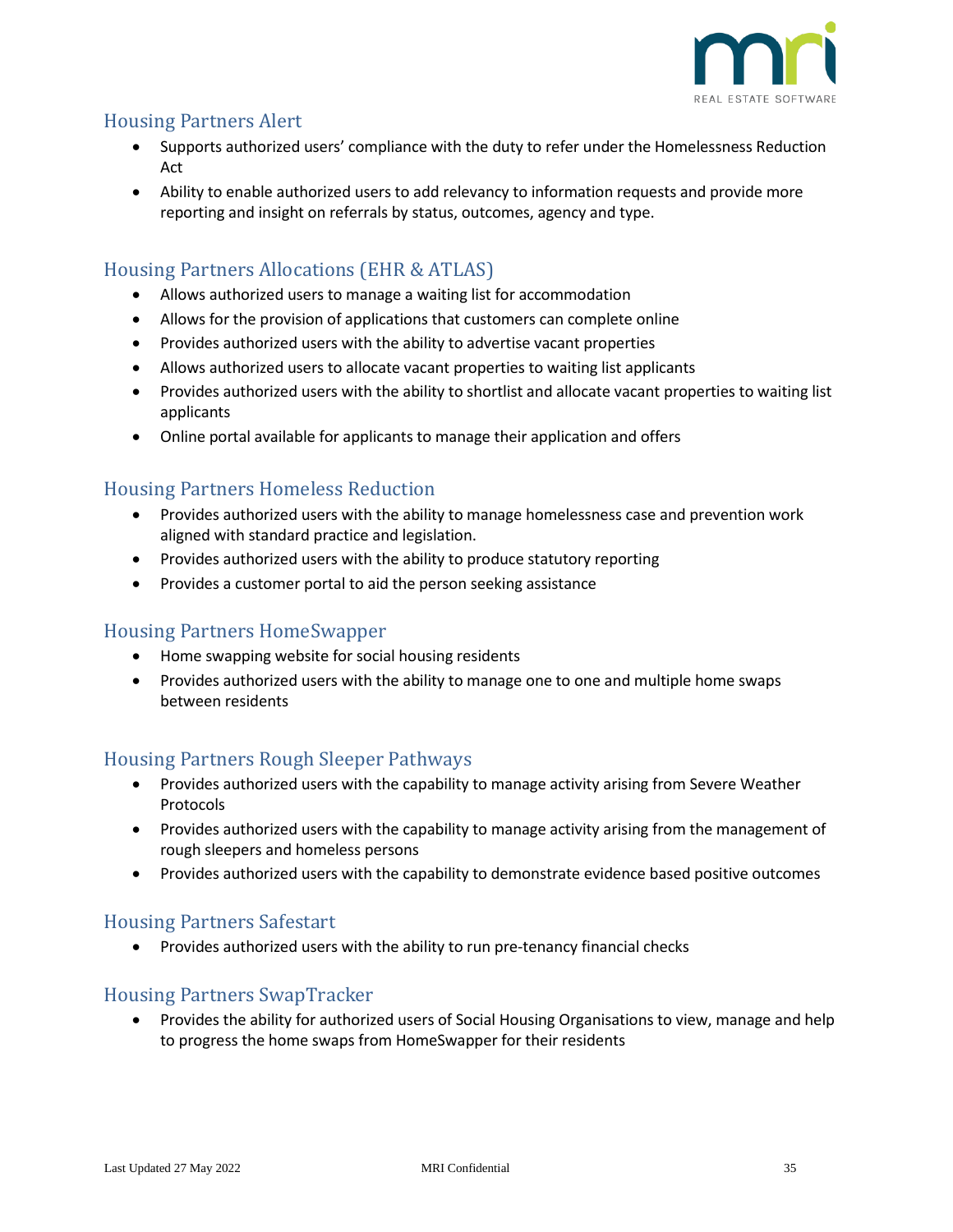## Housing Partners Alert

- Supports authorized users' compliance with the duty to refer under the Homelessness Reduction Act
- Ability to enable authorized users to add relevancy to information requests and provide more reporting and insight on referrals by status, outcomes, agency and type.

## Housing Partners Allocations (EHR & ATLAS)

- Allows authorized users to manage a waiting list for accommodation
- Allows for the provision of applications that customers can complete online
- Provides authorized users with the ability to advertise vacant properties
- Allows authorized users to allocate vacant properties to waiting list applicants
- Provides authorized users with the ability to shortlist and allocate vacant properties to waiting list applicants
- Online portal available for applicants to manage their application and offers

## Housing Partners Homeless Reduction

- Provides authorized users with the ability to manage homelessness case and prevention work aligned with standard practice and legislation.
- Provides authorized users with the ability to produce statutory reporting
- Provides a customer portal to aid the person seeking assistance

## Housing Partners HomeSwapper

- Home swapping website for social housing residents
- Provides authorized users with the ability to manage one to one and multiple home swaps between residents

## Housing Partners Rough Sleeper Pathways

- Provides authorized users with the capability to manage activity arising from Severe Weather Protocols
- Provides authorized users with the capability to manage activity arising from the management of rough sleepers and homeless persons
- Provides authorized users with the capability to demonstrate evidence based positive outcomes

## Housing Partners Safestart

- Provides authorized users with the ability to run pre-tenancy financial checks

## Housing Partners SwapTracker

- Provides the ability for authorized users of Social Housing Organisations to view, manage and help to progress the home swaps from HomeSwapper for their residents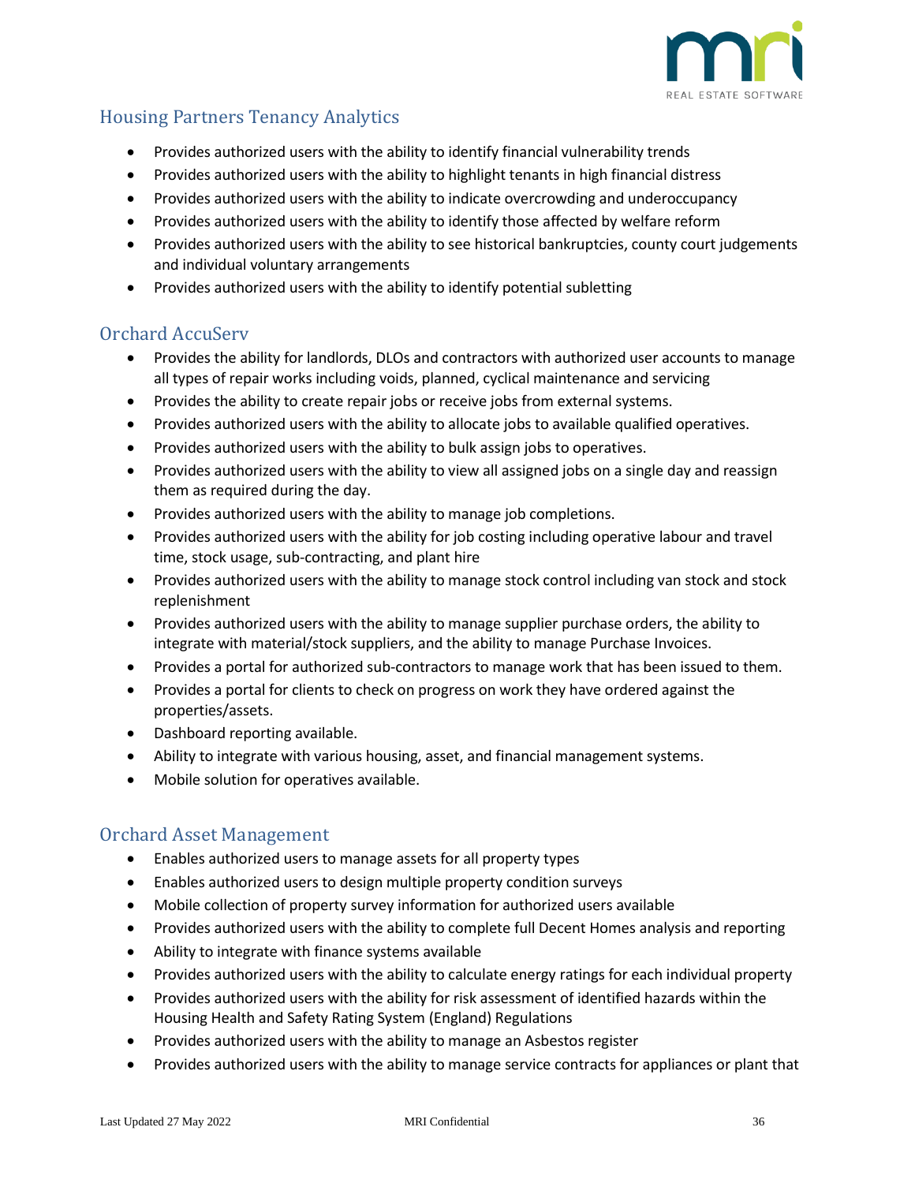## Housing Partners Tenancy Analytics

- Provides authorized users with the ability to identify financial vulnerability trends
- Provides authorized users with the ability to highlight tenants in high financial distress
- Provides authorized users with the ability to indicate overcrowding and underoccupancy
- Provides authorized users with the ability to identify those affected by welfare reform
- Provides authorized users with the ability to see historical bankruptcies, county court judgements and individual voluntary arrangements
- Provides authorized users with the ability to identify potential subletting

## Orchard AccuServ

- Provides the ability for landlords, DLOs and contractors with authorized user accounts to manage all types of repair works including voids, planned, cyclical maintenance and servicing
- Provides the ability to create repair jobs or receive jobs from external systems.
- Provides authorized users with the ability to allocate jobs to available qualified operatives.
- Provides authorized users with the ability to bulk assign jobs to operatives.
- Provides authorized users with the ability to view all assigned jobs on a single day and reassign them as required during the day.
- Provides authorized users with the ability to manage job completions.
- Provides authorized users with the ability for job costing including operative labour and travel time, stock usage, sub-contracting, and plant hire
- Provides authorized users with the ability to manage stock control including van stock and stock replenishment
- Provides authorized users with the ability to manage supplier purchase orders, the ability to integrate with material/stock suppliers, and the ability to manage Purchase Invoices.
- Provides a portal for authorized sub-contractors to manage work that has been issued to them.
- Provides a portal for clients to check on progress on work they have ordered against the properties/assets.
- Dashboard reporting available.
- Ability to integrate with various housing, asset, and financial management systems.
- Mobile solution for operatives available.

## Orchard Asset Management

- Enables authorized users to manage assets for all property types
- Enables authorized users to design multiple property condition surveys
- Mobile collection of property survey information for authorized users available
- Provides authorized users with the ability to complete full Decent Homes analysis and reporting
- Ability to integrate with finance systems available
- Provides authorized users with the ability to calculate energy ratings for each individual property
- Provides authorized users with the ability for risk assessment of identified hazards within the Housing Health and Safety Rating System (England) Regulations
- Provides authorized users with the ability to manage an Asbestos register
- Provides authorized users with the ability to manage service contracts for appliances or plant that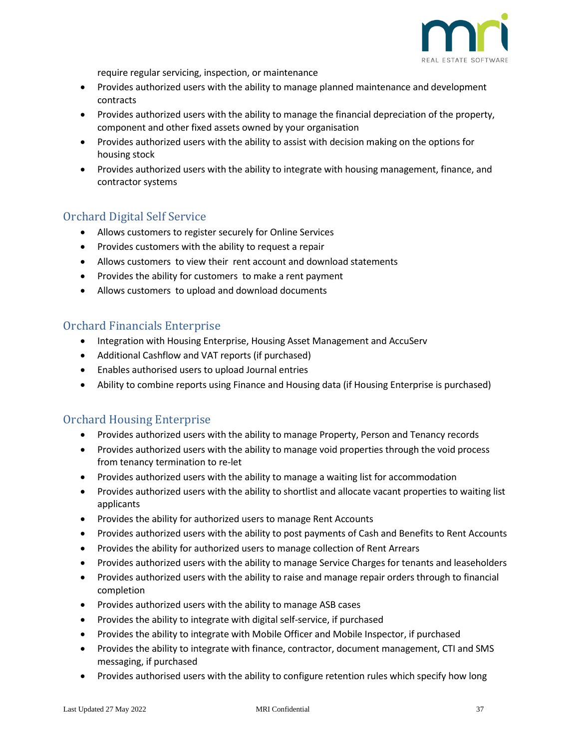require regular servicing, inspection, or maintenance

- Provides authorized users with the ability to manage planned maintenance and development contracts
- Provides authorized users with the ability to manage the financial depreciation of the property, component and other fixed assets owned by your organisation
- Provides authorized users with the ability to assist with decision making on the options for housing stock
- Provides authorized users with the ability to integrate with housing management, finance, and contractor systems

## Orchard Digital Self Service

- Allows customers to register securely for Online Services
- Provides customers with the ability to request a repair
- Allows customers to view their rent account and download statements
- Provides the ability for customers to make a rent payment
- Allows customers to upload and download documents

## Orchard Financials Enterprise

- Integration with Housing Enterprise, Housing Asset Management and AccuServ
- Additional Cashflow and VAT reports (if purchased)
- Enables authorised users to upload Journal entries
- Ability to combine reports using Finance and Housing data (if Housing Enterprise is purchased)

## Orchard Housing Enterprise

- Provides authorized users with the ability to manage Property, Person and Tenancy records
- Provides authorized users with the ability to manage void properties through the void process from tenancy termination to re-let
- Provides authorized users with the ability to manage a waiting list for accommodation
- Provides authorized users with the ability to shortlist and allocate vacant properties to waiting list applicants
- Provides the ability for authorized users to manage Rent Accounts
- Provides authorized users with the ability to post payments of Cash and Benefits to Rent Accounts
- Provides the ability for authorized users to manage collection of Rent Arrears
- Provides authorized users with the ability to manage Service Charges for tenants and leaseholders
- Provides authorized users with the ability to raise and manage repair orders through to financial completion
- Provides authorized users with the ability to manage ASB cases
- Provides the ability to integrate with digital self-service, if purchased
- Provides the ability to integrate with Mobile Officer and Mobile Inspector, if purchased
- Provides the ability to integrate with finance, contractor, document management, CTI and SMS messaging, if purchased
- Provides authorised users with the ability to configure retention rules which specify how long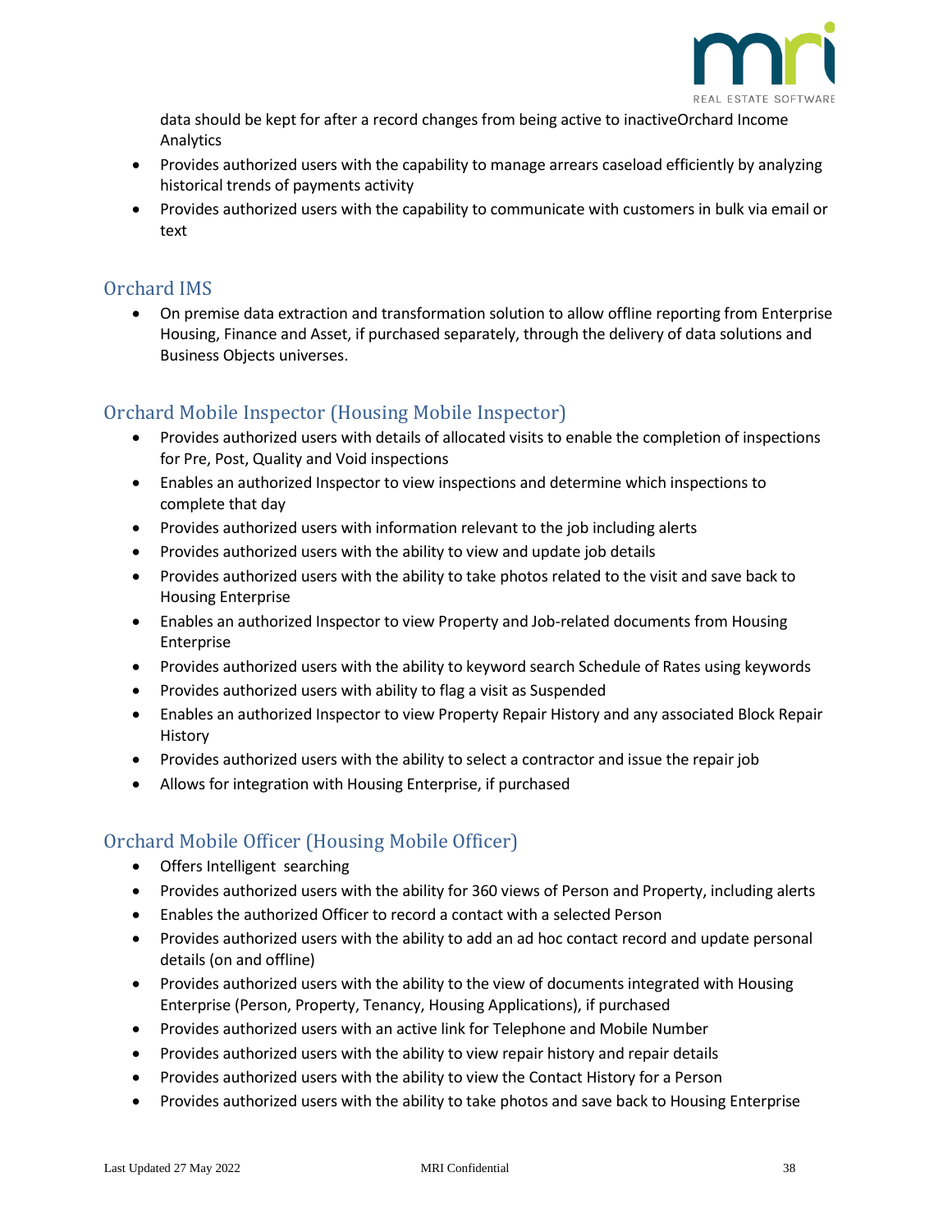data should be kept for after a record changes from being active to inactiveOrchard Income Analytics

- Provides authorized users with the capability to manage arrears caseload efficiently by analyzing historical trends of payments activity
- Provides authorized users with the capability to communicate with customers in bulk via email or text

## Orchard IMS

- On premise data extraction and transformation solution to allow offline reporting from Enterprise Housing, Finance and Asset, if purchased separately, through the delivery of data solutions and Business Objects universes.

## Orchard Mobile Inspector (Housing Mobile Inspector)

- Provides authorized users with details of allocated visits to enable the completion of inspections for Pre, Post, Quality and Void inspections
- Enables an authorized Inspector to view inspections and determine which inspections to complete that day
- Provides authorized users with information relevant to the job including alerts
- Provides authorized users with the ability to view and update job details
- Provides authorized users with the ability to take photos related to the visit and save back to Housing Enterprise
- Enables an authorized Inspector to view Property and Job-related documents from Housing Enterprise
- Provides authorized users with the ability to keyword search Schedule of Rates using keywords
- Provides authorized users with ability to flag a visit as Suspended
- Enables an authorized Inspector to view Property Repair History and any associated Block Repair History
- Provides authorized users with the ability to select a contractor and issue the repair job
- Allows for integration with Housing Enterprise, if purchased

## Orchard Mobile Officer (Housing Mobile Officer)

- Offers Intelligent searching
- Provides authorized users with the ability for 360 views of Person and Property, including alerts
- Enables the authorized Officer to record a contact with a selected Person
- Provides authorized users with the ability to add an ad hoc contact record and update personal details (on and offline)
- Provides authorized users with the ability to the view of documents integrated with Housing Enterprise (Person, Property, Tenancy, Housing Applications), if purchased
- Provides authorized users with an active link for Telephone and Mobile Number
- Provides authorized users with the ability to view repair history and repair details
- Provides authorized users with the ability to view the Contact History for a Person
- Provides authorized users with the ability to take photos and save back to Housing Enterprise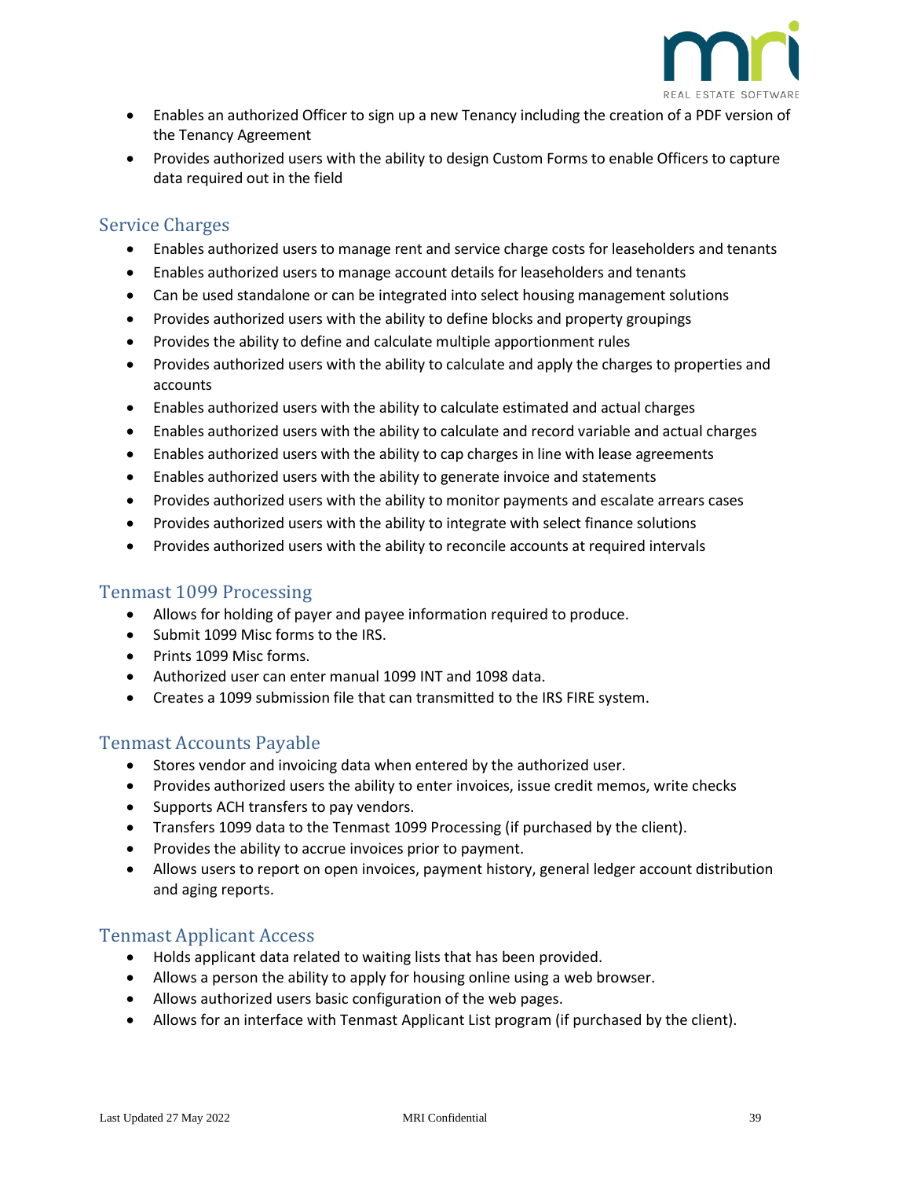- Enables an authorized Officer to sign up a new Tenancy including the creation of a PDF version of the Tenancy Agreement
- Provides authorized users with the ability to design Custom Forms to enable Officers to capture data required out in the field

## Service Charges

- Enables authorized users to manage rent and service charge costs for leaseholders and tenants
- Enables authorized users to manage account details for leaseholders and tenants
- Can be used standalone or can be integrated into select housing management solutions
- Provides authorized users with the ability to define blocks and property groupings
- Provides the ability to define and calculate multiple apportionment rules
- Provides authorized users with the ability to calculate and apply the charges to properties and accounts
- Enables authorized users with the ability to calculate estimated and actual charges
- Enables authorized users with the ability to calculate and record variable and actual charges
- Enables authorized users with the ability to cap charges in line with lease agreements
- Enables authorized users with the ability to generate invoice and statements
- Provides authorized users with the ability to monitor payments and escalate arrears cases
- Provides authorized users with the ability to integrate with select finance solutions
- Provides authorized users with the ability to reconcile accounts at required intervals

## Tenmast 1099 Processing

- Allows for holding of payer and payee information required to produce.
- Submit 1099 Misc forms to the IRS.
- Prints 1099 Misc forms.
- Authorized user can enter manual 1099 INT and 1098 data.
- Creates a 1099 submission file that can transmitted to the IRS FIRE system.

## Tenmast Accounts Payable

- Stores vendor and invoicing data when entered by the authorized user.
- Provides authorized users the ability to enter invoices, issue credit memos, write checks
- Supports ACH transfers to pay vendors.
- Transfers 1099 data to the Tenmast 1099 Processing (if purchased by the client).
- Provides the ability to accrue invoices prior to payment.
- Allows users to report on open invoices, payment history, general ledger account distribution and aging reports.

## Tenmast Applicant Access

- Holds applicant data related to waiting lists that has been provided.
- Allows a person the ability to apply for housing online using a web browser.
- Allows authorized users basic configuration of the web pages.
- Allows for an interface with Tenmast Applicant List program (if purchased by the client).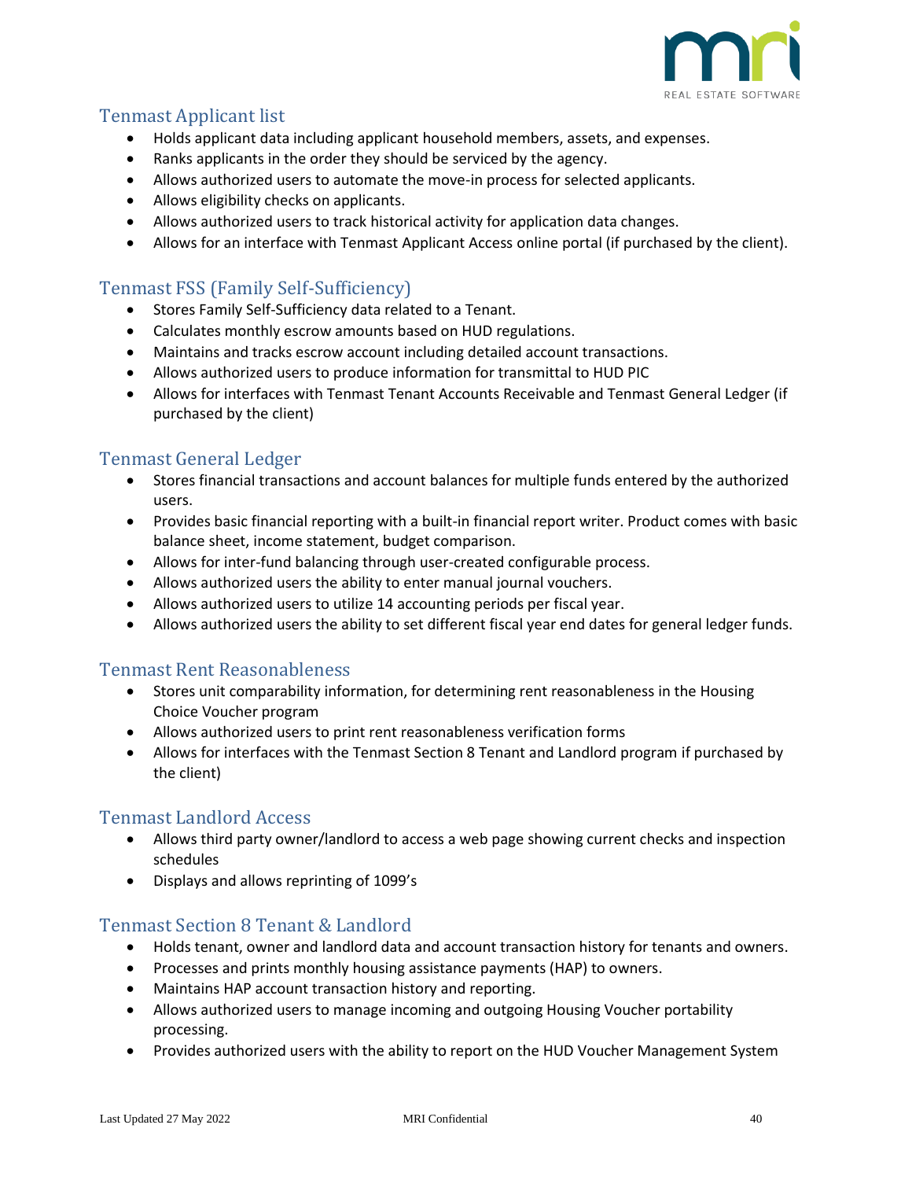## Tenmast Applicant list

- Holds applicant data including applicant household members, assets, and expenses.
- Ranks applicants in the order they should be serviced by the agency.
- Allows authorized users to automate the move-in process for selected applicants.
- Allows eligibility checks on applicants.
- Allows authorized users to track historical activity for application data changes.
- Allows for an interface with Tenmast Applicant Access online portal (if purchased by the client).

## Tenmast FSS (Family Self-Sufficiency)

- Stores Family Self-Sufficiency data related to a Tenant.
- Calculates monthly escrow amounts based on HUD regulations.
- Maintains and tracks escrow account including detailed account transactions.
- Allows authorized users to produce information for transmittal to HUD PIC
- Allows for interfaces with Tenmast Tenant Accounts Receivable and Tenmast General Ledger (if purchased by the client)

## Tenmast General Ledger

- Stores financial transactions and account balances for multiple funds entered by the authorized users.
- Provides basic financial reporting with a built-in financial report writer. Product comes with basic balance sheet, income statement, budget comparison.
- Allows for inter-fund balancing through user-created configurable process.
- Allows authorized users the ability to enter manual journal vouchers.
- Allows authorized users to utilize 14 accounting periods per fiscal year.
- Allows authorized users the ability to set different fiscal year end dates for general ledger funds.

## Tenmast Rent Reasonableness

- Stores unit comparability information, for determining rent reasonableness in the Housing Choice Voucher program
- Allows authorized users to print rent reasonableness verification forms
- Allows for interfaces with the Tenmast Section 8 Tenant and Landlord program if purchased by the client)

## Tenmast Landlord Access

- Allows third party owner/landlord to access a web page showing current checks and inspection schedules
- Displays and allows reprinting of 1099's

## Tenmast Section 8 Tenant & Landlord

- Holds tenant, owner and landlord data and account transaction history for tenants and owners.
- Processes and prints monthly housing assistance payments (HAP) to owners.
- Maintains HAP account transaction history and reporting.
- Allows authorized users to manage incoming and outgoing Housing Voucher portability processing.
- Provides authorized users with the ability to report on the HUD Voucher Management System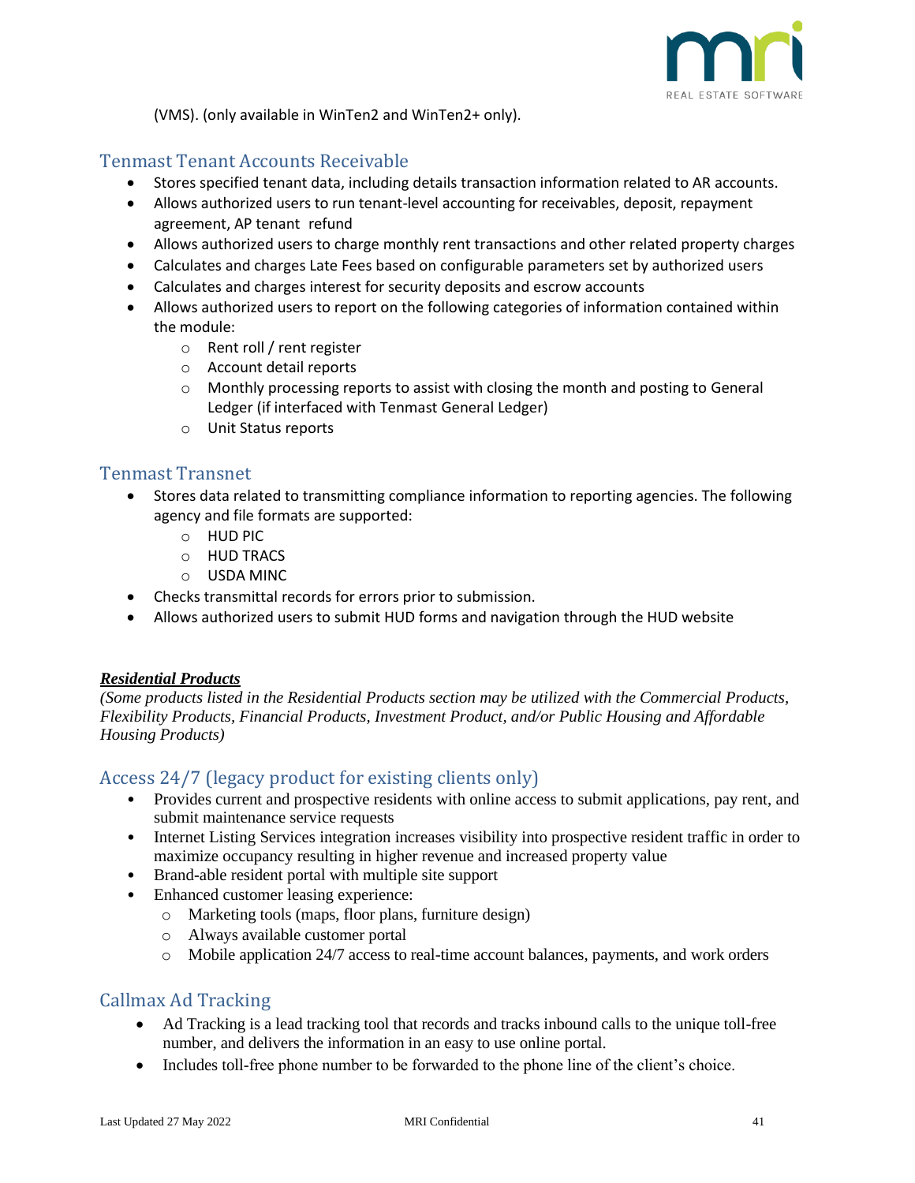(VMS). (only available in WinTen2 and WinTen2+ only).

## Tenmast Tenant Accounts Receivable

- Stores specified tenant data, including details transaction information related to AR accounts.
- Allows authorized users to run tenant-level accounting for receivables, deposit, repayment agreement, AP tenant refund
- Allows authorized users to charge monthly rent transactions and other related property charges
- Calculates and charges Late Fees based on configurable parameters set by authorized users
- Calculates and charges interest for security deposits and escrow accounts
- Allows authorized users to report on the following categories of information contained within the module:
  - Rent roll / rent register
  - Account detail reports
  - Monthly processing reports to assist with closing the month and posting to General Ledger (if interfaced with Tenmast General Ledger)
  - Unit Status reports

## Tenmast Transnet

- Stores data related to transmitting compliance information to reporting agencies. The following agency and file formats are supported:
  - HUD PIC
  - HUD TRACS
  - USDA MINC
- Checks transmittal records for errors prior to submission.
- Allows authorized users to submit HUD forms and navigation through the HUD website

***Residential Products***

*(Some products listed in the Residential Products section may be utilized with the Commercial Products, Flexibility Products, Financial Products, Investment Product, and/or Public Housing and Affordable Housing Products)*

## Access 24/7 (legacy product for existing clients only)

- Provides current and prospective residents with online access to submit applications, pay rent, and submit maintenance service requests
- Internet Listing Services integration increases visibility into prospective resident traffic in order to maximize occupancy resulting in higher revenue and increased property value
- Brand-able resident portal with multiple site support
- Enhanced customer leasing experience:
  - Marketing tools (maps, floor plans, furniture design)
  - Always available customer portal
  - Mobile application 24/7 access to real-time account balances, payments, and work orders

## Callmax Ad Tracking

- Ad Tracking is a lead tracking tool that records and tracks inbound calls to the unique toll-free number, and delivers the information in an easy to use online portal.
- Includes toll-free phone number to be forwarded to the phone line of the client's choice.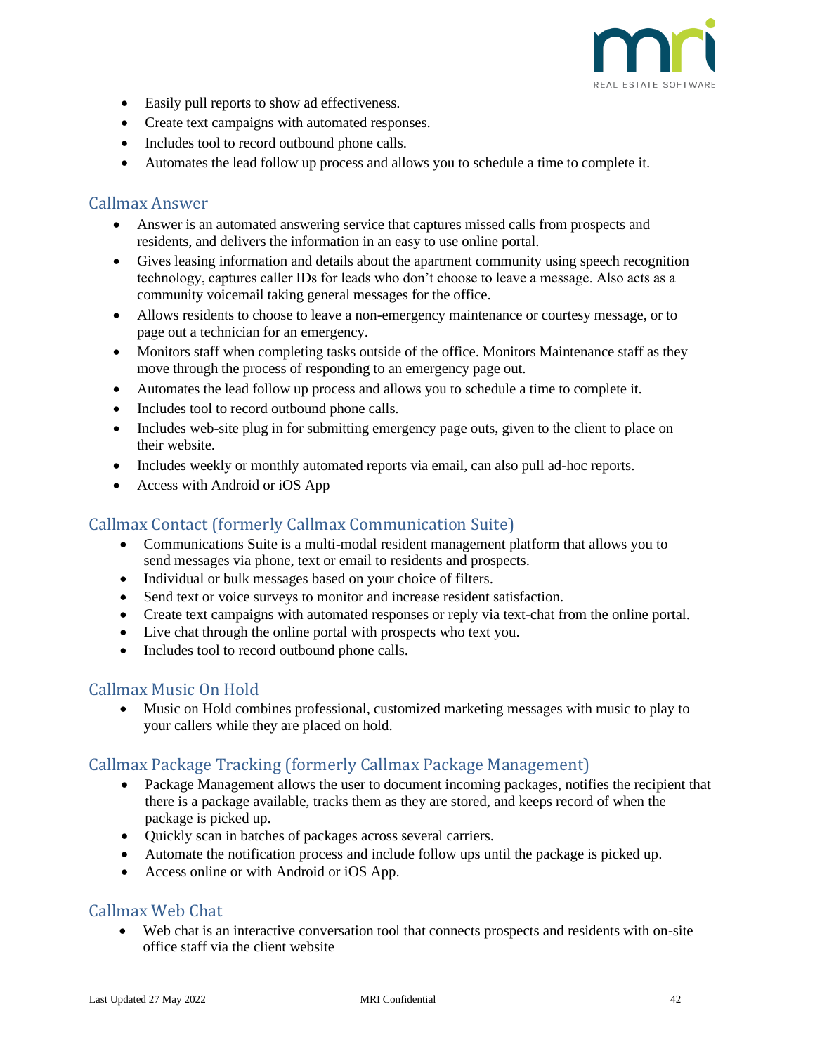- Easily pull reports to show ad effectiveness.
- Create text campaigns with automated responses.
- Includes tool to record outbound phone calls.
- Automates the lead follow up process and allows you to schedule a time to complete it.

## Callmax Answer

- Answer is an automated answering service that captures missed calls from prospects and residents, and delivers the information in an easy to use online portal.
- Gives leasing information and details about the apartment community using speech recognition technology, captures caller IDs for leads who don't choose to leave a message. Also acts as a community voicemail taking general messages for the office.
- Allows residents to choose to leave a non-emergency maintenance or courtesy message, or to page out a technician for an emergency.
- Monitors staff when completing tasks outside of the office. Monitors Maintenance staff as they move through the process of responding to an emergency page out.
- Automates the lead follow up process and allows you to schedule a time to complete it.
- Includes tool to record outbound phone calls.
- Includes web-site plug in for submitting emergency page outs, given to the client to place on their website.
- Includes weekly or monthly automated reports via email, can also pull ad-hoc reports.
- Access with Android or iOS App

## Callmax Contact (formerly Callmax Communication Suite)

- Communications Suite is a multi-modal resident management platform that allows you to send messages via phone, text or email to residents and prospects.
- Individual or bulk messages based on your choice of filters.
- Send text or voice surveys to monitor and increase resident satisfaction.
- Create text campaigns with automated responses or reply via text-chat from the online portal.
- Live chat through the online portal with prospects who text you.
- Includes tool to record outbound phone calls.

## Callmax Music On Hold

- Music on Hold combines professional, customized marketing messages with music to play to your callers while they are placed on hold.

## Callmax Package Tracking (formerly Callmax Package Management)

- Package Management allows the user to document incoming packages, notifies the recipient that there is a package available, tracks them as they are stored, and keeps record of when the package is picked up.
- Quickly scan in batches of packages across several carriers.
- Automate the notification process and include follow ups until the package is picked up.
- Access online or with Android or iOS App.

## Callmax Web Chat

- Web chat is an interactive conversation tool that connects prospects and residents with on-site office staff via the client website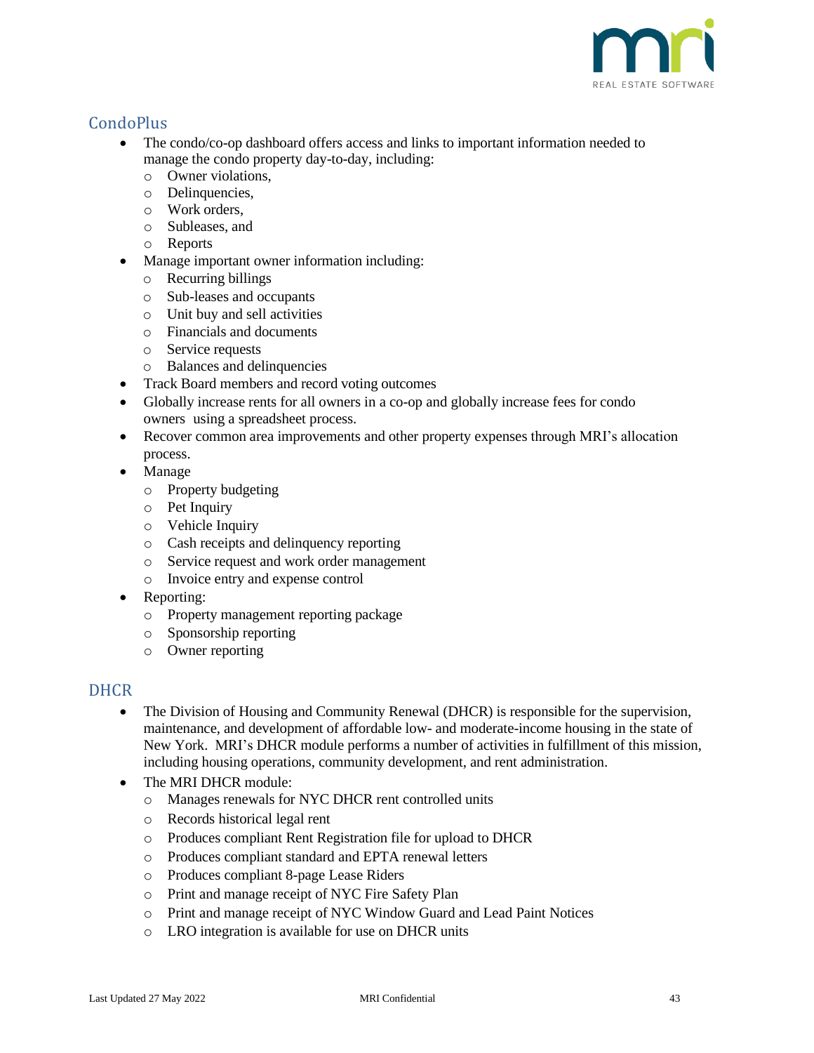## CondoPlus

- The condo/co-op dashboard offers access and links to important information needed to manage the condo property day-to-day, including:
  - Owner violations,
  - Delinquencies,
  - Work orders,
  - Subleases, and
  - Reports
- Manage important owner information including:
  - Recurring billings
  - Sub-leases and occupants
  - Unit buy and sell activities
  - Financials and documents
  - Service requests
  - Balances and delinquencies
- Track Board members and record voting outcomes
- Globally increase rents for all owners in a co-op and globally increase fees for condo owners using a spreadsheet process.
- Recover common area improvements and other property expenses through MRI's allocation process.
- Manage
  - Property budgeting
  - Pet Inquiry
  - Vehicle Inquiry
  - Cash receipts and delinquency reporting
  - Service request and work order management
  - Invoice entry and expense control
- Reporting:
  - Property management reporting package
  - Sponsorship reporting
  - Owner reporting

## DHCR

- The Division of Housing and Community Renewal (DHCR) is responsible for the supervision, maintenance, and development of affordable low- and moderate-income housing in the state of New York. MRI's DHCR module performs a number of activities in fulfillment of this mission, including housing operations, community development, and rent administration.
- The MRI DHCR module:
  - Manages renewals for NYC DHCR rent controlled units
  - Records historical legal rent
  - Produces compliant Rent Registration file for upload to DHCR
  - Produces compliant standard and EPTA renewal letters
  - Produces compliant 8-page Lease Riders
  - Print and manage receipt of NYC Fire Safety Plan
  - Print and manage receipt of NYC Window Guard and Lead Paint Notices
  - LRO integration is available for use on DHCR units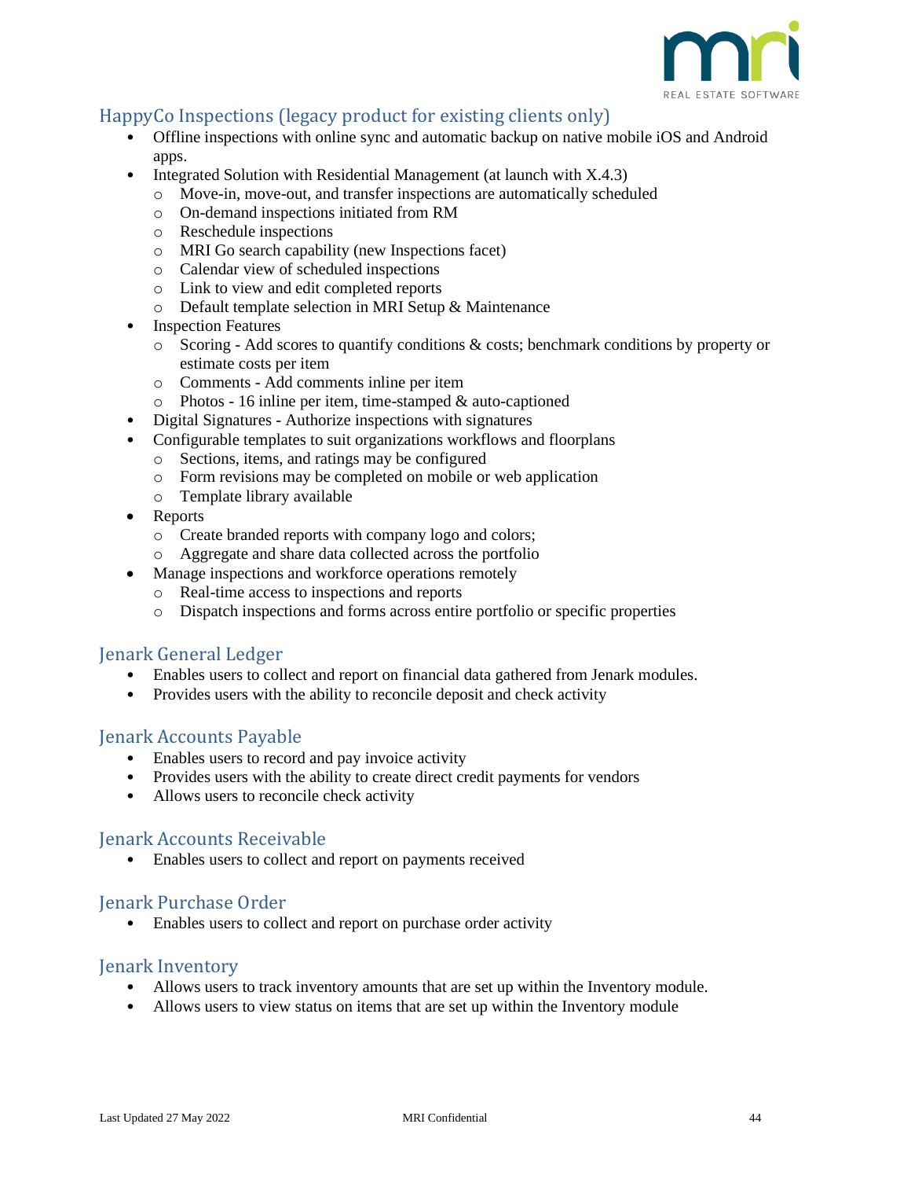## HappyCo Inspections (legacy product for existing clients only)

- Offline inspections with online sync and automatic backup on native mobile iOS and Android apps.
- Integrated Solution with Residential Management (at launch with X.4.3)
  - Move-in, move-out, and transfer inspections are automatically scheduled
  - On-demand inspections initiated from RM
  - Reschedule inspections
  - MRI Go search capability (new Inspections facet)
  - Calendar view of scheduled inspections
  - Link to view and edit completed reports
  - Default template selection in MRI Setup & Maintenance
- Inspection Features
  - Scoring - Add scores to quantify conditions & costs; benchmark conditions by property or estimate costs per item
  - Comments - Add comments inline per item
  - Photos - 16 inline per item, time-stamped & auto-captioned
- Digital Signatures - Authorize inspections with signatures
- Configurable templates to suit organizations workflows and floorplans
  - Sections, items, and ratings may be configured
  - Form revisions may be completed on mobile or web application
  - Template library available
- Reports
  - Create branded reports with company logo and colors;
  - Aggregate and share data collected across the portfolio
- Manage inspections and workforce operations remotely
  - Real-time access to inspections and reports
  - Dispatch inspections and forms across entire portfolio or specific properties

## Jenark General Ledger

- Enables users to collect and report on financial data gathered from Jenark modules.
- Provides users with the ability to reconcile deposit and check activity

## Jenark Accounts Payable

- Enables users to record and pay invoice activity
- Provides users with the ability to create direct credit payments for vendors
- Allows users to reconcile check activity

## Jenark Accounts Receivable

- Enables users to collect and report on payments received

## Jenark Purchase Order

- Enables users to collect and report on purchase order activity

## Jenark Inventory

- Allows users to track inventory amounts that are set up within the Inventory module.
- Allows users to view status on items that are set up within the Inventory module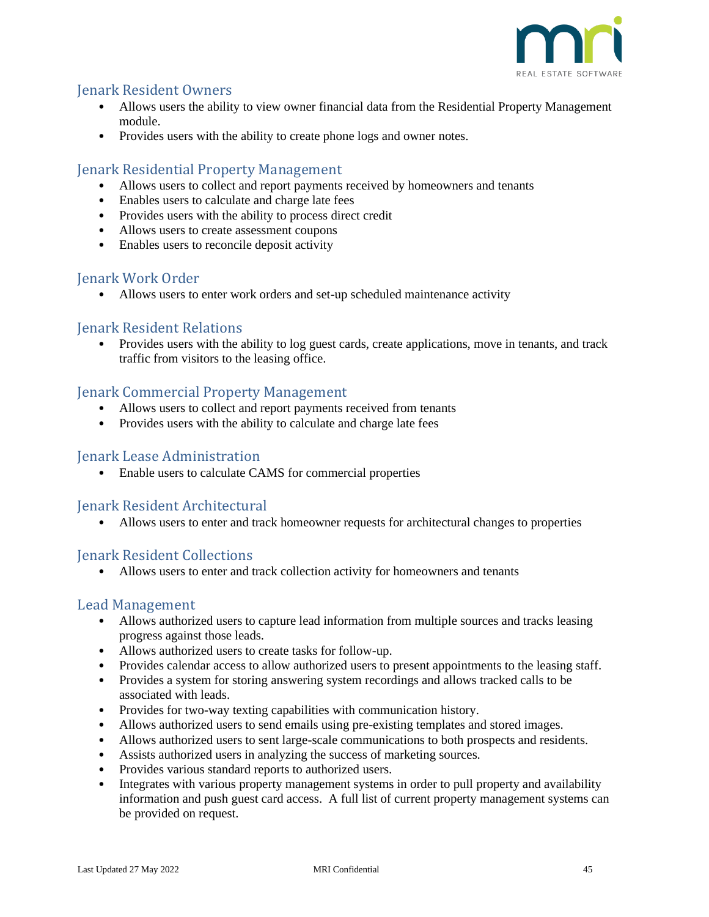## Jenark Resident Owners

- Allows users the ability to view owner financial data from the Residential Property Management module.
- Provides users with the ability to create phone logs and owner notes.

## Jenark Residential Property Management

- Allows users to collect and report payments received by homeowners and tenants
- Enables users to calculate and charge late fees
- Provides users with the ability to process direct credit
- Allows users to create assessment coupons
- Enables users to reconcile deposit activity

## Jenark Work Order

- Allows users to enter work orders and set-up scheduled maintenance activity

## Jenark Resident Relations

- Provides users with the ability to log guest cards, create applications, move in tenants, and track traffic from visitors to the leasing office.

## Jenark Commercial Property Management

- Allows users to collect and report payments received from tenants
- Provides users with the ability to calculate and charge late fees

## Jenark Lease Administration

- Enable users to calculate CAMS for commercial properties

## Jenark Resident Architectural

- Allows users to enter and track homeowner requests for architectural changes to properties

## Jenark Resident Collections

- Allows users to enter and track collection activity for homeowners and tenants

## Lead Management

- Allows authorized users to capture lead information from multiple sources and tracks leasing progress against those leads.
- Allows authorized users to create tasks for follow-up.
- Provides calendar access to allow authorized users to present appointments to the leasing staff.
- Provides a system for storing answering system recordings and allows tracked calls to be associated with leads.
- Provides for two-way texting capabilities with communication history.
- Allows authorized users to send emails using pre-existing templates and stored images.
- Allows authorized users to sent large-scale communications to both prospects and residents.
- Assists authorized users in analyzing the success of marketing sources.
- Provides various standard reports to authorized users.
- Integrates with various property management systems in order to pull property and availability information and push guest card access. A full list of current property management systems can be provided on request.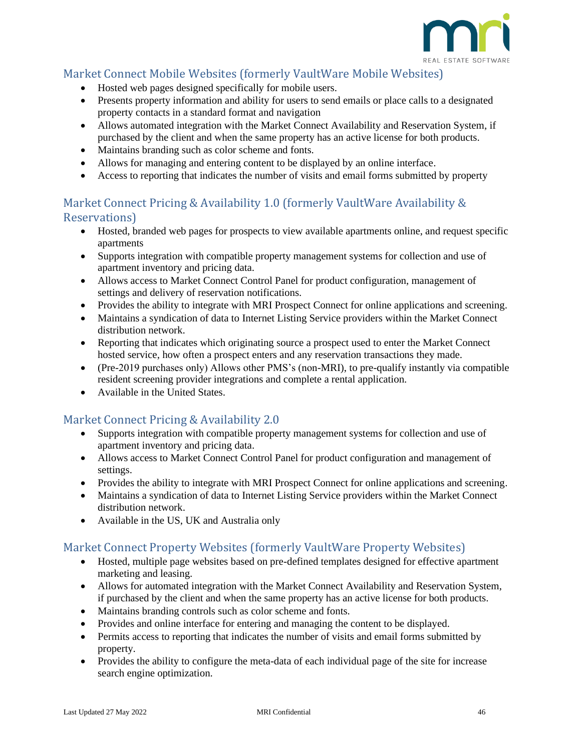## Market Connect Mobile Websites (formerly VaultWare Mobile Websites)

- Hosted web pages designed specifically for mobile users.
- Presents property information and ability for users to send emails or place calls to a designated property contacts in a standard format and navigation
- Allows automated integration with the Market Connect Availability and Reservation System, if purchased by the client and when the same property has an active license for both products.
- Maintains branding such as color scheme and fonts.
- Allows for managing and entering content to be displayed by an online interface.
- Access to reporting that indicates the number of visits and email forms submitted by property

## Market Connect Pricing & Availability 1.0 (formerly VaultWare Availability & Reservations)

- Hosted, branded web pages for prospects to view available apartments online, and request specific apartments
- Supports integration with compatible property management systems for collection and use of apartment inventory and pricing data.
- Allows access to Market Connect Control Panel for product configuration, management of settings and delivery of reservation notifications.
- Provides the ability to integrate with MRI Prospect Connect for online applications and screening.
- Maintains a syndication of data to Internet Listing Service providers within the Market Connect distribution network.
- Reporting that indicates which originating source a prospect used to enter the Market Connect hosted service, how often a prospect enters and any reservation transactions they made.
- (Pre-2019 purchases only) Allows other PMS's (non-MRI), to pre-qualify instantly via compatible resident screening provider integrations and complete a rental application.
- Available in the United States.

## Market Connect Pricing & Availability 2.0

- Supports integration with compatible property management systems for collection and use of apartment inventory and pricing data.
- Allows access to Market Connect Control Panel for product configuration and management of settings.
- Provides the ability to integrate with MRI Prospect Connect for online applications and screening.
- Maintains a syndication of data to Internet Listing Service providers within the Market Connect distribution network.
- Available in the US, UK and Australia only

## Market Connect Property Websites (formerly VaultWare Property Websites)

- Hosted, multiple page websites based on pre-defined templates designed for effective apartment marketing and leasing.
- Allows for automated integration with the Market Connect Availability and Reservation System, if purchased by the client and when the same property has an active license for both products.
- Maintains branding controls such as color scheme and fonts.
- Provides and online interface for entering and managing the content to be displayed.
- Permits access to reporting that indicates the number of visits and email forms submitted by property.
- Provides the ability to configure the meta-data of each individual page of the site for increase search engine optimization.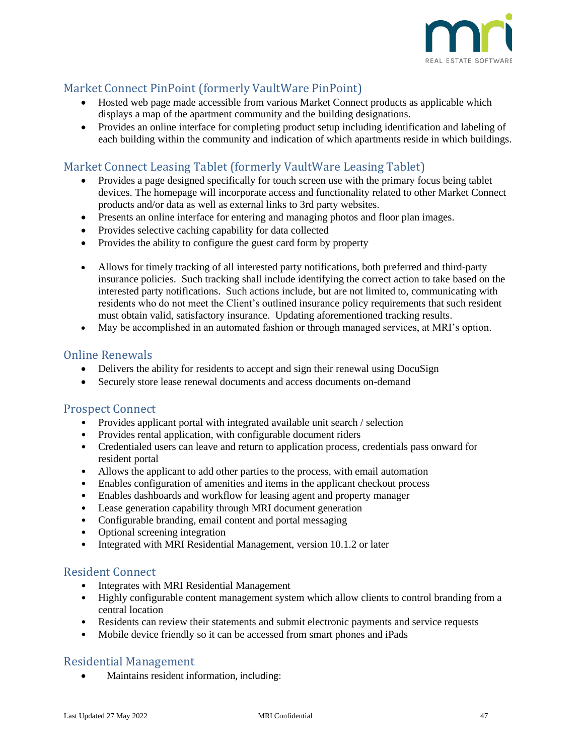## Market Connect PinPoint (formerly VaultWare PinPoint)

- Hosted web page made accessible from various Market Connect products as applicable which displays a map of the apartment community and the building designations.
- Provides an online interface for completing product setup including identification and labeling of each building within the community and indication of which apartments reside in which buildings.

## Market Connect Leasing Tablet (formerly VaultWare Leasing Tablet)

- Provides a page designed specifically for touch screen use with the primary focus being tablet devices. The homepage will incorporate access and functionality related to other Market Connect products and/or data as well as external links to 3rd party websites.
- Presents an online interface for entering and managing photos and floor plan images.
- Provides selective caching capability for data collected
- Provides the ability to configure the guest card form by property

- Allows for timely tracking of all interested party notifications, both preferred and third-party insurance policies. Such tracking shall include identifying the correct action to take based on the interested party notifications. Such actions include, but are not limited to, communicating with residents who do not meet the Client's outlined insurance policy requirements that such resident must obtain valid, satisfactory insurance. Updating aforementioned tracking results.
- May be accomplished in an automated fashion or through managed services, at MRI's option.

## Online Renewals

- Delivers the ability for residents to accept and sign their renewal using DocuSign
- Securely store lease renewal documents and access documents on-demand

## Prospect Connect

- Provides applicant portal with integrated available unit search / selection
- Provides rental application, with configurable document riders
- Credentialed users can leave and return to application process, credentials pass onward for resident portal
- Allows the applicant to add other parties to the process, with email automation
- Enables configuration of amenities and items in the applicant checkout process
- Enables dashboards and workflow for leasing agent and property manager
- Lease generation capability through MRI document generation
- Configurable branding, email content and portal messaging
- Optional screening integration
- Integrated with MRI Residential Management, version 10.1.2 or later

## Resident Connect

- Integrates with MRI Residential Management
- Highly configurable content management system which allow clients to control branding from a central location
- Residents can review their statements and submit electronic payments and service requests
- Mobile device friendly so it can be accessed from smart phones and iPads

## Residential Management

- Maintains resident information, including: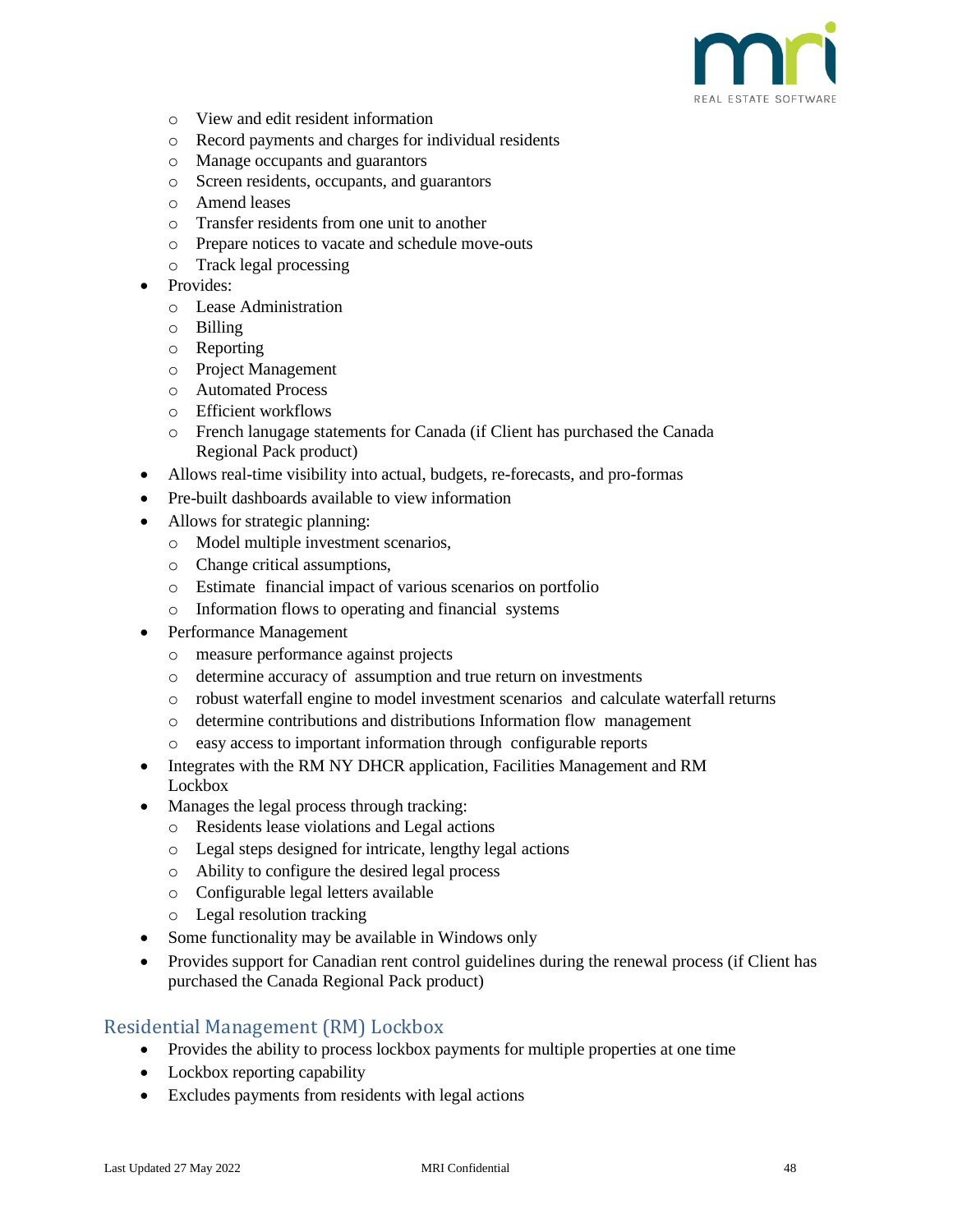- View and edit resident information
  - Record payments and charges for individual residents
  - Manage occupants and guarantors
  - Screen residents, occupants, and guarantors
  - Amend leases
  - Transfer residents from one unit to another
  - Prepare notices to vacate and schedule move-outs
  - Track legal processing
- Provides:
  - Lease Administration
  - Billing
  - Reporting
  - Project Management
  - Automated Process
  - Efficient workflows
  - French lanugage statements for Canada (if Client has purchased the Canada Regional Pack product)
- Allows real-time visibility into actual, budgets, re-forecasts, and pro-formas
- Pre-built dashboards available to view information
- Allows for strategic planning:
  - Model multiple investment scenarios,
  - Change critical assumptions,
  - Estimate financial impact of various scenarios on portfolio
  - Information flows to operating and financial systems
- Performance Management
  - measure performance against projects
  - determine accuracy of assumption and true return on investments
  - robust waterfall engine to model investment scenarios and calculate waterfall returns
  - determine contributions and distributions Information flow management
  - easy access to important information through configurable reports
- Integrates with the RM NY DHCR application, Facilities Management and RM Lockbox
- Manages the legal process through tracking:
  - Residents lease violations and Legal actions
  - Legal steps designed for intricate, lengthy legal actions
  - Ability to configure the desired legal process
  - Configurable legal letters available
  - Legal resolution tracking
- Some functionality may be available in Windows only
- Provides support for Canadian rent control guidelines during the renewal process (if Client has purchased the Canada Regional Pack product)

## Residential Management (RM) Lockbox

- Provides the ability to process lockbox payments for multiple properties at one time
- Lockbox reporting capability
- Excludes payments from residents with legal actions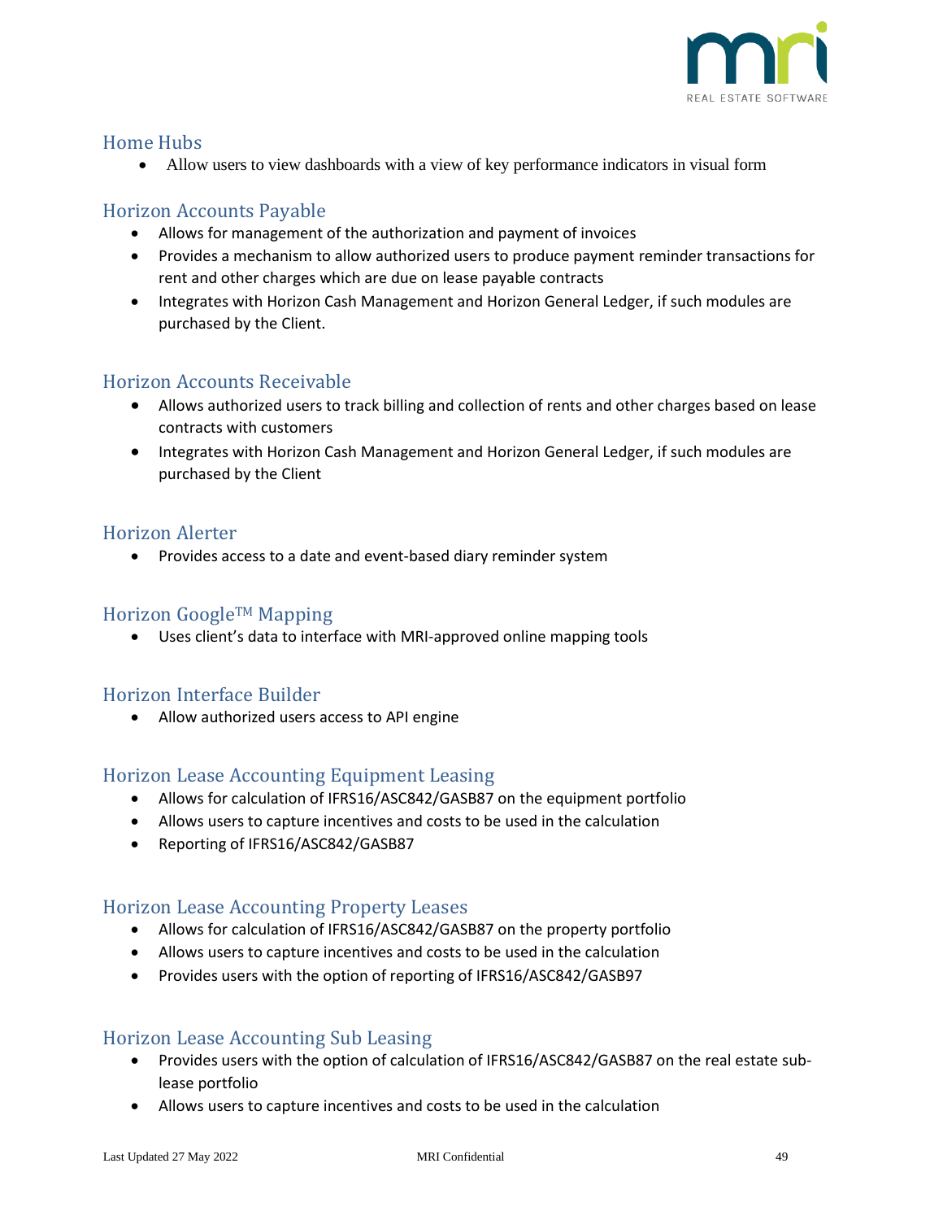## Home Hubs

- Allow users to view dashboards with a view of key performance indicators in visual form

## Horizon Accounts Payable

- Allows for management of the authorization and payment of invoices
- Provides a mechanism to allow authorized users to produce payment reminder transactions for rent and other charges which are due on lease payable contracts
- Integrates with Horizon Cash Management and Horizon General Ledger, if such modules are purchased by the Client.

## Horizon Accounts Receivable

- Allows authorized users to track billing and collection of rents and other charges based on lease contracts with customers
- Integrates with Horizon Cash Management and Horizon General Ledger, if such modules are purchased by the Client

## Horizon Alerter

- Provides access to a date and event-based diary reminder system

## Horizon Google™ Mapping

- Uses client's data to interface with MRI-approved online mapping tools

## Horizon Interface Builder

- Allow authorized users access to API engine

## Horizon Lease Accounting Equipment Leasing

- Allows for calculation of IFRS16/ASC842/GASB87 on the equipment portfolio
- Allows users to capture incentives and costs to be used in the calculation
- Reporting of IFRS16/ASC842/GASB87

## Horizon Lease Accounting Property Leases

- Allows for calculation of IFRS16/ASC842/GASB87 on the property portfolio
- Allows users to capture incentives and costs to be used in the calculation
- Provides users with the option of reporting of IFRS16/ASC842/GASB97

## Horizon Lease Accounting Sub Leasing

- Provides users with the option of calculation of IFRS16/ASC842/GASB87 on the real estate sub-lease portfolio
- Allows users to capture incentives and costs to be used in the calculation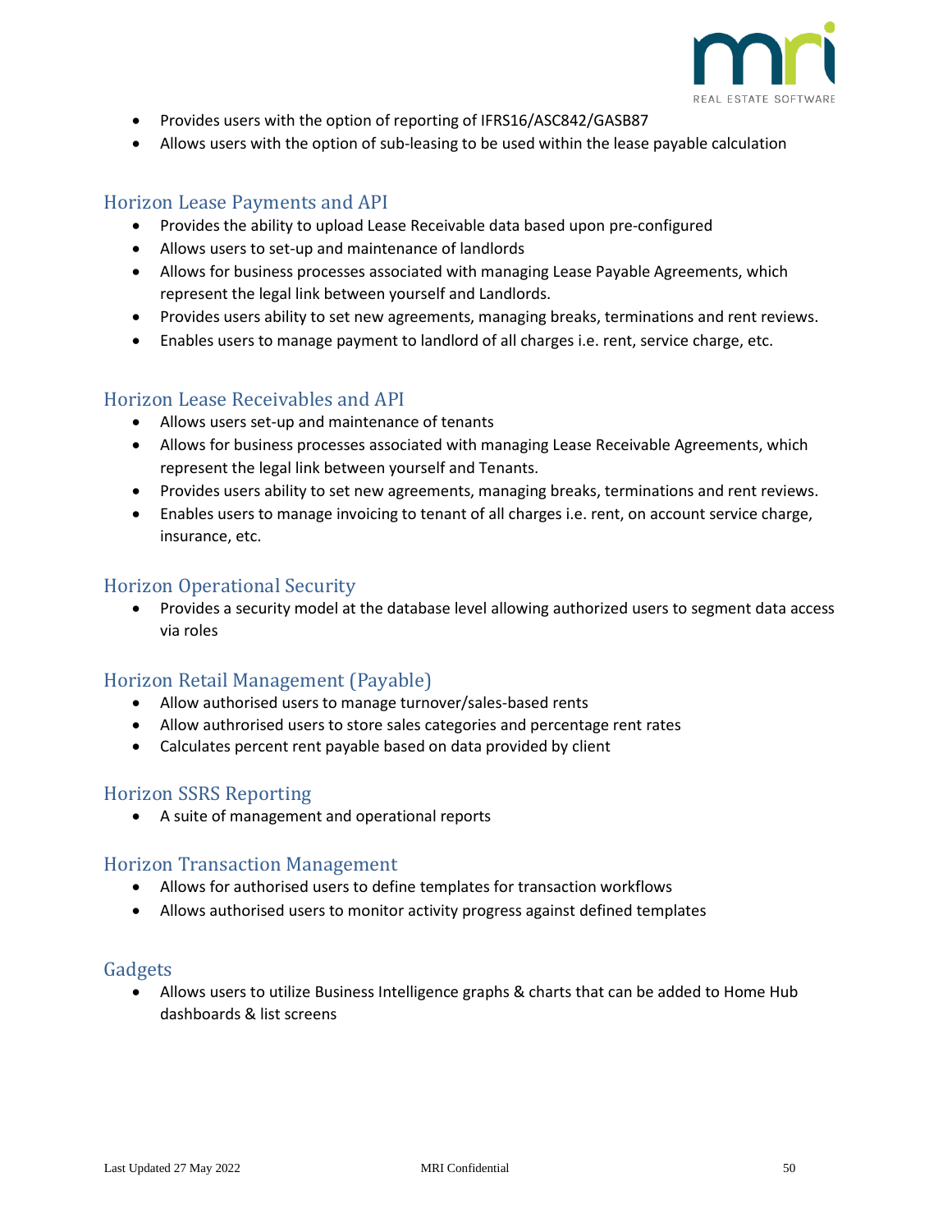- Provides users with the option of reporting of IFRS16/ASC842/GASB87
- Allows users with the option of sub-leasing to be used within the lease payable calculation

## Horizon Lease Payments and API

- Provides the ability to upload Lease Receivable data based upon pre-configured
- Allows users to set-up and maintenance of landlords
- Allows for business processes associated with managing Lease Payable Agreements, which represent the legal link between yourself and Landlords.
- Provides users ability to set new agreements, managing breaks, terminations and rent reviews.
- Enables users to manage payment to landlord of all charges i.e. rent, service charge, etc.

## Horizon Lease Receivables and API

- Allows users set-up and maintenance of tenants
- Allows for business processes associated with managing Lease Receivable Agreements, which represent the legal link between yourself and Tenants.
- Provides users ability to set new agreements, managing breaks, terminations and rent reviews.
- Enables users to manage invoicing to tenant of all charges i.e. rent, on account service charge, insurance, etc.

## Horizon Operational Security

- Provides a security model at the database level allowing authorized users to segment data access via roles

## Horizon Retail Management (Payable)

- Allow authorised users to manage turnover/sales-based rents
- Allow authrorised users to store sales categories and percentage rent rates
- Calculates percent rent payable based on data provided by client

## Horizon SSRS Reporting

- A suite of management and operational reports

## Horizon Transaction Management

- Allows for authorised users to define templates for transaction workflows
- Allows authorised users to monitor activity progress against defined templates

## Gadgets

- Allows users to utilize Business Intelligence graphs & charts that can be added to Home Hub dashboards & list screens